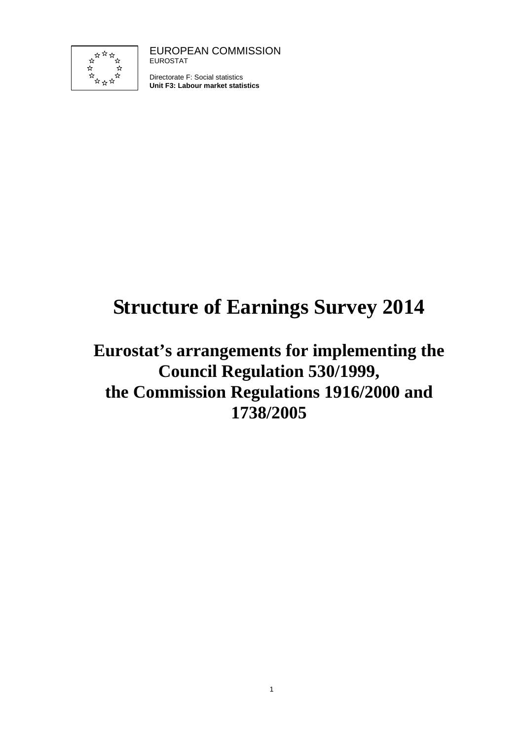EUROPEAN COMMISSION
EUROSTAT

Directorate F: Social statistics
**Unit F3: Labour market statistics**

# Structure of Earnings Survey 2014

## Eurostat's arrangements for implementing the Council Regulation 530/1999, the Commission Regulations 1916/2000 and 1738/2005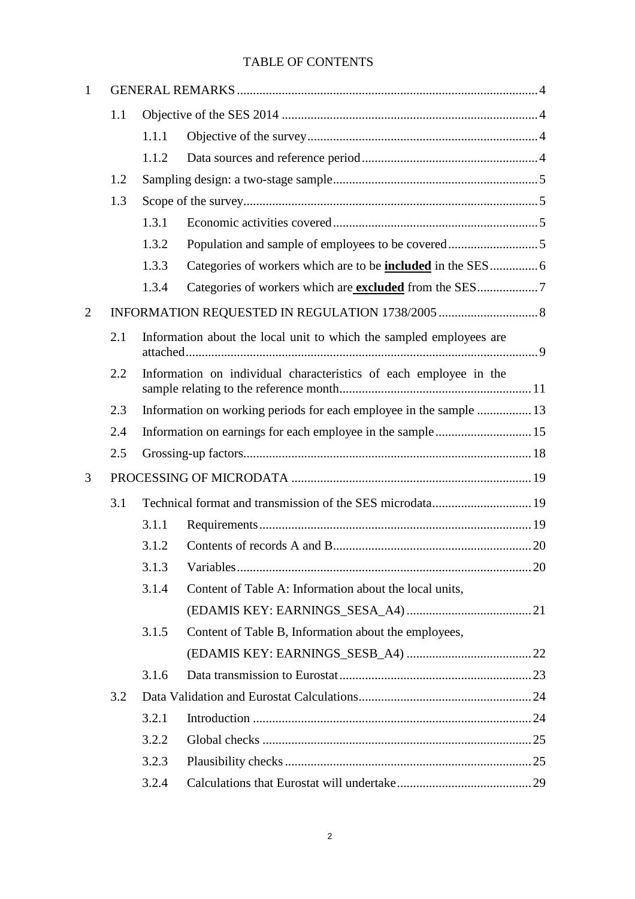# TABLE OF CONTENTS

1 GENERAL REMARKS ... 4

- 1.1 Objective of the SES 2014 ... 4
  - 1.1.1 Objective of the survey ... 4
  - 1.1.2 Data sources and reference period ... 4
- 1.2 Sampling design: a two-stage sample ... 5
- 1.3 Scope of the survey ... 5
  - 1.3.1 Economic activities covered ... 5
  - 1.3.2 Population and sample of employees to be covered ... 5
  - 1.3.3 Categories of workers which are to be **<u>included</u>** in the SES ... 6
  - 1.3.4 Categories of workers which are **<u>excluded</u>** from the SES ... 7

2 INFORMATION REQUESTED IN REGULATION 1738/2005 ... 8

- 2.1 Information about the local unit to which the sampled employees are attached ... 9
- 2.2 Information on individual characteristics of each employee in the sample relating to the reference month ... 11
- 2.3 Information on working periods for each employee in the sample ... 13
- 2.4 Information on earnings for each employee in the sample ... 15
- 2.5 Grossing-up factors ... 18

3 PROCESSING OF MICRODATA ... 19

- 3.1 Technical format and transmission of the SES microdata ... 19
  - 3.1.1 Requirements ... 19
  - 3.1.2 Contents of records A and B ... 20
  - 3.1.3 Variables ... 20
  - 3.1.4 Content of Table A: Information about the local units, (EDAMIS KEY: EARNINGS_SESA_A4) ... 21
  - 3.1.5 Content of Table B, Information about the employees, (EDAMIS KEY: EARNINGS_SESB_A4) ... 22
  - 3.1.6 Data transmission to Eurostat ... 23
- 3.2 Data Validation and Eurostat Calculations ... 24
  - 3.2.1 Introduction ... 24
  - 3.2.2 Global checks ... 25
  - 3.2.3 Plausibility checks ... 25
  - 3.2.4 Calculations that Eurostat will undertake ... 29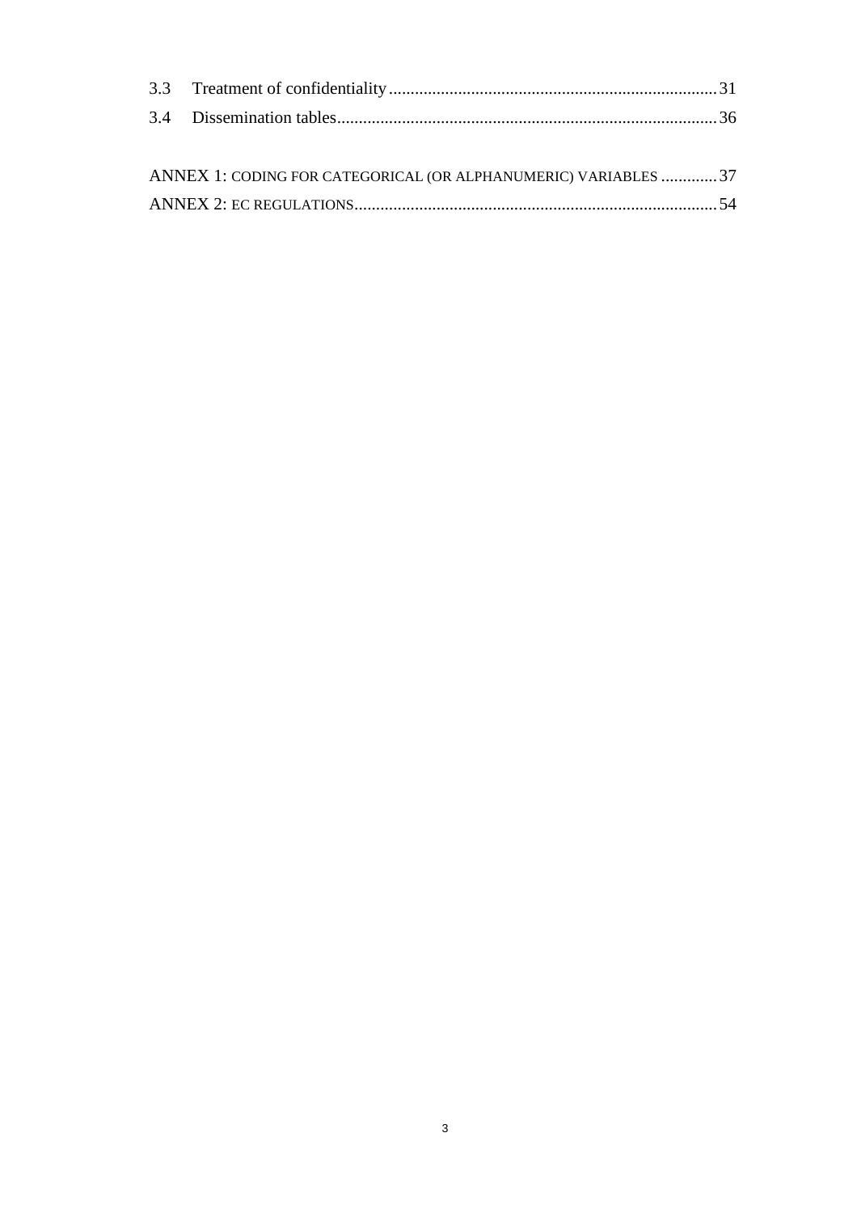3.3 Treatment of confidentiality ........................................................................... 31

3.4 Dissemination tables ....................................................................................... 36

ANNEX 1: CODING FOR CATEGORICAL (OR ALPHANUMERIC) VARIABLES ............. 37

ANNEX 2: EC REGULATIONS ................................................................................... 54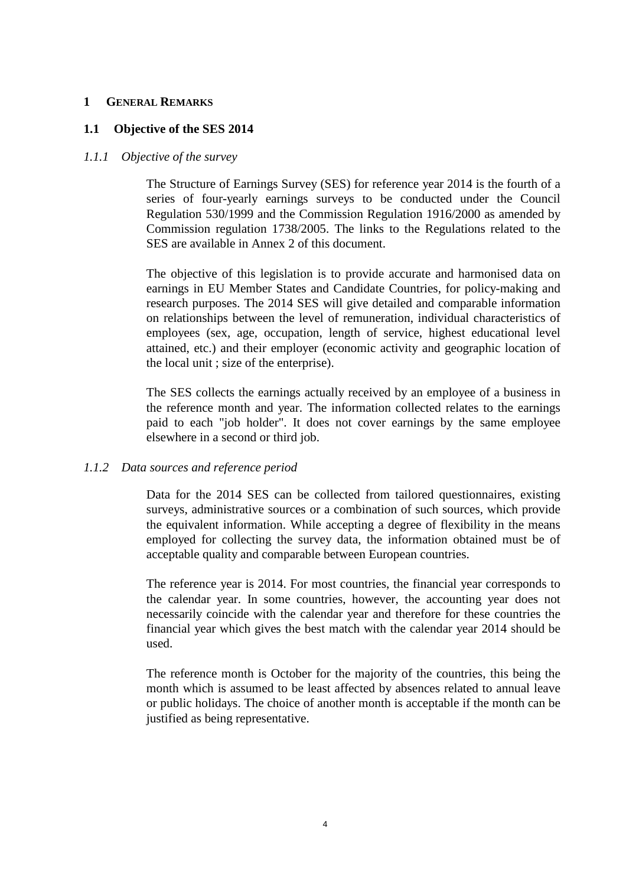# 1 GENERAL REMARKS

## 1.1 Objective of the SES 2014

### *1.1.1 Objective of the survey*

The Structure of Earnings Survey (SES) for reference year 2014 is the fourth of a series of four-yearly earnings surveys to be conducted under the Council Regulation 530/1999 and the Commission Regulation 1916/2000 as amended by Commission regulation 1738/2005. The links to the Regulations related to the SES are available in Annex 2 of this document.

The objective of this legislation is to provide accurate and harmonised data on earnings in EU Member States and Candidate Countries, for policy-making and research purposes. The 2014 SES will give detailed and comparable information on relationships between the level of remuneration, individual characteristics of employees (sex, age, occupation, length of service, highest educational level attained, etc.) and their employer (economic activity and geographic location of the local unit ; size of the enterprise).

The SES collects the earnings actually received by an employee of a business in the reference month and year. The information collected relates to the earnings paid to each "job holder". It does not cover earnings by the same employee elsewhere in a second or third job.

### *1.1.2 Data sources and reference period*

Data for the 2014 SES can be collected from tailored questionnaires, existing surveys, administrative sources or a combination of such sources, which provide the equivalent information. While accepting a degree of flexibility in the means employed for collecting the survey data, the information obtained must be of acceptable quality and comparable between European countries.

The reference year is 2014. For most countries, the financial year corresponds to the calendar year. In some countries, however, the accounting year does not necessarily coincide with the calendar year and therefore for these countries the financial year which gives the best match with the calendar year 2014 should be used.

The reference month is October for the majority of the countries, this being the month which is assumed to be least affected by absences related to annual leave or public holidays. The choice of another month is acceptable if the month can be justified as being representative.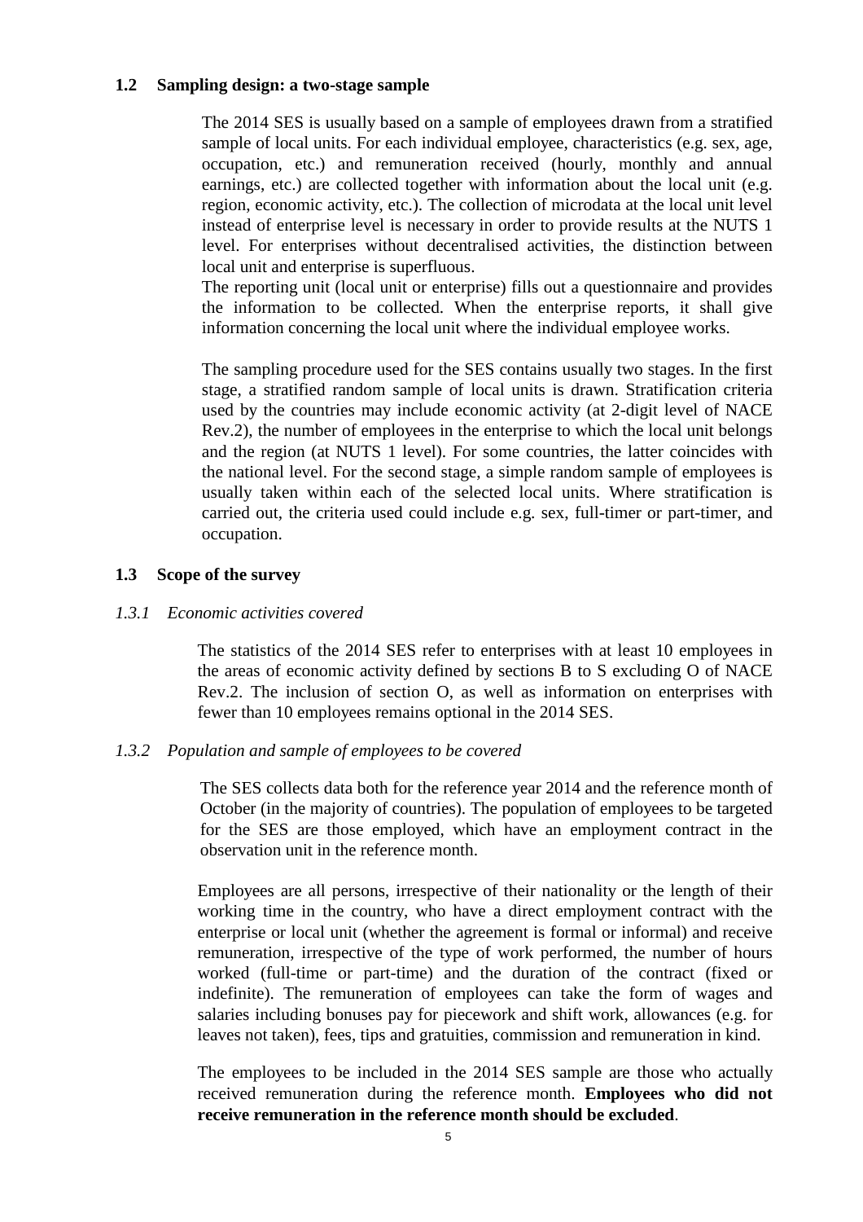## 1.2 Sampling design: a two-stage sample

The 2014 SES is usually based on a sample of employees drawn from a stratified sample of local units. For each individual employee, characteristics (e.g. sex, age, occupation, etc.) and remuneration received (hourly, monthly and annual earnings, etc.) are collected together with information about the local unit (e.g. region, economic activity, etc.). The collection of microdata at the local unit level instead of enterprise level is necessary in order to provide results at the NUTS 1 level. For enterprises without decentralised activities, the distinction between local unit and enterprise is superfluous.

The reporting unit (local unit or enterprise) fills out a questionnaire and provides the information to be collected. When the enterprise reports, it shall give information concerning the local unit where the individual employee works.

The sampling procedure used for the SES contains usually two stages. In the first stage, a stratified random sample of local units is drawn. Stratification criteria used by the countries may include economic activity (at 2-digit level of NACE Rev.2), the number of employees in the enterprise to which the local unit belongs and the region (at NUTS 1 level). For some countries, the latter coincides with the national level. For the second stage, a simple random sample of employees is usually taken within each of the selected local units. Where stratification is carried out, the criteria used could include e.g. sex, full-timer or part-timer, and occupation.

## 1.3 Scope of the survey

### *1.3.1 Economic activities covered*

The statistics of the 2014 SES refer to enterprises with at least 10 employees in the areas of economic activity defined by sections B to S excluding O of NACE Rev.2. The inclusion of section O, as well as information on enterprises with fewer than 10 employees remains optional in the 2014 SES.

### *1.3.2 Population and sample of employees to be covered*

The SES collects data both for the reference year 2014 and the reference month of October (in the majority of countries). The population of employees to be targeted for the SES are those employed, which have an employment contract in the observation unit in the reference month.

Employees are all persons, irrespective of their nationality or the length of their working time in the country, who have a direct employment contract with the enterprise or local unit (whether the agreement is formal or informal) and receive remuneration, irrespective of the type of work performed, the number of hours worked (full-time or part-time) and the duration of the contract (fixed or indefinite). The remuneration of employees can take the form of wages and salaries including bonuses pay for piecework and shift work, allowances (e.g. for leaves not taken), fees, tips and gratuities, commission and remuneration in kind.

The employees to be included in the 2014 SES sample are those who actually received remuneration during the reference month. **Employees who did not receive remuneration in the reference month should be excluded**.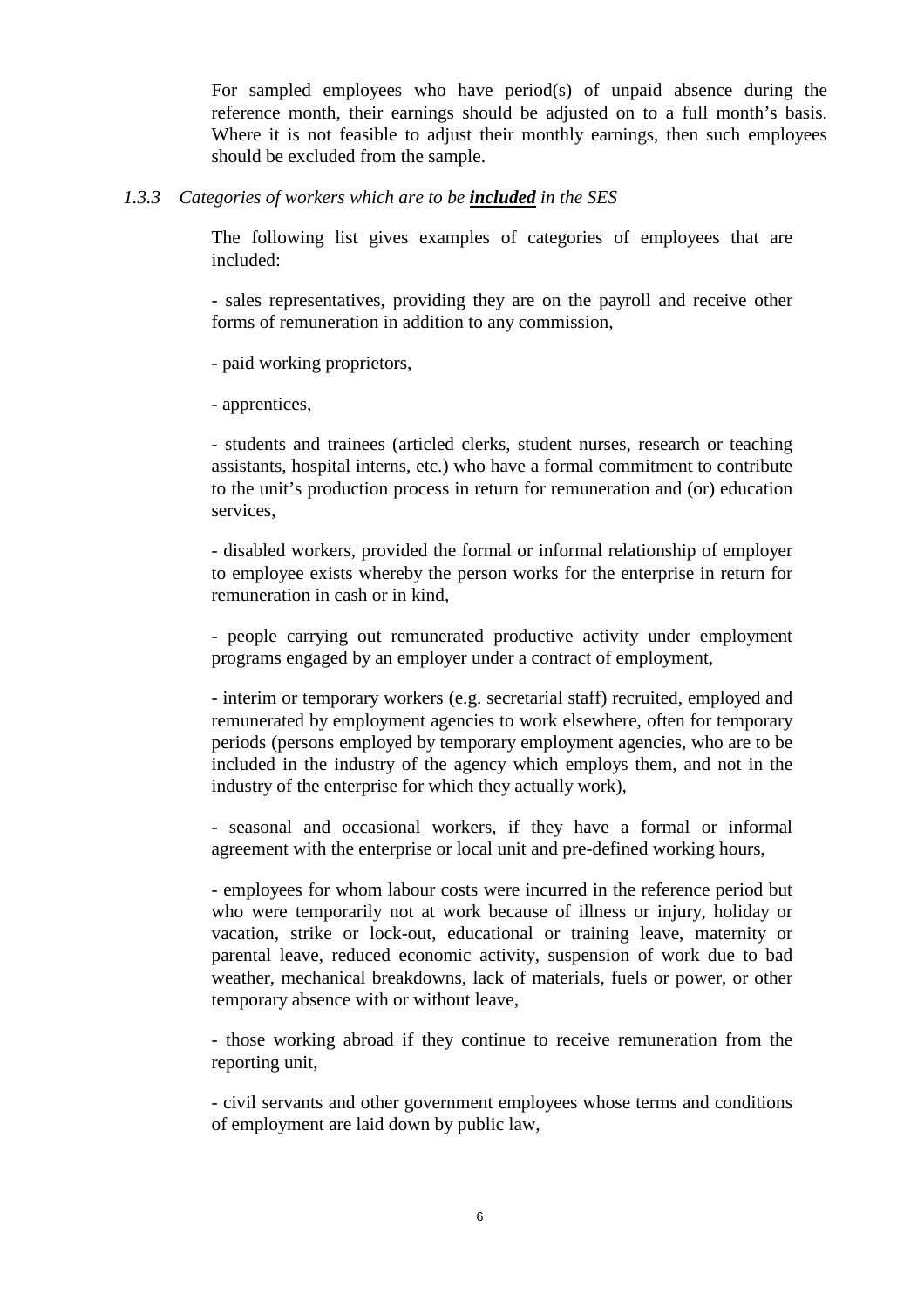For sampled employees who have period(s) of unpaid absence during the reference month, their earnings should be adjusted on to a full month's basis. Where it is not feasible to adjust their monthly earnings, then such employees should be excluded from the sample.

### *1.3.3 Categories of workers which are to be **included** in the SES*

The following list gives examples of categories of employees that are included:

- sales representatives, providing they are on the payroll and receive other forms of remuneration in addition to any commission,

- paid working proprietors,

- apprentices,

- students and trainees (articled clerks, student nurses, research or teaching assistants, hospital interns, etc.) who have a formal commitment to contribute to the unit's production process in return for remuneration and (or) education services,

- disabled workers, provided the formal or informal relationship of employer to employee exists whereby the person works for the enterprise in return for remuneration in cash or in kind,

- people carrying out remunerated productive activity under employment programs engaged by an employer under a contract of employment,

- interim or temporary workers (e.g. secretarial staff) recruited, employed and remunerated by employment agencies to work elsewhere, often for temporary periods (persons employed by temporary employment agencies, who are to be included in the industry of the agency which employs them, and not in the industry of the enterprise for which they actually work),

- seasonal and occasional workers, if they have a formal or informal agreement with the enterprise or local unit and pre-defined working hours,

- employees for whom labour costs were incurred in the reference period but who were temporarily not at work because of illness or injury, holiday or vacation, strike or lock-out, educational or training leave, maternity or parental leave, reduced economic activity, suspension of work due to bad weather, mechanical breakdowns, lack of materials, fuels or power, or other temporary absence with or without leave,

- those working abroad if they continue to receive remuneration from the reporting unit,

- civil servants and other government employees whose terms and conditions of employment are laid down by public law,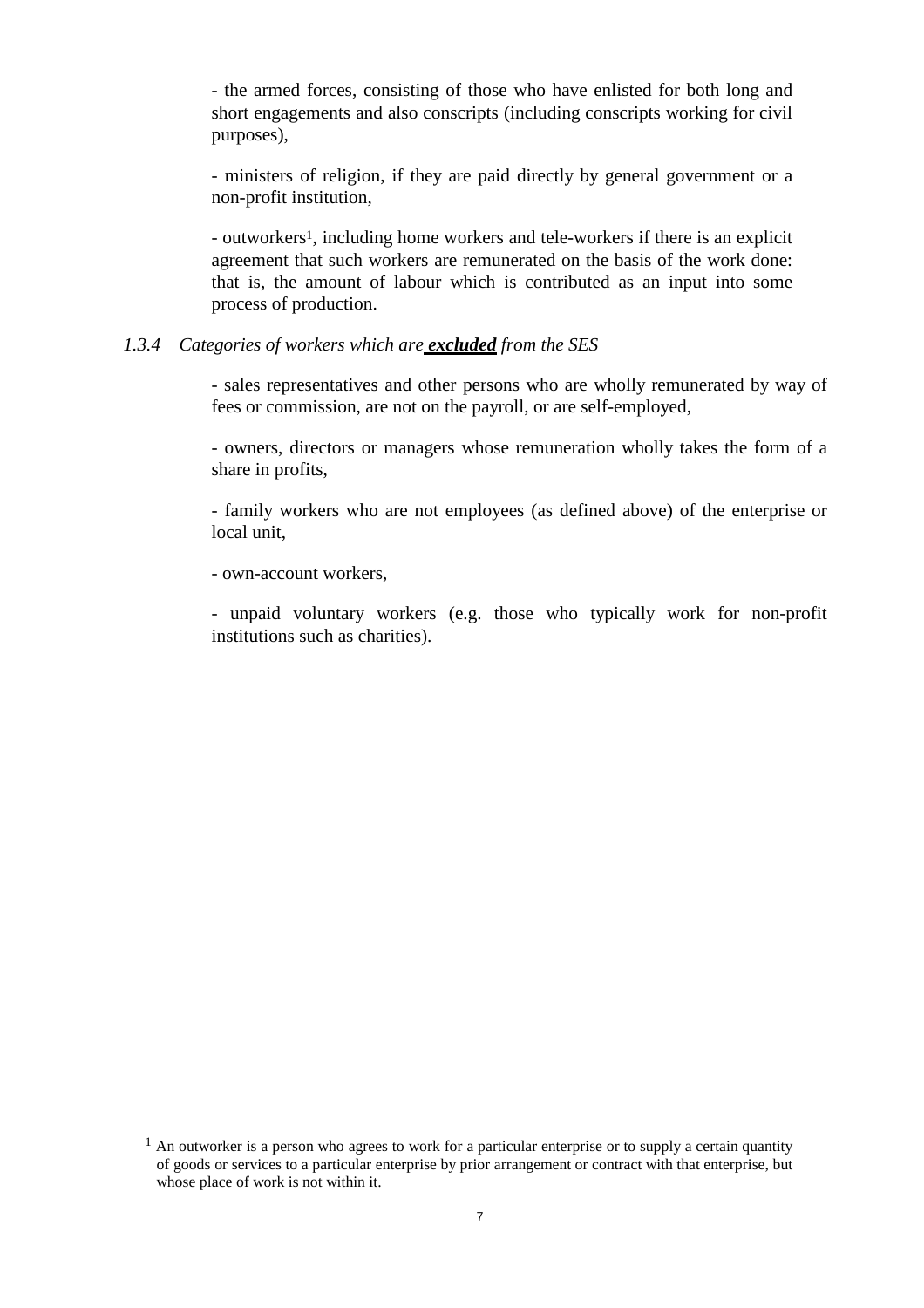- the armed forces, consisting of those who have enlisted for both long and short engagements and also conscripts (including conscripts working for civil purposes),

- ministers of religion, if they are paid directly by general government or a non-profit institution,

- outworkers[1], including home workers and tele-workers if there is an explicit agreement that such workers are remunerated on the basis of the work done: that is, the amount of labour which is contributed as an input into some process of production.

### *1.3.4 Categories of workers which are* ***excluded*** *from the SES*

- sales representatives and other persons who are wholly remunerated by way of fees or commission, are not on the payroll, or are self-employed,

- owners, directors or managers whose remuneration wholly takes the form of a share in profits,

- family workers who are not employees (as defined above) of the enterprise or local unit,

- own-account workers,

- unpaid voluntary workers (e.g. those who typically work for non-profit institutions such as charities).

---

[1] An outworker is a person who agrees to work for a particular enterprise or to supply a certain quantity of goods or services to a particular enterprise by prior arrangement or contract with that enterprise, but whose place of work is not within it.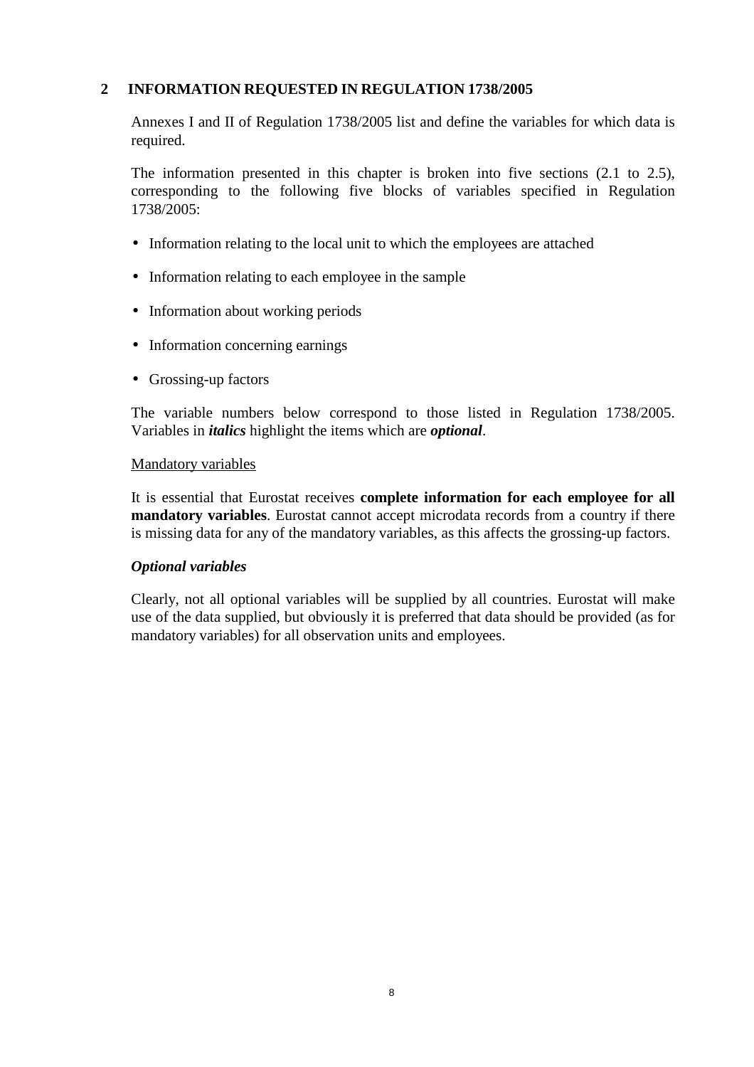## 2 INFORMATION REQUESTED IN REGULATION 1738/2005

Annexes I and II of Regulation 1738/2005 list and define the variables for which data is required.

The information presented in this chapter is broken into five sections (2.1 to 2.5), corresponding to the following five blocks of variables specified in Regulation 1738/2005:

- Information relating to the local unit to which the employees are attached
- Information relating to each employee in the sample
- Information about working periods
- Information concerning earnings
- Grossing-up factors

The variable numbers below correspond to those listed in Regulation 1738/2005. Variables in ***italics*** highlight the items which are ***optional***.

Mandatory variables

It is essential that Eurostat receives **complete information for each employee for all mandatory variables**. Eurostat cannot accept microdata records from a country if there is missing data for any of the mandatory variables, as this affects the grossing-up factors.

***Optional variables***

Clearly, not all optional variables will be supplied by all countries. Eurostat will make use of the data supplied, but obviously it is preferred that data should be provided (as for mandatory variables) for all observation units and employees.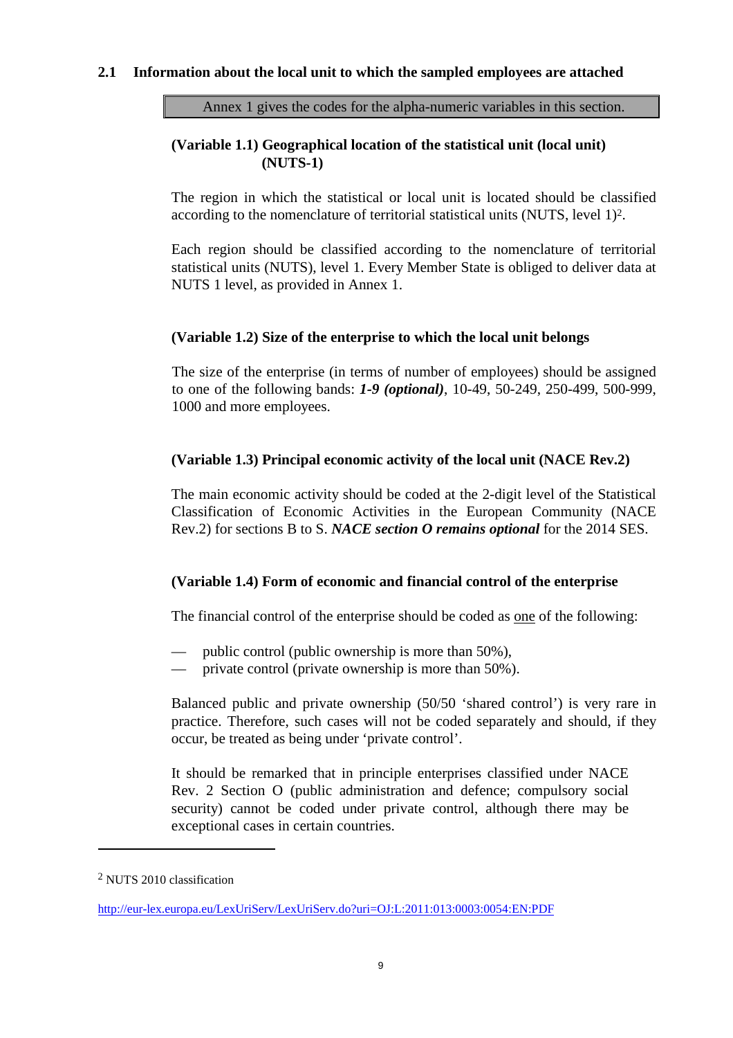## 2.1 Information about the local unit to which the sampled employees are attached

Annex 1 gives the codes for the alpha-numeric variables in this section.

### (Variable 1.1) Geographical location of the statistical unit (local unit) (NUTS-1)

The region in which the statistical or local unit is located should be classified according to the nomenclature of territorial statistical units (NUTS, level 1)[2].

Each region should be classified according to the nomenclature of territorial statistical units (NUTS), level 1. Every Member State is obliged to deliver data at NUTS 1 level, as provided in Annex 1.

### (Variable 1.2) Size of the enterprise to which the local unit belongs

The size of the enterprise (in terms of number of employees) should be assigned to one of the following bands: ***1-9 (optional)***, 10-49, 50-249, 250-499, 500-999, 1000 and more employees.

### (Variable 1.3) Principal economic activity of the local unit (NACE Rev.2)

The main economic activity should be coded at the 2-digit level of the Statistical Classification of Economic Activities in the European Community (NACE Rev.2) for sections B to S. ***NACE section O remains optional*** for the 2014 SES.

### (Variable 1.4) Form of economic and financial control of the enterprise

The financial control of the enterprise should be coded as one of the following:

- public control (public ownership is more than 50%),
- private control (private ownership is more than 50%).

Balanced public and private ownership (50/50 'shared control') is very rare in practice. Therefore, such cases will not be coded separately and should, if they occur, be treated as being under 'private control'.

It should be remarked that in principle enterprises classified under NACE Rev. 2 Section O (public administration and defence; compulsory social security) cannot be coded under private control, although there may be exceptional cases in certain countries.

---

[2] NUTS 2010 classification

http://eur-lex.europa.eu/LexUriServ/LexUriServ.do?uri=OJ:L:2011:013:0003:0054:EN:PDF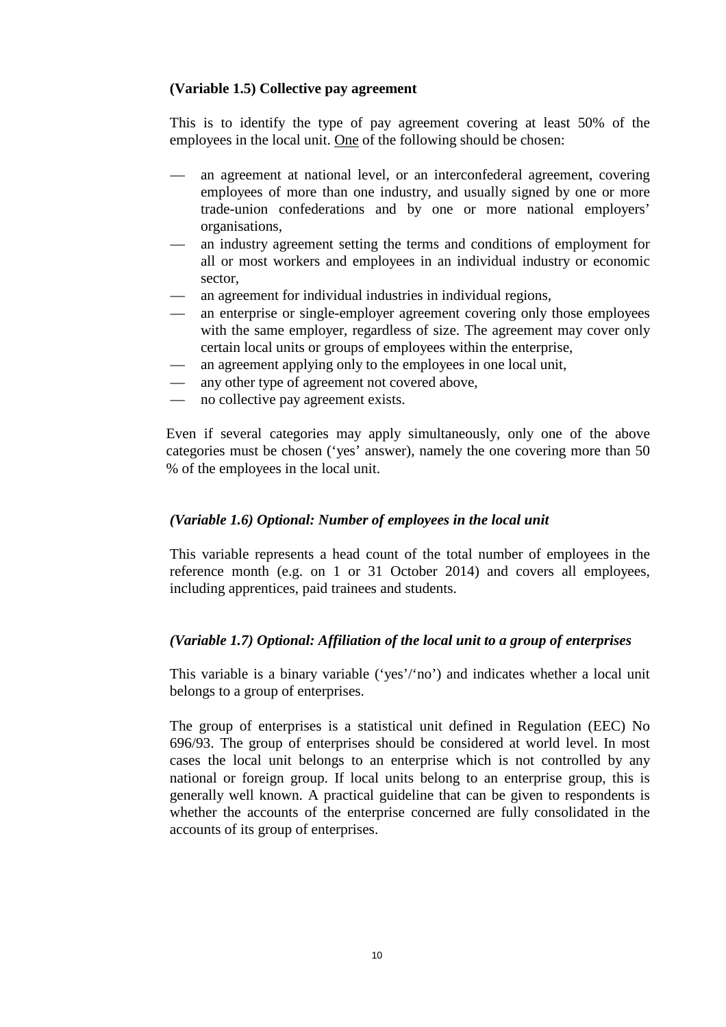**(Variable 1.5) Collective pay agreement**

This is to identify the type of pay agreement covering at least 50% of the employees in the local unit. <u>One</u> of the following should be chosen:

- an agreement at national level, or an interconfederal agreement, covering employees of more than one industry, and usually signed by one or more trade-union confederations and by one or more national employers' organisations,
- an industry agreement setting the terms and conditions of employment for all or most workers and employees in an individual industry or economic sector,
- an agreement for individual industries in individual regions,
- an enterprise or single-employer agreement covering only those employees with the same employer, regardless of size. The agreement may cover only certain local units or groups of employees within the enterprise,
- an agreement applying only to the employees in one local unit,
- any other type of agreement not covered above,
- no collective pay agreement exists.

Even if several categories may apply simultaneously, only one of the above categories must be chosen ('yes' answer), namely the one covering more than 50 % of the employees in the local unit.

***(Variable 1.6) Optional: Number of employees in the local unit***

This variable represents a head count of the total number of employees in the reference month (e.g. on 1 or 31 October 2014) and covers all employees, including apprentices, paid trainees and students.

***(Variable 1.7) Optional: Affiliation of the local unit to a group of enterprises***

This variable is a binary variable ('yes'/'no') and indicates whether a local unit belongs to a group of enterprises.

The group of enterprises is a statistical unit defined in Regulation (EEC) No 696/93. The group of enterprises should be considered at world level. In most cases the local unit belongs to an enterprise which is not controlled by any national or foreign group. If local units belong to an enterprise group, this is generally well known. A practical guideline that can be given to respondents is whether the accounts of the enterprise concerned are fully consolidated in the accounts of its group of enterprises.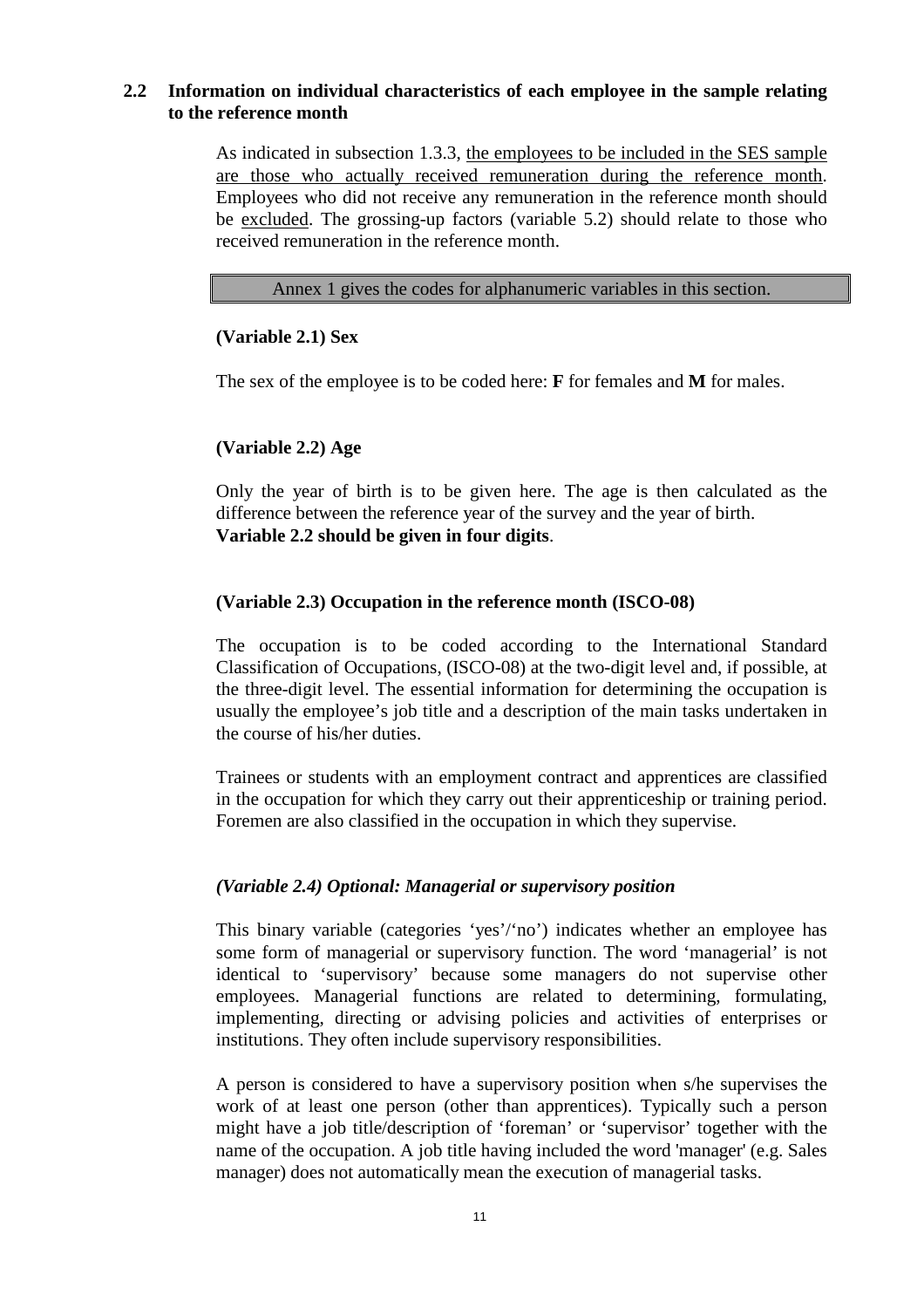## 2.2 Information on individual characteristics of each employee in the sample relating to the reference month

As indicated in subsection 1.3.3, the employees to be included in the SES sample are those who actually received remuneration during the reference month. Employees who did not receive any remuneration in the reference month should be excluded. The grossing-up factors (variable 5.2) should relate to those who received remuneration in the reference month.

Annex 1 gives the codes for alphanumeric variables in this section.

**(Variable 2.1) Sex**

The sex of the employee is to be coded here: **F** for females and **M** for males.

**(Variable 2.2) Age**

Only the year of birth is to be given here. The age is then calculated as the difference between the reference year of the survey and the year of birth.
**Variable 2.2 should be given in four digits**.

**(Variable 2.3) Occupation in the reference month (ISCO-08)**

The occupation is to be coded according to the International Standard Classification of Occupations, (ISCO-08) at the two-digit level and, if possible, at the three-digit level. The essential information for determining the occupation is usually the employee's job title and a description of the main tasks undertaken in the course of his/her duties.

Trainees or students with an employment contract and apprentices are classified in the occupation for which they carry out their apprenticeship or training period. Foremen are also classified in the occupation in which they supervise.

***(Variable 2.4) Optional: Managerial or supervisory position***

This binary variable (categories 'yes'/'no') indicates whether an employee has some form of managerial or supervisory function. The word 'managerial' is not identical to 'supervisory' because some managers do not supervise other employees. Managerial functions are related to determining, formulating, implementing, directing or advising policies and activities of enterprises or institutions. They often include supervisory responsibilities.

A person is considered to have a supervisory position when s/he supervises the work of at least one person (other than apprentices). Typically such a person might have a job title/description of 'foreman' or 'supervisor' together with the name of the occupation. A job title having included the word 'manager' (e.g. Sales manager) does not automatically mean the execution of managerial tasks.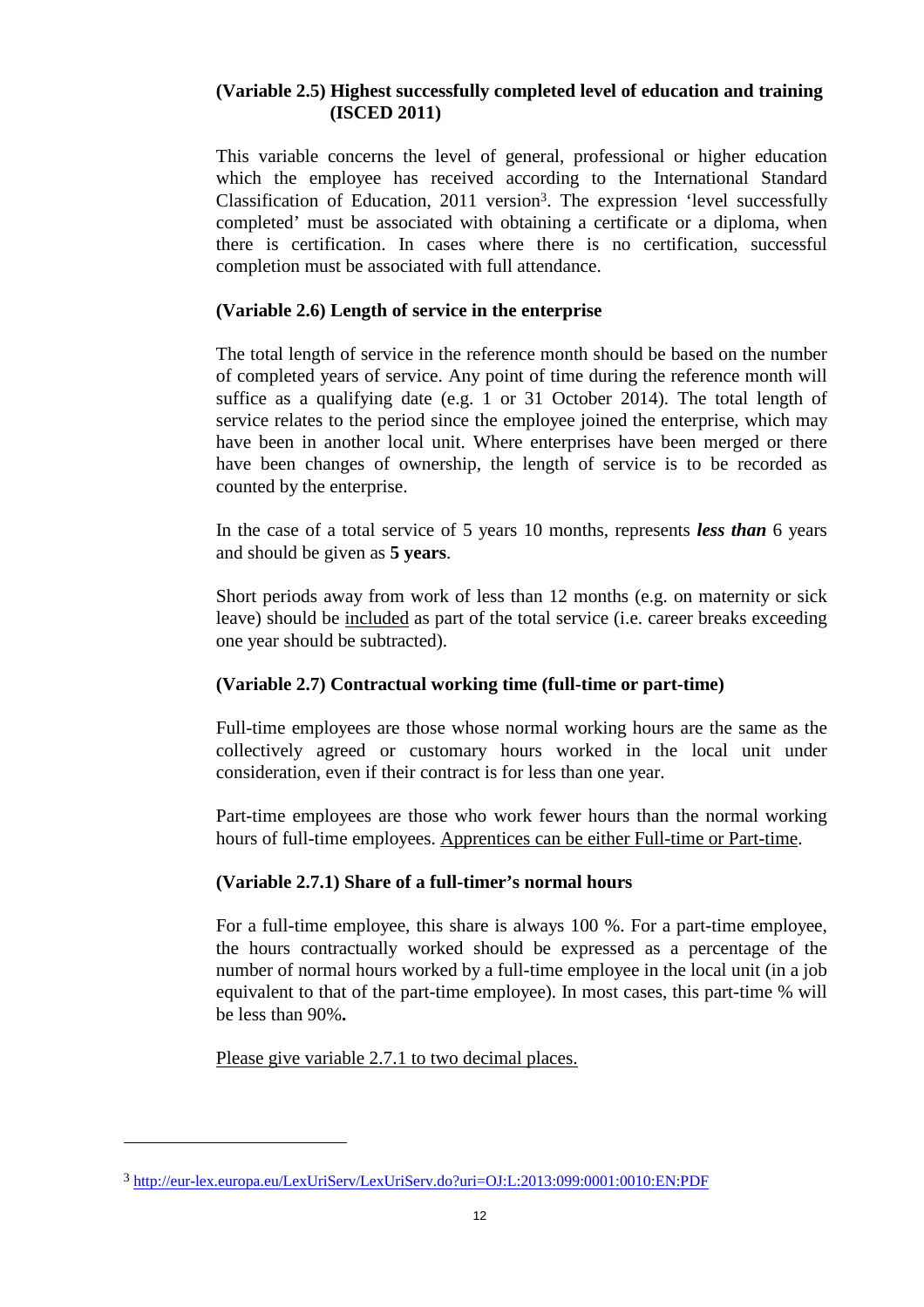**(Variable 2.5) Highest successfully completed level of education and training (ISCED 2011)**

This variable concerns the level of general, professional or higher education which the employee has received according to the International Standard Classification of Education, 2011 version[3]. The expression 'level successfully completed' must be associated with obtaining a certificate or a diploma, when there is certification. In cases where there is no certification, successful completion must be associated with full attendance.

**(Variable 2.6) Length of service in the enterprise**

The total length of service in the reference month should be based on the number of completed years of service. Any point of time during the reference month will suffice as a qualifying date (e.g. 1 or 31 October 2014). The total length of service relates to the period since the employee joined the enterprise, which may have been in another local unit. Where enterprises have been merged or there have been changes of ownership, the length of service is to be recorded as counted by the enterprise.

In the case of a total service of 5 years 10 months, represents ***less than*** 6 years and should be given as **5 years**.

Short periods away from work of less than 12 months (e.g. on maternity or sick leave) should be included as part of the total service (i.e. career breaks exceeding one year should be subtracted).

**(Variable 2.7) Contractual working time (full-time or part-time)**

Full-time employees are those whose normal working hours are the same as the collectively agreed or customary hours worked in the local unit under consideration, even if their contract is for less than one year.

Part-time employees are those who work fewer hours than the normal working hours of full-time employees. Apprentices can be either Full-time or Part-time.

**(Variable 2.7.1) Share of a full-timer's normal hours**

For a full-time employee, this share is always 100 %. For a part-time employee, the hours contractually worked should be expressed as a percentage of the number of normal hours worked by a full-time employee in the local unit (in a job equivalent to that of the part-time employee). In most cases, this part-time % will be less than 90%**.**

Please give variable 2.7.1 to two decimal places.

---

[3] http://eur-lex.europa.eu/LexUriServ/LexUriServ.do?uri=OJ:L:2013:099:0001:0010:EN:PDF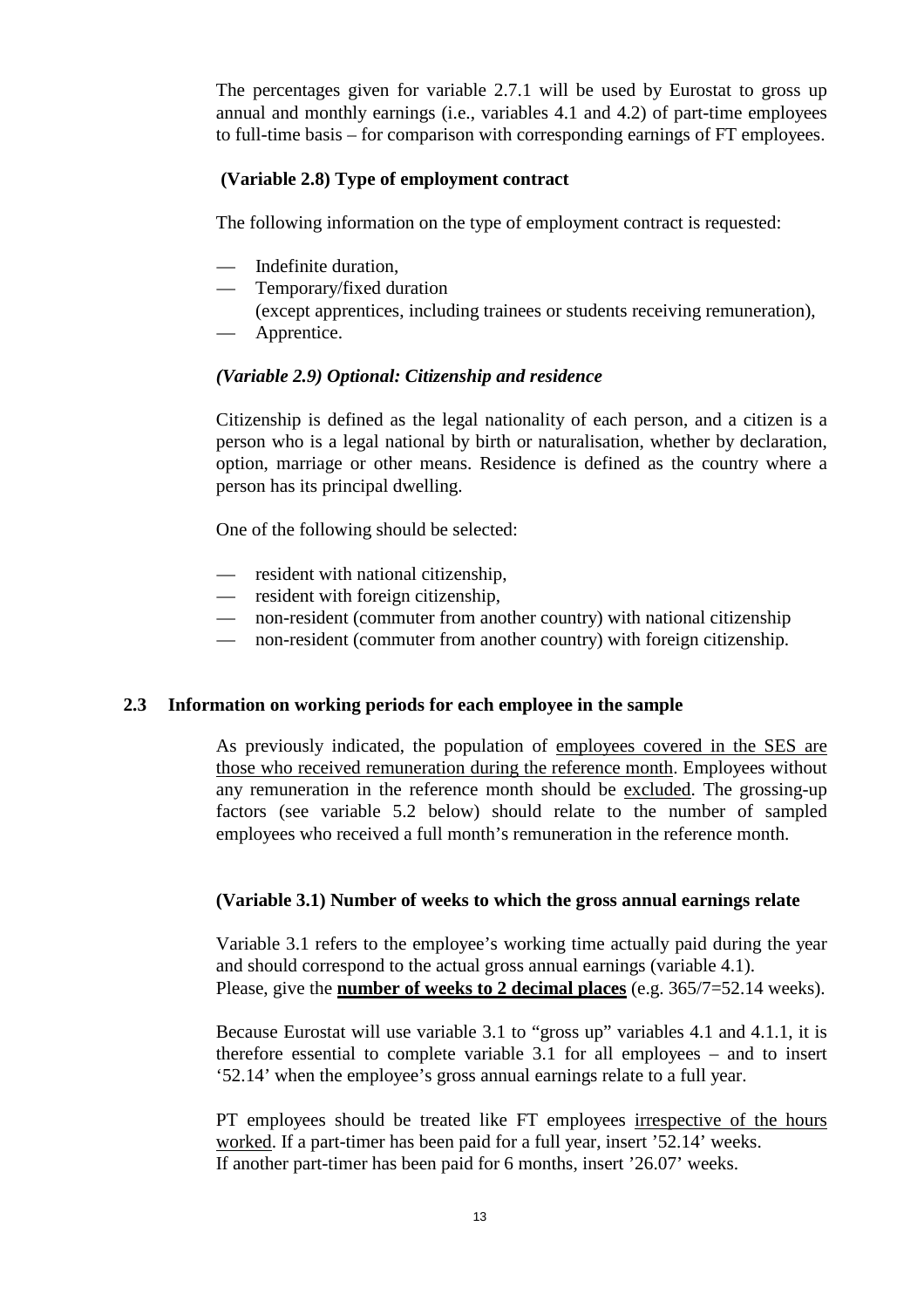The percentages given for variable 2.7.1 will be used by Eurostat to gross up annual and monthly earnings (i.e., variables 4.1 and 4.2) of part-time employees to full-time basis – for comparison with corresponding earnings of FT employees.

**(Variable 2.8) Type of employment contract**

The following information on the type of employment contract is requested:

- Indefinite duration,
- Temporary/fixed duration
  (except apprentices, including trainees or students receiving remuneration),
- Apprentice.

***(Variable 2.9) Optional: Citizenship and residence***

Citizenship is defined as the legal nationality of each person, and a citizen is a person who is a legal national by birth or naturalisation, whether by declaration, option, marriage or other means. Residence is defined as the country where a person has its principal dwelling.

One of the following should be selected:

- resident with national citizenship,
- resident with foreign citizenship,
- non-resident (commuter from another country) with national citizenship
- non-resident (commuter from another country) with foreign citizenship.

## 2.3 Information on working periods for each employee in the sample

As previously indicated, the population of employees covered in the SES are those who received remuneration during the reference month. Employees without any remuneration in the reference month should be excluded. The grossing-up factors (see variable 5.2 below) should relate to the number of sampled employees who received a full month's remuneration in the reference month.

**(Variable 3.1) Number of weeks to which the gross annual earnings relate**

Variable 3.1 refers to the employee's working time actually paid during the year and should correspond to the actual gross annual earnings (variable 4.1).
Please, give the **number of weeks to 2 decimal places** (e.g. 365/7=52.14 weeks).

Because Eurostat will use variable 3.1 to "gross up" variables 4.1 and 4.1.1, it is therefore essential to complete variable 3.1 for all employees – and to insert '52.14' when the employee's gross annual earnings relate to a full year.

PT employees should be treated like FT employees irrespective of the hours worked. If a part-timer has been paid for a full year, insert '52.14' weeks.
If another part-timer has been paid for 6 months, insert '26.07' weeks.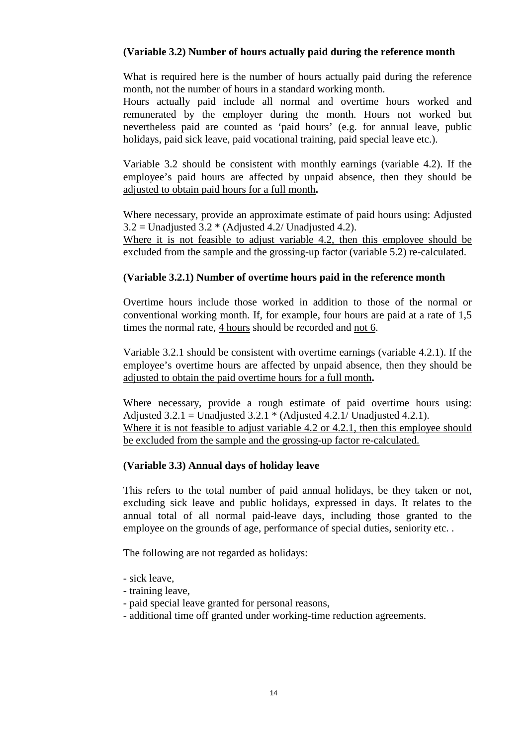**(Variable 3.2) Number of hours actually paid during the reference month**

What is required here is the number of hours actually paid during the reference month, not the number of hours in a standard working month.
Hours actually paid include all normal and overtime hours worked and remunerated by the employer during the month. Hours not worked but nevertheless paid are counted as 'paid hours' (e.g. for annual leave, public holidays, paid sick leave, paid vocational training, paid special leave etc.).

Variable 3.2 should be consistent with monthly earnings (variable 4.2). If the employee's paid hours are affected by unpaid absence, then they should be adjusted to obtain paid hours for a full month**.**

Where necessary, provide an approximate estimate of paid hours using: Adjusted 3.2 = Unadjusted 3.2 * (Adjusted 4.2/ Unadjusted 4.2).
Where it is not feasible to adjust variable 4.2, then this employee should be excluded from the sample and the grossing-up factor (variable 5.2) re-calculated.

**(Variable 3.2.1) Number of overtime hours paid in the reference month**

Overtime hours include those worked in addition to those of the normal or conventional working month. If, for example, four hours are paid at a rate of 1,5 times the normal rate, 4 hours should be recorded and not 6.

Variable 3.2.1 should be consistent with overtime earnings (variable 4.2.1). If the employee's overtime hours are affected by unpaid absence, then they should be adjusted to obtain the paid overtime hours for a full month**.**

Where necessary, provide a rough estimate of paid overtime hours using: Adjusted 3.2.1 = Unadjusted 3.2.1 * (Adjusted 4.2.1/ Unadjusted 4.2.1).
Where it is not feasible to adjust variable 4.2 or 4.2.1, then this employee should be excluded from the sample and the grossing-up factor re-calculated.

**(Variable 3.3) Annual days of holiday leave**

This refers to the total number of paid annual holidays, be they taken or not, excluding sick leave and public holidays, expressed in days. It relates to the annual total of all normal paid-leave days, including those granted to the employee on the grounds of age, performance of special duties, seniority etc. .

The following are not regarded as holidays:

- sick leave,
- training leave,
- paid special leave granted for personal reasons,
- additional time off granted under working-time reduction agreements.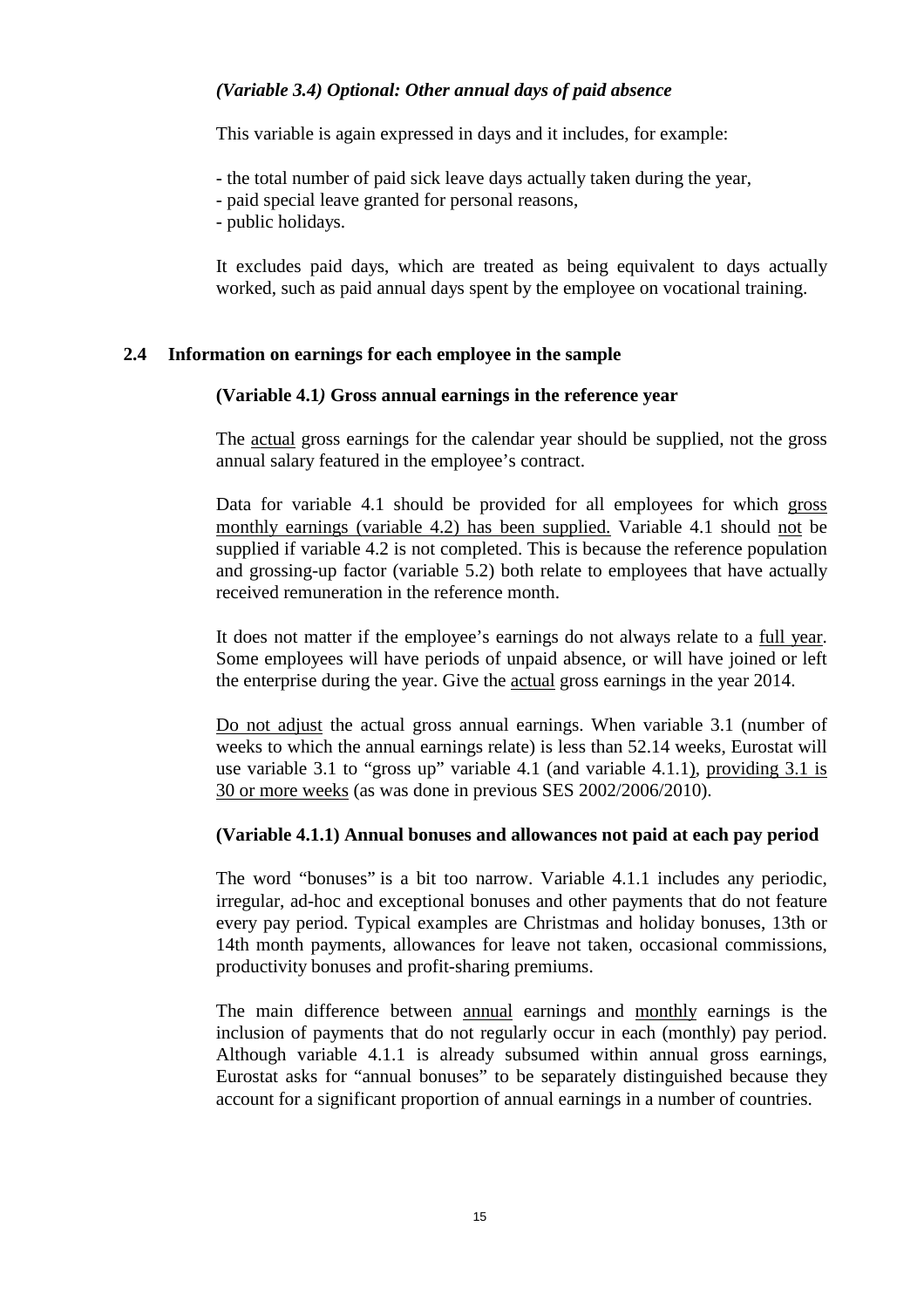*(Variable 3.4) Optional: Other annual days of paid absence*

This variable is again expressed in days and it includes, for example:

- the total number of paid sick leave days actually taken during the year,
- paid special leave granted for personal reasons,
- public holidays.

It excludes paid days, which are treated as being equivalent to days actually worked, such as paid annual days spent by the employee on vocational training.

## 2.4 Information on earnings for each employee in the sample

**(Variable 4.1*)* Gross annual earnings in the reference year**

The actual gross earnings for the calendar year should be supplied, not the gross annual salary featured in the employee's contract.

Data for variable 4.1 should be provided for all employees for which gross monthly earnings (variable 4.2) has been supplied. Variable 4.1 should not be supplied if variable 4.2 is not completed. This is because the reference population and grossing-up factor (variable 5.2) both relate to employees that have actually received remuneration in the reference month.

It does not matter if the employee's earnings do not always relate to a full year. Some employees will have periods of unpaid absence, or will have joined or left the enterprise during the year. Give the actual gross earnings in the year 2014.

Do not adjust the actual gross annual earnings. When variable 3.1 (number of weeks to which the annual earnings relate) is less than 52.14 weeks, Eurostat will use variable 3.1 to "gross up" variable 4.1 (and variable 4.1.1), providing 3.1 is 30 or more weeks (as was done in previous SES 2002/2006/2010).

**(Variable 4.1.1) Annual bonuses and allowances not paid at each pay period**

The word "bonuses" is a bit too narrow. Variable 4.1.1 includes any periodic, irregular, ad-hoc and exceptional bonuses and other payments that do not feature every pay period. Typical examples are Christmas and holiday bonuses, 13th or 14th month payments, allowances for leave not taken, occasional commissions, productivity bonuses and profit-sharing premiums.

The main difference between annual earnings and monthly earnings is the inclusion of payments that do not regularly occur in each (monthly) pay period. Although variable 4.1.1 is already subsumed within annual gross earnings, Eurostat asks for "annual bonuses" to be separately distinguished because they account for a significant proportion of annual earnings in a number of countries.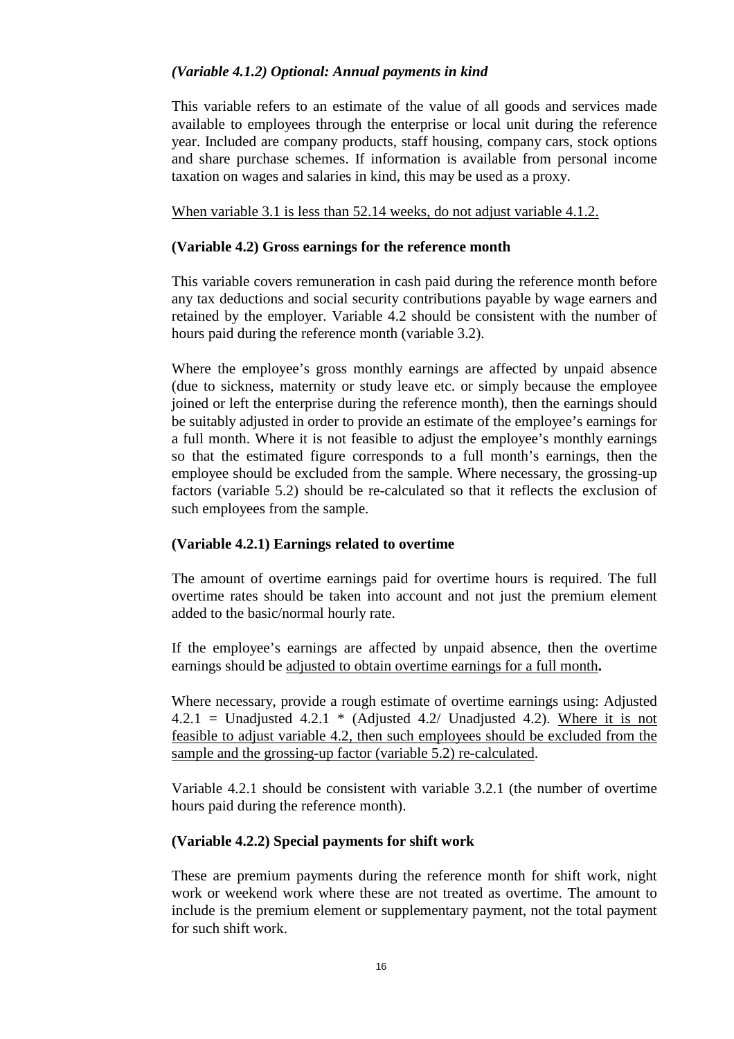***(Variable 4.1.2) Optional: Annual payments in kind***

This variable refers to an estimate of the value of all goods and services made available to employees through the enterprise or local unit during the reference year. Included are company products, staff housing, company cars, stock options and share purchase schemes. If information is available from personal income taxation on wages and salaries in kind, this may be used as a proxy.

<u>When variable 3.1 is less than 52.14 weeks, do not adjust variable 4.1.2.</u>

**(Variable 4.2) Gross earnings for the reference month**

This variable covers remuneration in cash paid during the reference month before any tax deductions and social security contributions payable by wage earners and retained by the employer. Variable 4.2 should be consistent with the number of hours paid during the reference month (variable 3.2).

Where the employee's gross monthly earnings are affected by unpaid absence (due to sickness, maternity or study leave etc. or simply because the employee joined or left the enterprise during the reference month), then the earnings should be suitably adjusted in order to provide an estimate of the employee's earnings for a full month. Where it is not feasible to adjust the employee's monthly earnings so that the estimated figure corresponds to a full month's earnings, then the employee should be excluded from the sample. Where necessary, the grossing-up factors (variable 5.2) should be re-calculated so that it reflects the exclusion of such employees from the sample.

**(Variable 4.2.1) Earnings related to overtime**

The amount of overtime earnings paid for overtime hours is required. The full overtime rates should be taken into account and not just the premium element added to the basic/normal hourly rate.

If the employee's earnings are affected by unpaid absence, then the overtime earnings should be <u>adjusted to obtain overtime earnings for a full month</u>**.**

Where necessary, provide a rough estimate of overtime earnings using: Adjusted 4.2.1 = Unadjusted 4.2.1 * (Adjusted 4.2/ Unadjusted 4.2). <u>Where it is not feasible to adjust variable 4.2, then such employees should be excluded from the sample and the grossing-up factor (variable 5.2) re-calculated</u>.

Variable 4.2.1 should be consistent with variable 3.2.1 (the number of overtime hours paid during the reference month).

**(Variable 4.2.2) Special payments for shift work**

These are premium payments during the reference month for shift work, night work or weekend work where these are not treated as overtime. The amount to include is the premium element or supplementary payment, not the total payment for such shift work.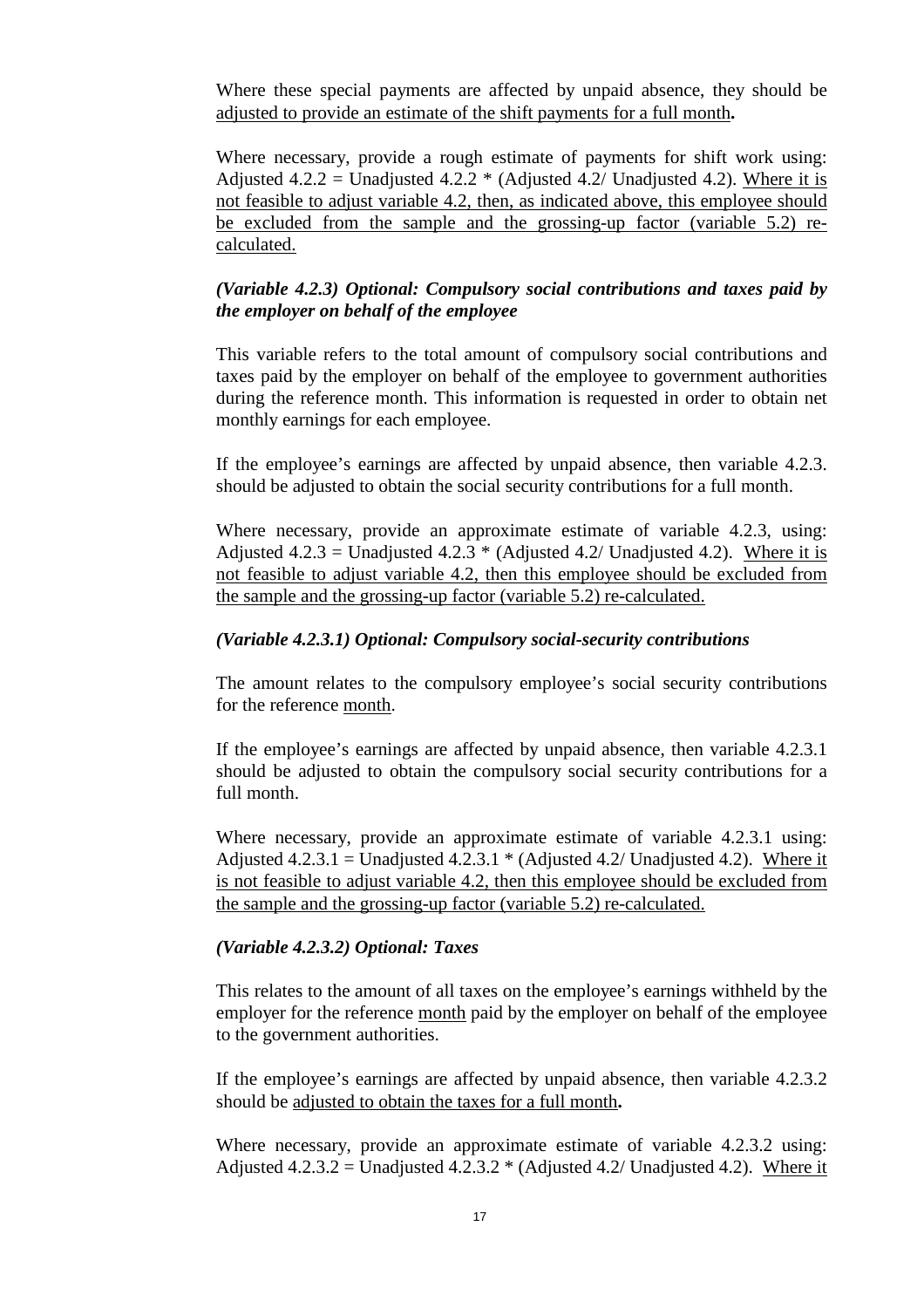Where these special payments are affected by unpaid absence, they should be <u>adjusted to provide an estimate of the shift payments for a full month</u>**.**

Where necessary, provide a rough estimate of payments for shift work using: Adjusted 4.2.2 = Unadjusted 4.2.2 * (Adjusted 4.2/ Unadjusted 4.2). <u>Where it is not feasible to adjust variable 4.2, then, as indicated above, this employee should be excluded from the sample and the grossing-up factor (variable 5.2) re-calculated.</u>

***(Variable 4.2.3) Optional: Compulsory social contributions and taxes paid by the employer on behalf of the employee***

This variable refers to the total amount of compulsory social contributions and taxes paid by the employer on behalf of the employee to government authorities during the reference month. This information is requested in order to obtain net monthly earnings for each employee.

If the employee's earnings are affected by unpaid absence, then variable 4.2.3. should be adjusted to obtain the social security contributions for a full month.

Where necessary, provide an approximate estimate of variable 4.2.3, using: Adjusted 4.2.3 = Unadjusted 4.2.3 * (Adjusted 4.2/ Unadjusted 4.2). <u>Where it is not feasible to adjust variable 4.2, then this employee should be excluded from the sample and the grossing-up factor (variable 5.2) re-calculated.</u>

***(Variable 4.2.3.1) Optional: Compulsory social-security contributions***

The amount relates to the compulsory employee's social security contributions for the reference <u>month</u>.

If the employee's earnings are affected by unpaid absence, then variable 4.2.3.1 should be adjusted to obtain the compulsory social security contributions for a full month.

Where necessary, provide an approximate estimate of variable 4.2.3.1 using: Adjusted 4.2.3.1 = Unadjusted 4.2.3.1 * (Adjusted 4.2/ Unadjusted 4.2). <u>Where it is not feasible to adjust variable 4.2, then this employee should be excluded from the sample and the grossing-up factor (variable 5.2) re-calculated.</u>

***(Variable 4.2.3.2) Optional: Taxes***

This relates to the amount of all taxes on the employee's earnings withheld by the employer for the reference <u>month</u> paid by the employer on behalf of the employee to the government authorities.

If the employee's earnings are affected by unpaid absence, then variable 4.2.3.2 should be <u>adjusted to obtain the taxes for a full month</u>**.**

Where necessary, provide an approximate estimate of variable 4.2.3.2 using: Adjusted 4.2.3.2 = Unadjusted 4.2.3.2 * (Adjusted 4.2/ Unadjusted 4.2). <u>Where it</u>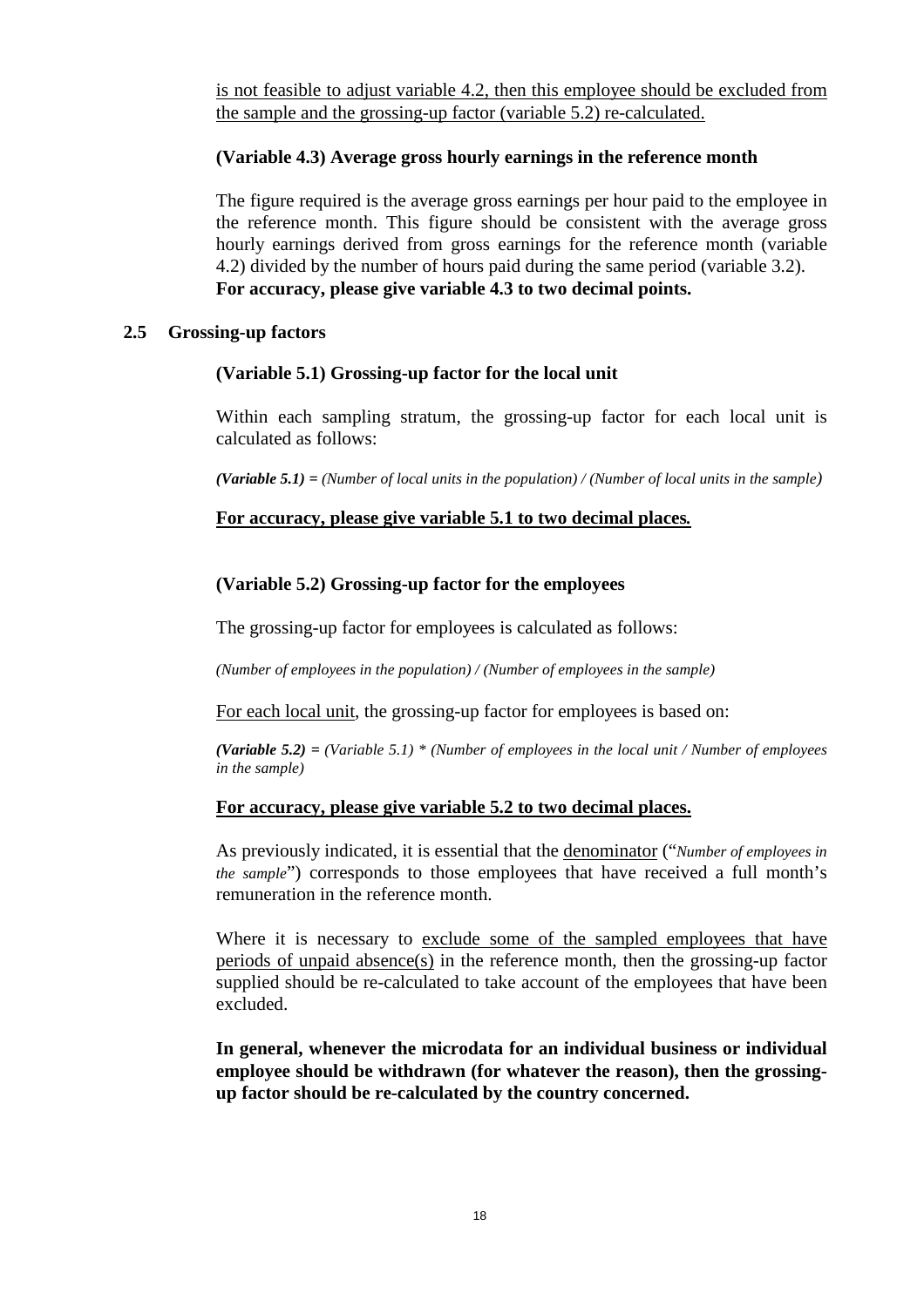is not feasible to adjust variable 4.2, then this employee should be excluded from the sample and the grossing-up factor (variable 5.2) re-calculated.

**(Variable 4.3) Average gross hourly earnings in the reference month**

The figure required is the average gross earnings per hour paid to the employee in the reference month. This figure should be consistent with the average gross hourly earnings derived from gross earnings for the reference month (variable 4.2) divided by the number of hours paid during the same period (variable 3.2). **For accuracy, please give variable 4.3 to two decimal points.**

## 2.5 Grossing-up factors

**(Variable 5.1) Grossing-up factor for the local unit**

Within each sampling stratum, the grossing-up factor for each local unit is calculated as follows:

***(Variable 5.1) =*** *(Number of local units in the population) / (Number of local units in the sample)*

**For accuracy, please give variable 5.1 to two decimal places.**

**(Variable 5.2) Grossing-up factor for the employees**

The grossing-up factor for employees is calculated as follows:

*(Number of employees in the population) / (Number of employees in the sample)*

For each local unit, the grossing-up factor for employees is based on:

***(Variable 5.2) =*** *(Variable 5.1) * (Number of employees in the local unit / Number of employees in the sample)*

**For accuracy, please give variable 5.2 to two decimal places.**

As previously indicated, it is essential that the denominator ("*Number of employees in the sample*") corresponds to those employees that have received a full month's remuneration in the reference month.

Where it is necessary to exclude some of the sampled employees that have periods of unpaid absence(s) in the reference month, then the grossing-up factor supplied should be re-calculated to take account of the employees that have been excluded.

**In general, whenever the microdata for an individual business or individual employee should be withdrawn (for whatever the reason), then the grossing-up factor should be re-calculated by the country concerned.**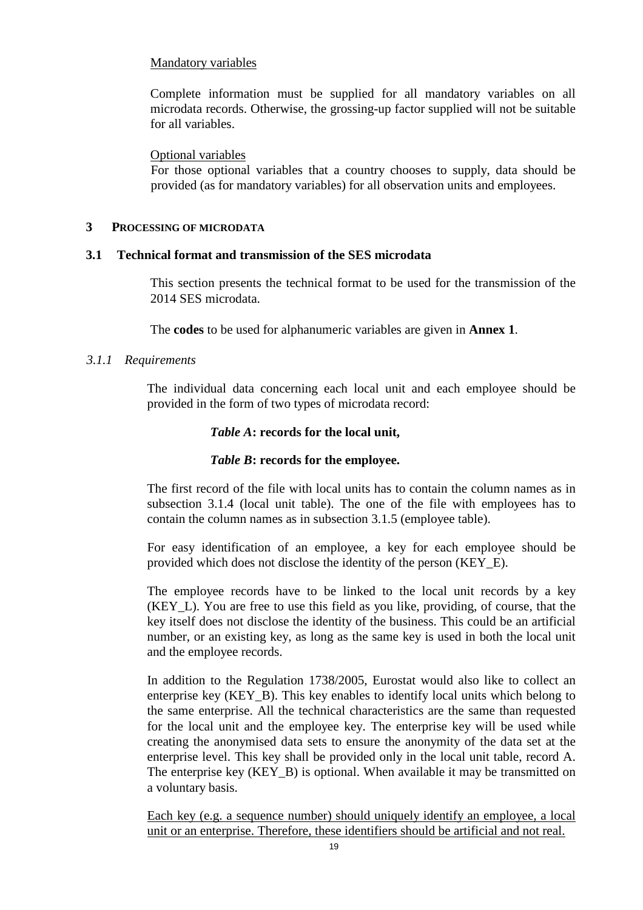Mandatory variables

Complete information must be supplied for all mandatory variables on all microdata records. Otherwise, the grossing-up factor supplied will not be suitable for all variables.

Optional variables

For those optional variables that a country chooses to supply, data should be provided (as for mandatory variables) for all observation units and employees.

# 3 PROCESSING OF MICRODATA

## 3.1 Technical format and transmission of the SES microdata

This section presents the technical format to be used for the transmission of the 2014 SES microdata.

The **codes** to be used for alphanumeric variables are given in **Annex 1**.

### *3.1.1 Requirements*

The individual data concerning each local unit and each employee should be provided in the form of two types of microdata record:

***Table A*: records for the local unit,**

***Table B*: records for the employee.**

The first record of the file with local units has to contain the column names as in subsection 3.1.4 (local unit table). The one of the file with employees has to contain the column names as in subsection 3.1.5 (employee table).

For easy identification of an employee, a key for each employee should be provided which does not disclose the identity of the person (KEY_E).

The employee records have to be linked to the local unit records by a key (KEY_L). You are free to use this field as you like, providing, of course, that the key itself does not disclose the identity of the business. This could be an artificial number, or an existing key, as long as the same key is used in both the local unit and the employee records.

In addition to the Regulation 1738/2005, Eurostat would also like to collect an enterprise key (KEY_B). This key enables to identify local units which belong to the same enterprise. All the technical characteristics are the same than requested for the local unit and the employee key. The enterprise key will be used while creating the anonymised data sets to ensure the anonymity of the data set at the enterprise level. This key shall be provided only in the local unit table, record A. The enterprise key (KEY_B) is optional. When available it may be transmitted on a voluntary basis.

Each key (e.g. a sequence number) should uniquely identify an employee, a local unit or an enterprise. Therefore, these identifiers should be artificial and not real.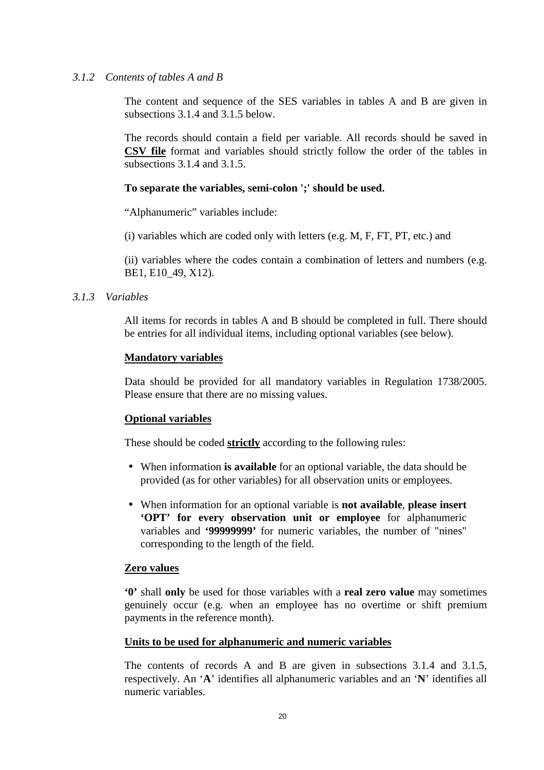### *3.1.2 Contents of tables A and B*

The content and sequence of the SES variables in tables A and B are given in subsections 3.1.4 and 3.1.5 below.

The records should contain a field per variable. All records should be saved in **CSV file** format and variables should strictly follow the order of the tables in subsections 3.1.4 and 3.1.5.

**To separate the variables, semi-colon ';' should be used.**

"Alphanumeric" variables include:

(i) variables which are coded only with letters (e.g. M, F, FT, PT, etc.) and

(ii) variables where the codes contain a combination of letters and numbers (e.g. BE1, E10_49, X12).

### *3.1.3 Variables*

All items for records in tables A and B should be completed in full. There should be entries for all individual items, including optional variables (see below).

**Mandatory variables**

Data should be provided for all mandatory variables in Regulation 1738/2005. Please ensure that there are no missing values.

**Optional variables**

These should be coded **strictly** according to the following rules:

- When information **is available** for an optional variable, the data should be provided (as for other variables) for all observation units or employees.
- When information for an optional variable is **not available**, **please insert 'OPT' for every observation unit or employee** for alphanumeric variables and **'99999999'** for numeric variables, the number of "nines" corresponding to the length of the field.

**Zero values**

**'0'** shall **only** be used for those variables with a **real zero value** may sometimes genuinely occur (e.g. when an employee has no overtime or shift premium payments in the reference month).

**Units to be used for alphanumeric and numeric variables**

The contents of records A and B are given in subsections 3.1.4 and 3.1.5, respectively. An '**A**' identifies all alphanumeric variables and an '**N**' identifies all numeric variables.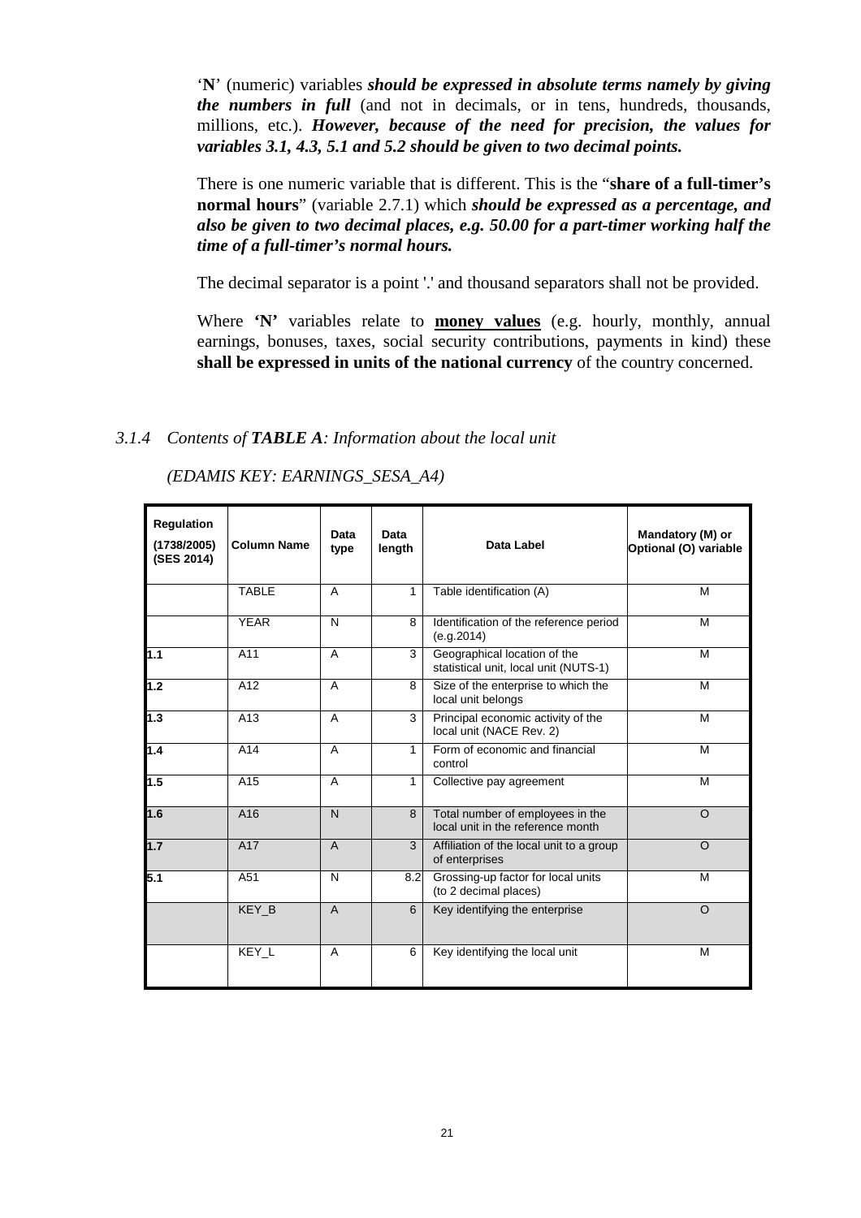'**N**' (numeric) variables ***should be expressed in absolute terms namely by giving the numbers in full*** (and not in decimals, or in tens, hundreds, thousands, millions, etc.). ***However, because of the need for precision, the values for variables 3.1, 4.3, 5.1 and 5.2 should be given to two decimal points.***

There is one numeric variable that is different. This is the "**share of a full-timer's normal hours**" (variable 2.7.1) which ***should be expressed as a percentage, and also be given to two decimal places, e.g. 50.00 for a part-timer working half the time of a full-timer's normal hours.***

The decimal separator is a point '.' and thousand separators shall not be provided.

Where **'N'** variables relate to **money values** (e.g. hourly, monthly, annual earnings, bonuses, taxes, social security contributions, payments in kind) these **shall be expressed in units of the national currency** of the country concerned.

### 3.1.4 *Contents of **TABLE A**: Information about the local unit*

*(EDAMIS KEY: EARNINGS_SESA_A4)*

| Regulation (1738/2005) (SES 2014) | Column Name | Data type | Data length | Data Label | Mandatory (M) or Optional (O) variable |
|---|---|---|---|---|---|
| | TABLE | A | 1 | Table identification (A) | M |
| | YEAR | N | 8 | Identification of the reference period (e.g.2014) | M |
| 1.1 | A11 | A | 3 | Geographical location of the statistical unit, local unit (NUTS-1) | M |
| 1.2 | A12 | A | 8 | Size of the enterprise to which the local unit belongs | M |
| 1.3 | A13 | A | 3 | Principal economic activity of the local unit (NACE Rev. 2) | M |
| 1.4 | A14 | A | 1 | Form of economic and financial control | M |
| 1.5 | A15 | A | 1 | Collective pay agreement | M |
| 1.6 | A16 | N | 8 | Total number of employees in the local unit in the reference month | O |
| 1.7 | A17 | A | 3 | Affiliation of the local unit to a group of enterprises | O |
| 5.1 | A51 | N | 8.2 | Grossing-up factor for local units (to 2 decimal places) | M |
| | KEY_B | A | 6 | Key identifying the enterprise | O |
| | KEY_L | A | 6 | Key identifying the local unit | M |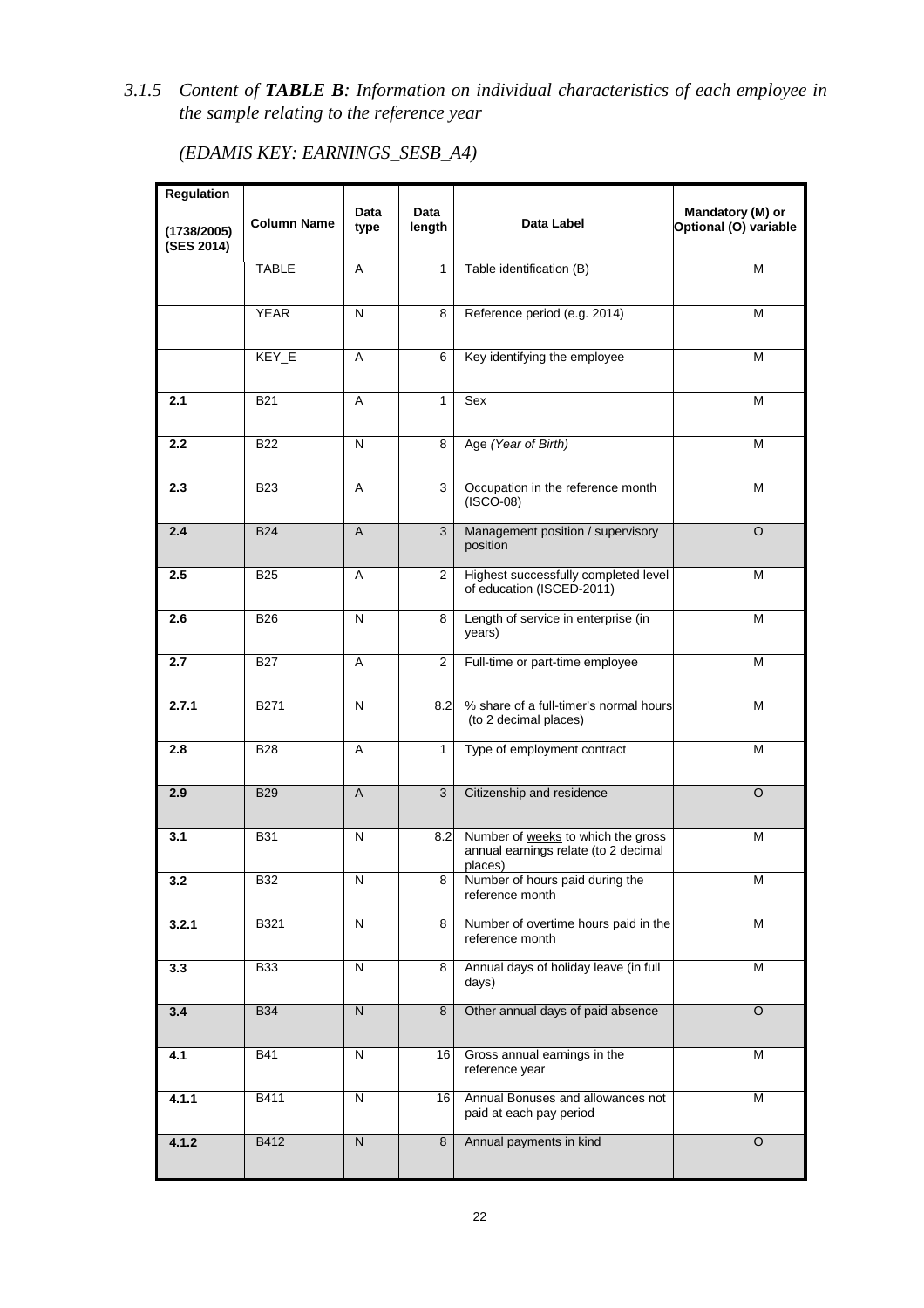### 3.1.5 *Content of **TABLE B**: Information on individual characteristics of each employee in the sample relating to the reference year*

*(EDAMIS KEY: EARNINGS_SESB_A4)*

| Regulation (1738/2005) (SES 2014) | Column Name | Data type | Data length | Data Label | Mandatory (M) or Optional (O) variable |
|---|---|---|---|---|---|
| | TABLE | A | 1 | Table identification (B) | M |
| | YEAR | N | 8 | Reference period (e.g. 2014) | M |
| | KEY_E | A | 6 | Key identifying the employee | M |
| **2.1** | B21 | A | 1 | Sex | M |
| **2.2** | B22 | N | 8 | Age *(Year of Birth)* | M |
| **2.3** | B23 | A | 3 | Occupation in the reference month (ISCO-08) | M |
| **2.4** | B24 | A | 3 | Management position / supervisory position | O |
| **2.5** | B25 | A | 2 | Highest successfully completed level of education (ISCED-2011) | M |
| **2.6** | B26 | N | 8 | Length of service in enterprise (in years) | M |
| **2.7** | B27 | A | 2 | Full-time or part-time employee | M |
| **2.7.1** | B271 | N | 8.2 | % share of a full-timer's normal hours (to 2 decimal places) | M |
| **2.8** | B28 | A | 1 | Type of employment contract | M |
| **2.9** | B29 | A | 3 | Citizenship and residence | O |
| **3.1** | B31 | N | 8.2 | Number of <u>weeks</u> to which the gross annual earnings relate (to 2 decimal places) | M |
| **3.2** | B32 | N | 8 | Number of hours paid during the reference month | M |
| **3.2.1** | B321 | N | 8 | Number of overtime hours paid in the reference month | M |
| **3.3** | B33 | N | 8 | Annual days of holiday leave (in full days) | M |
| **3.4** | B34 | N | 8 | Other annual days of paid absence | O |
| **4.1** | B41 | N | 16 | Gross annual earnings in the reference year | M |
| **4.1.1** | B411 | N | 16 | Annual Bonuses and allowances not paid at each pay period | M |
| **4.1.2** | B412 | N | 8 | Annual payments in kind | O |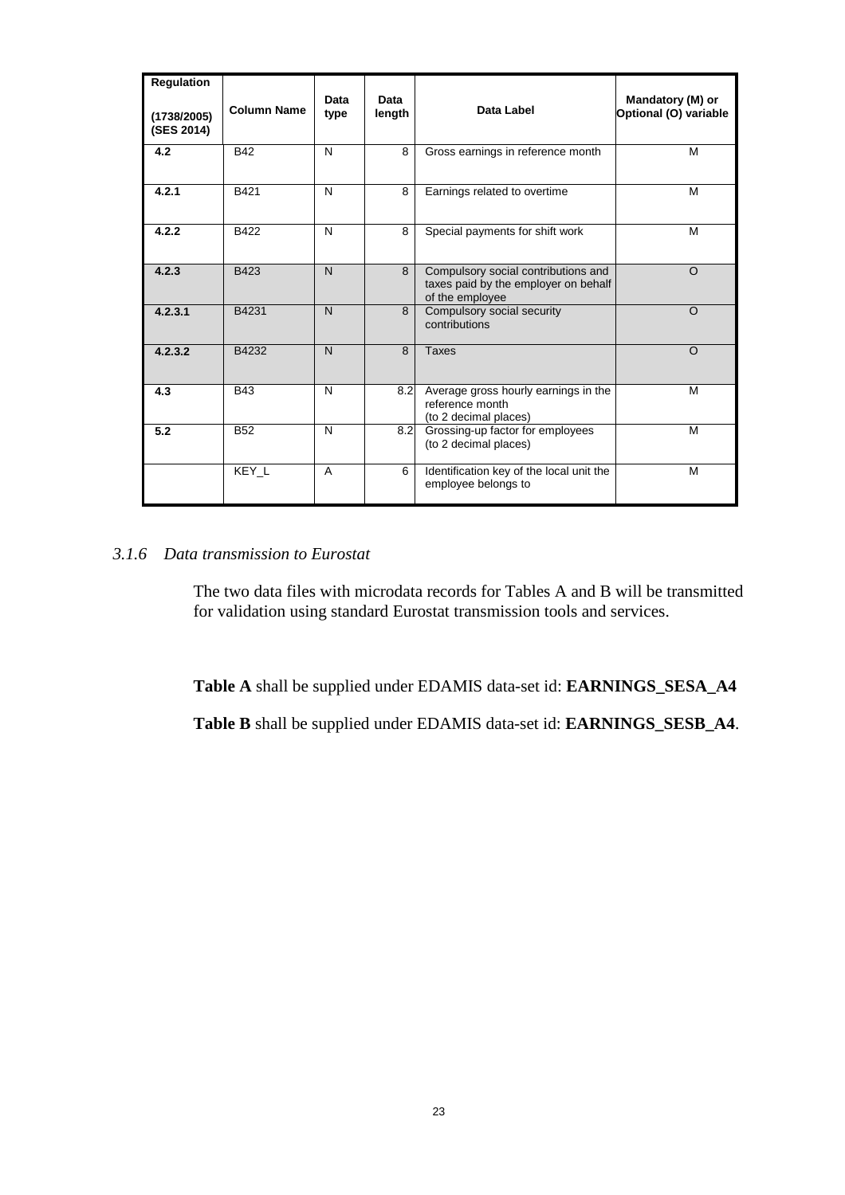| Regulation (1738/2005) (SES 2014) | Column Name | Data type | Data length | Data Label | Mandatory (M) or Optional (O) variable |
|---|---|---|---|---|---|
| **4.2** | B42 | N | 8 | Gross earnings in reference month | M |
| **4.2.1** | B421 | N | 8 | Earnings related to overtime | M |
| **4.2.2** | B422 | N | 8 | Special payments for shift work | M |
| **4.2.3** | B423 | N | 8 | Compulsory social contributions and taxes paid by the employer on behalf of the employee | O |
| **4.2.3.1** | B4231 | N | 8 | Compulsory social security contributions | O |
| **4.2.3.2** | B4232 | N | 8 | Taxes | O |
| **4.3** | B43 | N | 8.2 | Average gross hourly earnings in the reference month (to 2 decimal places) | M |
| **5.2** | B52 | N | 8.2 | Grossing-up factor for employees (to 2 decimal places) | M |
| | KEY_L | A | 6 | Identification key of the local unit the employee belongs to | M |

### *3.1.6 Data transmission to Eurostat*

The two data files with microdata records for Tables A and B will be transmitted for validation using standard Eurostat transmission tools and services.

**Table A** shall be supplied under EDAMIS data-set id: **EARNINGS_SESA_A4**

**Table B** shall be supplied under EDAMIS data-set id: **EARNINGS_SESB_A4**.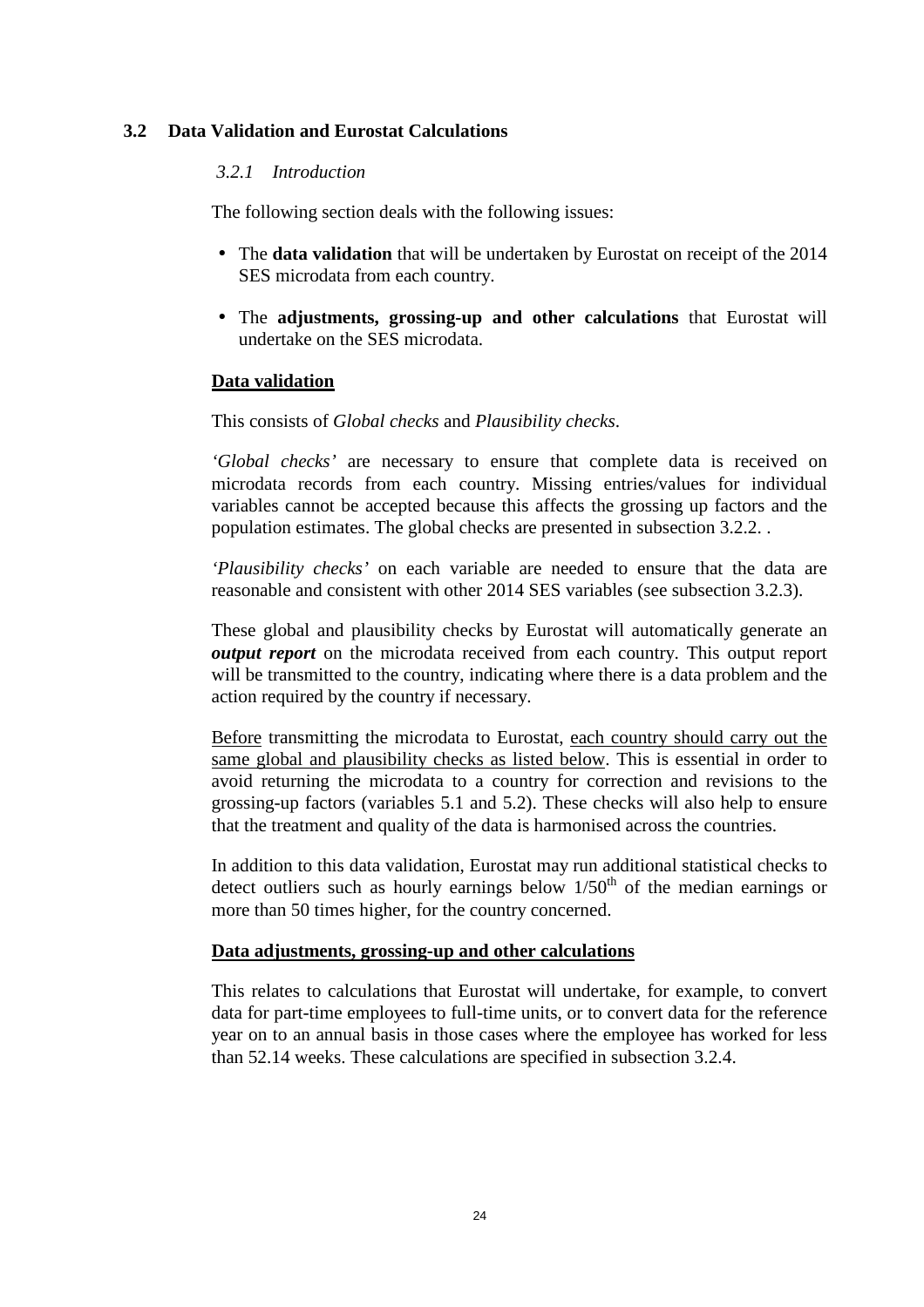## 3.2 Data Validation and Eurostat Calculations

### *3.2.1 Introduction*

The following section deals with the following issues:

- The **data validation** that will be undertaken by Eurostat on receipt of the 2014 SES microdata from each country.
- The **adjustments, grossing-up and other calculations** that Eurostat will undertake on the SES microdata.

**Data validation**

This consists of *Global checks* and *Plausibility checks*.

*'Global checks'* are necessary to ensure that complete data is received on microdata records from each country. Missing entries/values for individual variables cannot be accepted because this affects the grossing up factors and the population estimates. The global checks are presented in subsection 3.2.2. .

*'Plausibility checks'* on each variable are needed to ensure that the data are reasonable and consistent with other 2014 SES variables (see subsection 3.2.3).

These global and plausibility checks by Eurostat will automatically generate an ***output report*** on the microdata received from each country. This output report will be transmitted to the country, indicating where there is a data problem and the action required by the country if necessary.

Before transmitting the microdata to Eurostat, each country should carry out the same global and plausibility checks as listed below. This is essential in order to avoid returning the microdata to a country for correction and revisions to the grossing-up factors (variables 5.1 and 5.2). These checks will also help to ensure that the treatment and quality of the data is harmonised across the countries.

In addition to this data validation, Eurostat may run additional statistical checks to detect outliers such as hourly earnings below $1/50^{th}$ of the median earnings or more than 50 times higher, for the country concerned.

**Data adjustments, grossing-up and other calculations**

This relates to calculations that Eurostat will undertake, for example, to convert data for part-time employees to full-time units, or to convert data for the reference year on to an annual basis in those cases where the employee has worked for less than 52.14 weeks. These calculations are specified in subsection 3.2.4.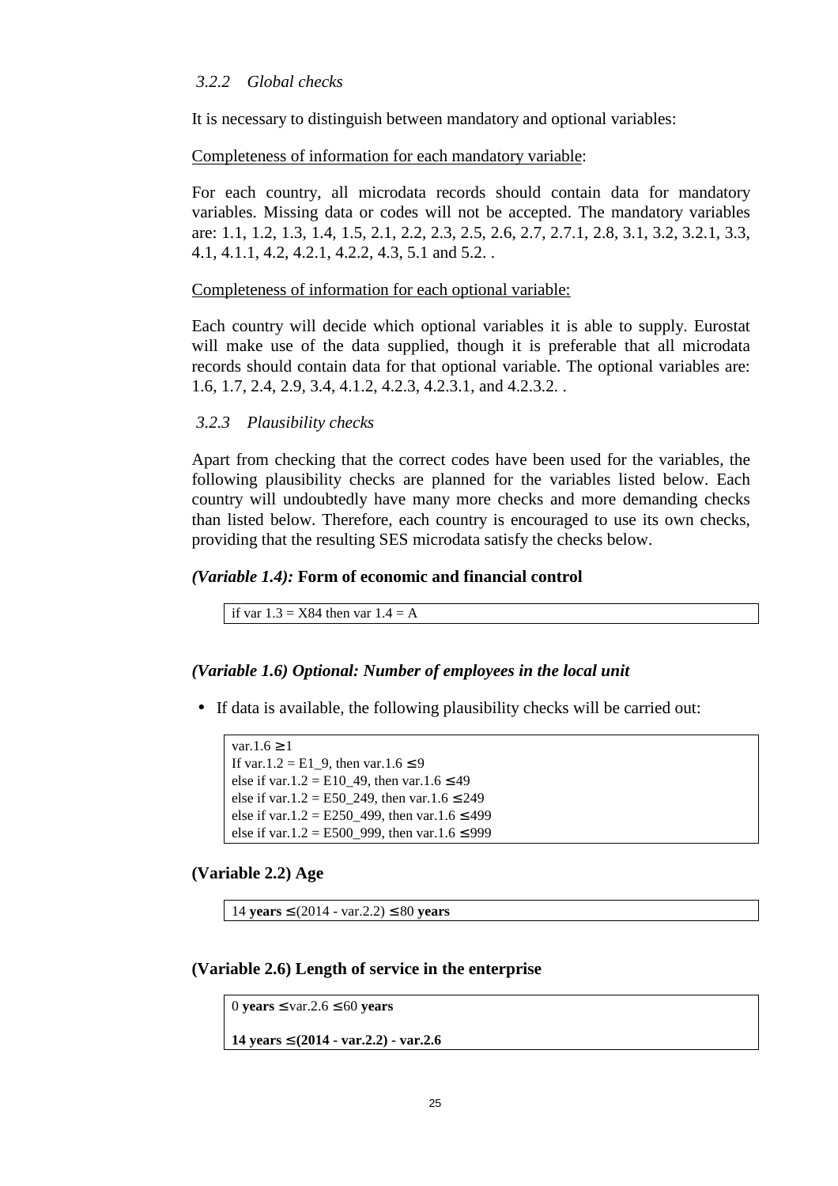### 3.2.2 Global checks

It is necessary to distinguish between mandatory and optional variables:

<u>Completeness of information for each mandatory variable</u>:

For each country, all microdata records should contain data for mandatory variables. Missing data or codes will not be accepted. The mandatory variables are: 1.1, 1.2, 1.3, 1.4, 1.5, 2.1, 2.2, 2.3, 2.5, 2.6, 2.7, 2.7.1, 2.8, 3.1, 3.2, 3.2.1, 3.3, 4.1, 4.1.1, 4.2, 4.2.1, 4.2.2, 4.3, 5.1 and 5.2. .

<u>Completeness of information for each optional variable:</u>

Each country will decide which optional variables it is able to supply. Eurostat will make use of the data supplied, though it is preferable that all microdata records should contain data for that optional variable. The optional variables are: 1.6, 1.7, 2.4, 2.9, 3.4, 4.1.2, 4.2.3, 4.2.3.1, and 4.2.3.2. .

### 3.2.3 Plausibility checks

Apart from checking that the correct codes have been used for the variables, the following plausibility checks are planned for the variables listed below. Each country will undoubtedly have many more checks and more demanding checks than listed below. Therefore, each country is encouraged to use its own checks, providing that the resulting SES microdata satisfy the checks below.

***(Variable 1.4):*** **Form of economic and financial control**

| if var 1.3 = X84 then var 1.4 = A |
|---|

***(Variable 1.6) Optional: Number of employees in the local unit***

- If data is available, the following plausibility checks will be carried out:

| var.1.6 ≥ 1<br>If var.1.2 = E1_9, then var.1.6 ≤ 9<br>else if var.1.2 = E10_49, then var.1.6 ≤ 49<br>else if var.1.2 = E50_249, then var.1.6 ≤ 249<br>else if var.1.2 = E250_499, then var.1.6 ≤ 499<br>else if var.1.2 = E500_999, then var.1.6 ≤ 999 |
|---|

**(Variable 2.2) Age**

| 14 **years** ≤ (2014 - var.2.2) ≤ 80 **years** |
|---|

**(Variable 2.6) Length of service in the enterprise**

| 0 **years** ≤ var.2.6 ≤ 60 **years**<br><br>**14 years ≤ (2014 - var.2.2) - var.2.6** |
|---|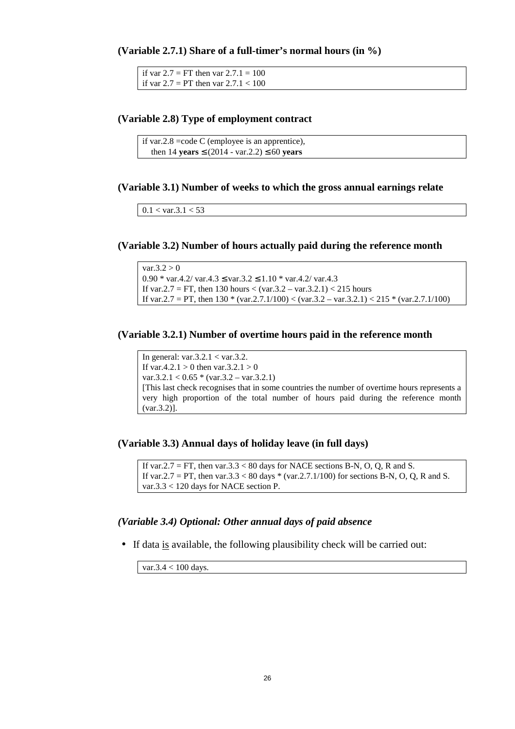**(Variable 2.7.1) Share of a full-timer's normal hours (in %)**

| |
|---|
| if var 2.7 = FT then var 2.7.1 = 100<br>if var 2.7 = PT then var 2.7.1 < 100 |

**(Variable 2.8) Type of employment contract**

| |
|---|
| if var.2.8 =code C (employee is an apprentice),<br>then 14 **years** ≤ (2014 - var.2.2) ≤ 60 **years** |

**(Variable 3.1) Number of weeks to which the gross annual earnings relate**

| |
|---|
| 0.1 < var.3.1 < 53 |

**(Variable 3.2) Number of hours actually paid during the reference month**

| |
|---|
| var.3.2 > 0<br>0.90 * var.4.2/ var.4.3 ≤ var.3.2 ≤ 1.10 * var.4.2/ var.4.3<br>If var.2.7 = FT, then 130 hours < (var.3.2 – var.3.2.1) < 215 hours<br>If var.2.7 = PT, then 130 * (var.2.7.1/100) < (var.3.2 – var.3.2.1) < 215 * (var.2.7.1/100) |

**(Variable 3.2.1) Number of overtime hours paid in the reference month**

| |
|---|
| In general: var.3.2.1 < var.3.2.<br>If var.4.2.1 > 0 then var.3.2.1 > 0<br>var.3.2.1 < 0.65 * (var.3.2 – var.3.2.1)<br>[This last check recognises that in some countries the number of overtime hours represents a very high proportion of the total number of hours paid during the reference month (var.3.2)]. |

**(Variable 3.3) Annual days of holiday leave (in full days)**

| |
|---|
| If var.2.7 = FT, then var.3.3 < 80 days for NACE sections B-N, O, Q, R and S.<br>If var.2.7 = PT, then var.3.3 < 80 days * (var.2.7.1/100) for sections B-N, O, Q, R and S.<br>var.3.3 < 120 days for NACE section P. |

***(Variable 3.4) Optional: Other annual days of paid absence***

- If data is available, the following plausibility check will be carried out:

| |
|---|
| var.3.4 < 100 days. |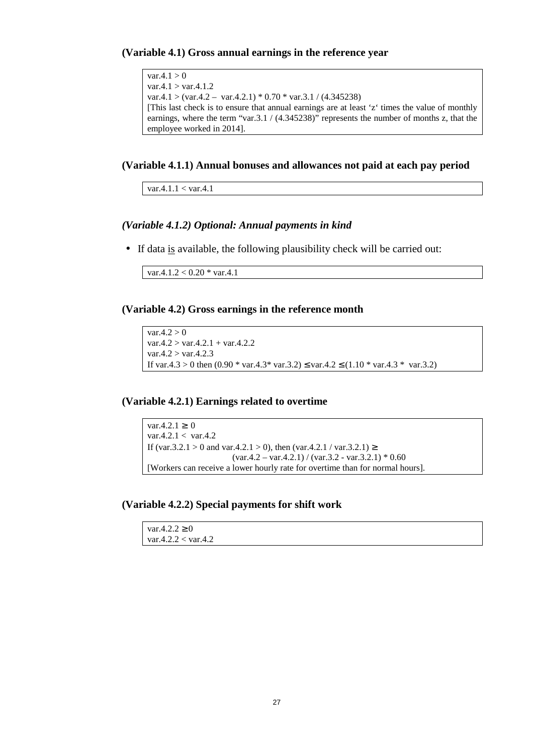### (Variable 4.1) Gross annual earnings in the reference year

$var.4.1 > 0$
$var.4.1 > var.4.1.2$
$var.4.1 > (var.4.2 – var.4.2.1) * 0.70 * var.3.1 / (4.345238)$
[This last check is to ensure that annual earnings are at least ‘z‘ times the value of monthly earnings, where the term “var.3.1 / (4.345238)” represents the number of months z, that the employee worked in 2014].

### (Variable 4.1.1) Annual bonuses and allowances not paid at each pay period

$var.4.1.1 < var.4.1$

### *(Variable 4.1.2) Optional: Annual payments in kind*

- If data <u>is</u> available, the following plausibility check will be carried out:

$var.4.1.2 < 0.20 * var.4.1$

### (Variable 4.2) Gross earnings in the reference month

$var.4.2 > 0$
$var.4.2 > var.4.2.1 + var.4.2.2$
$var.4.2 > var.4.2.3$
If $var.4.3 > 0$ then $(0.90 * var.4.3 * var.3.2) \leq var.4.2 \leq (1.10 * var.4.3 * var.3.2)$

### (Variable 4.2.1) Earnings related to overtime

$var.4.2.1 \geq 0$
$var.4.2.1 < var.4.2$
If ($var.3.2.1 > 0$ and $var.4.2.1 > 0$), then $(var.4.2.1 / var.3.2.1) \geq$
$(var.4.2 – var.4.2.1) / (var.3.2 - var.3.2.1) * 0.60$
[Workers can receive a lower hourly rate for overtime than for normal hours].

### (Variable 4.2.2) Special payments for shift work

$var.4.2.2 \geq 0$
$var.4.2.2 < var.4.2$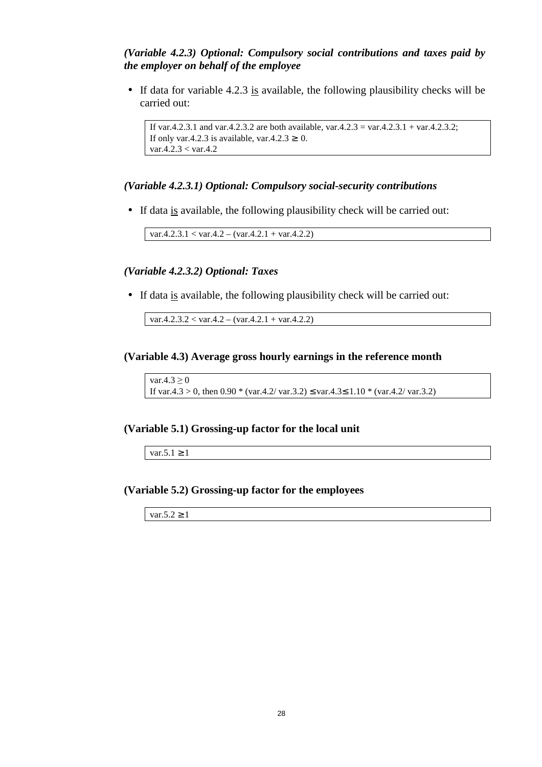***(Variable 4.2.3) Optional: Compulsory social contributions and taxes paid by the employer on behalf of the employee***

- If data for variable 4.2.3 <u>is</u> available, the following plausibility checks will be carried out:

| If var.4.2.3.1 and var.4.2.3.2 are both available, var.4.2.3 = var.4.2.3.1 + var.4.2.3.2;<br>If only var.4.2.3 is available, var.4.2.3 $\geq$ 0.<br>var.4.2.3 < var.4.2 |
|---|

***(Variable 4.2.3.1) Optional: Compulsory social-security contributions***

- If data <u>is</u> available, the following plausibility check will be carried out:

| var.4.2.3.1 < var.4.2 – (var.4.2.1 + var.4.2.2) |
|---|

***(Variable 4.2.3.2) Optional: Taxes***

- If data <u>is</u> available, the following plausibility check will be carried out:

| var.4.2.3.2 < var.4.2 – (var.4.2.1 + var.4.2.2) |
|---|

**(Variable 4.3) Average gross hourly earnings in the reference month**

| var.4.3 $\geq$ 0<br>If var.4.3 > 0, then 0.90 * (var.4.2/ var.3.2) $\leq$ var.4.3 $\leq$ 1.10 * (var.4.2/ var.3.2) |
|---|

**(Variable 5.1) Grossing-up factor for the local unit**

| var.5.1 $\geq$ 1 |
|---|

**(Variable 5.2) Grossing-up factor for the employees**

| var.5.2 $\geq$ 1 |
|---|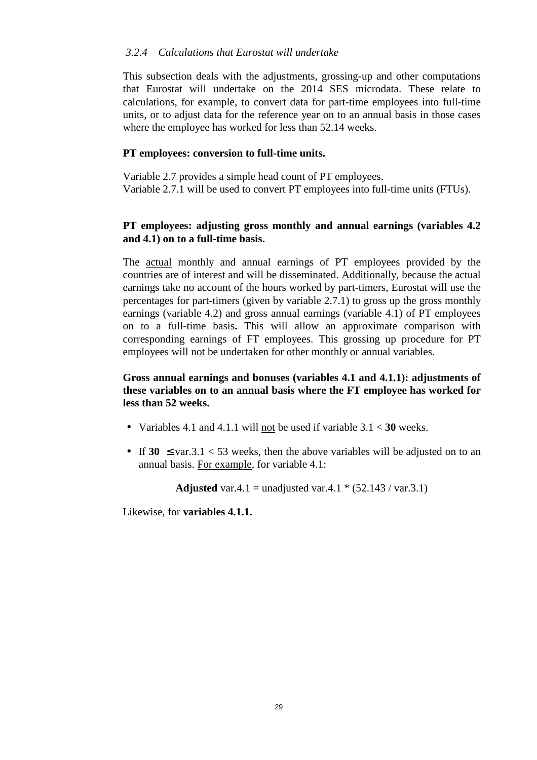### *3.2.4 Calculations that Eurostat will undertake*

This subsection deals with the adjustments, grossing-up and other computations that Eurostat will undertake on the 2014 SES microdata. These relate to calculations, for example, to convert data for part-time employees into full-time units, or to adjust data for the reference year on to an annual basis in those cases where the employee has worked for less than 52.14 weeks.

**PT employees: conversion to full-time units.**

Variable 2.7 provides a simple head count of PT employees.
Variable 2.7.1 will be used to convert PT employees into full-time units (FTUs).

**PT employees: adjusting gross monthly and annual earnings (variables 4.2 and 4.1) on to a full-time basis.**

The actual monthly and annual earnings of PT employees provided by the countries are of interest and will be disseminated. Additionally, because the actual earnings take no account of the hours worked by part-timers, Eurostat will use the percentages for part-timers (given by variable 2.7.1) to gross up the gross monthly earnings (variable 4.2) and gross annual earnings (variable 4.1) of PT employees on to a full-time basis**.** This will allow an approximate comparison with corresponding earnings of FT employees. This grossing up procedure for PT employees will not be undertaken for other monthly or annual variables.

**Gross annual earnings and bonuses (variables 4.1 and 4.1.1): adjustments of these variables on to an annual basis where the FT employee has worked for less than 52 weeks.**

- Variables 4.1 and 4.1.1 will not be used if variable 3.1 < **30** weeks.
- If **30** ≤ var.3.1 < 53 weeks, then the above variables will be adjusted on to an annual basis. For example, for variable 4.1:

**Adjusted** var.4.1 = unadjusted var.4.1 * (52.143 / var.3.1)

Likewise, for **variables 4.1.1.**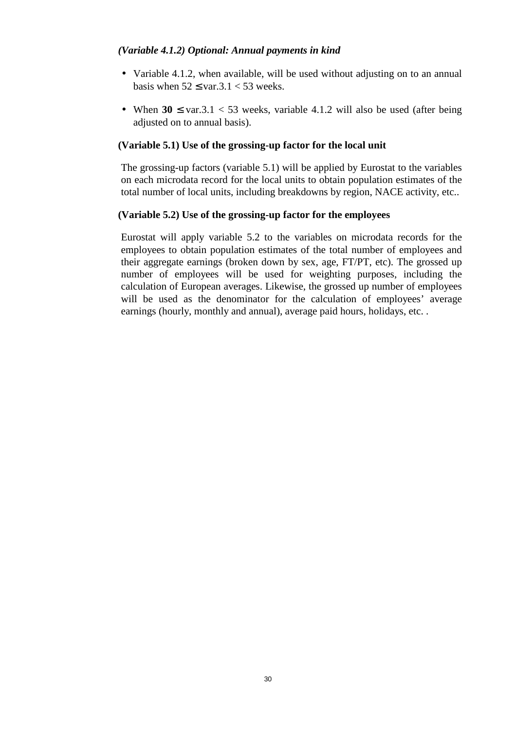***(Variable 4.1.2) Optional: Annual payments in kind***

- Variable 4.1.2, when available, will be used without adjusting on to an annual basis when $52 \leq$ var.3.1 $< 53$ weeks.

- When **30** $\leq$ var.3.1 $< 53$ weeks, variable 4.1.2 will also be used (after being adjusted on to annual basis).

**(Variable 5.1) Use of the grossing-up factor for the local unit**

The grossing-up factors (variable 5.1) will be applied by Eurostat to the variables on each microdata record for the local units to obtain population estimates of the total number of local units, including breakdowns by region, NACE activity, etc..

**(Variable 5.2) Use of the grossing-up factor for the employees**

Eurostat will apply variable 5.2 to the variables on microdata records for the employees to obtain population estimates of the total number of employees and their aggregate earnings (broken down by sex, age, FT/PT, etc). The grossed up number of employees will be used for weighting purposes, including the calculation of European averages. Likewise, the grossed up number of employees will be used as the denominator for the calculation of employees' average earnings (hourly, monthly and annual), average paid hours, holidays, etc. .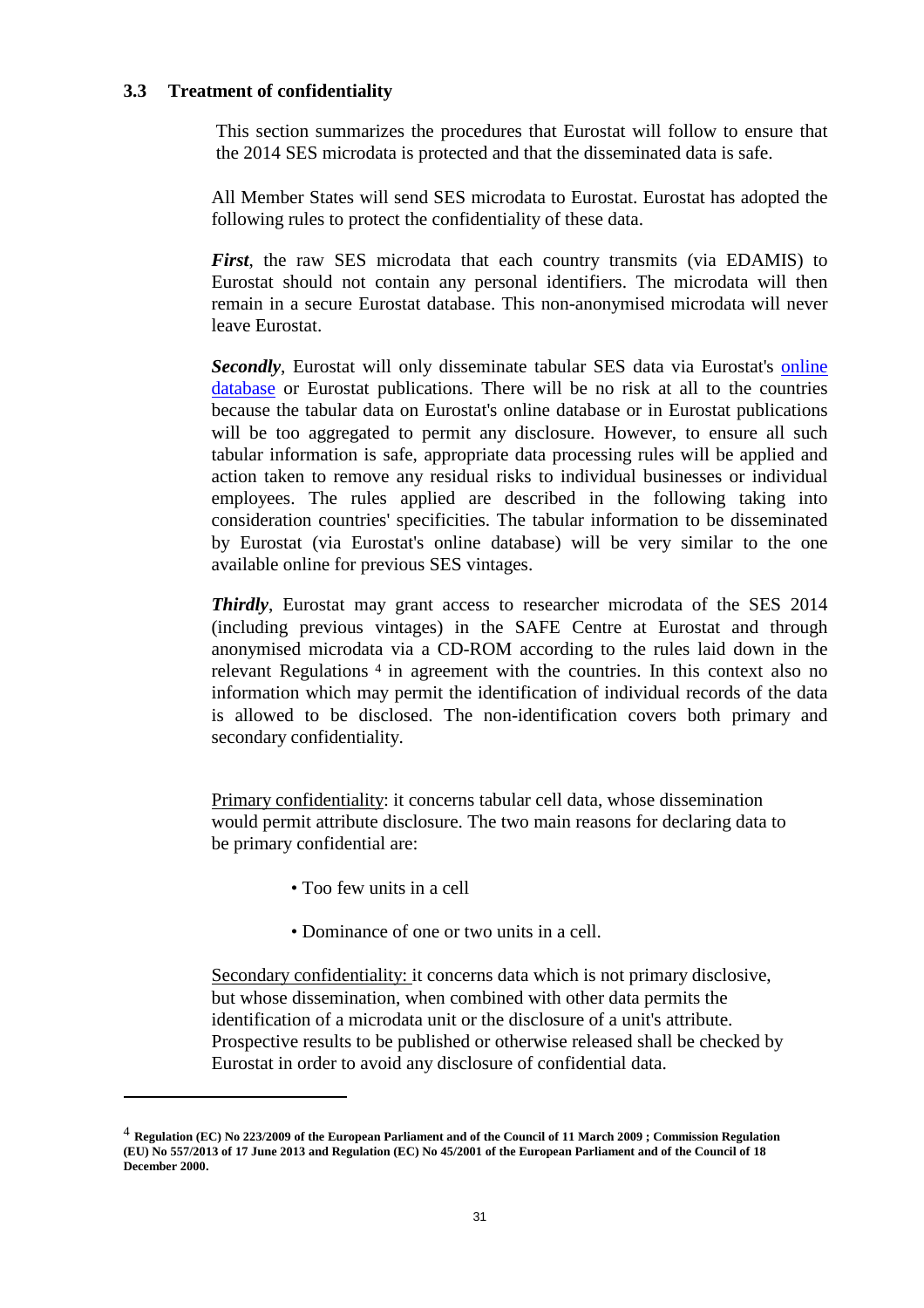### 3.3 Treatment of confidentiality

This section summarizes the procedures that Eurostat will follow to ensure that the 2014 SES microdata is protected and that the disseminated data is safe.

All Member States will send SES microdata to Eurostat. Eurostat has adopted the following rules to protect the confidentiality of these data.

***First***, the raw SES microdata that each country transmits (via EDAMIS) to Eurostat should not contain any personal identifiers. The microdata will then remain in a secure Eurostat database. This non-anonymised microdata will never leave Eurostat.

***Secondly***, Eurostat will only disseminate tabular SES data via Eurostat's online database or Eurostat publications. There will be no risk at all to the countries because the tabular data on Eurostat's online database or in Eurostat publications will be too aggregated to permit any disclosure. However, to ensure all such tabular information is safe, appropriate data processing rules will be applied and action taken to remove any residual risks to individual businesses or individual employees. The rules applied are described in the following taking into consideration countries' specificities. The tabular information to be disseminated by Eurostat (via Eurostat's online database) will be very similar to the one available online for previous SES vintages.

***Thirdly***, Eurostat may grant access to researcher microdata of the SES 2014 (including previous vintages) in the SAFE Centre at Eurostat and through anonymised microdata via a CD-ROM according to the rules laid down in the relevant Regulations [4] in agreement with the countries. In this context also no information which may permit the identification of individual records of the data is allowed to be disclosed. The non-identification covers both primary and secondary confidentiality.

Primary confidentiality: it concerns tabular cell data, whose dissemination would permit attribute disclosure. The two main reasons for declaring data to be primary confidential are:

- Too few units in a cell
- Dominance of one or two units in a cell.

Secondary confidentiality: it concerns data which is not primary disclosive, but whose dissemination, when combined with other data permits the identification of a microdata unit or the disclosure of a unit's attribute. Prospective results to be published or otherwise released shall be checked by Eurostat in order to avoid any disclosure of confidential data.

---

[4] **Regulation (EC) No 223/2009 of the European Parliament and of the Council of 11 March 2009 ; Commission Regulation (EU) No 557/2013 of 17 June 2013 and Regulation (EC) No 45/2001 of the European Parliament and of the Council of 18 December 2000.**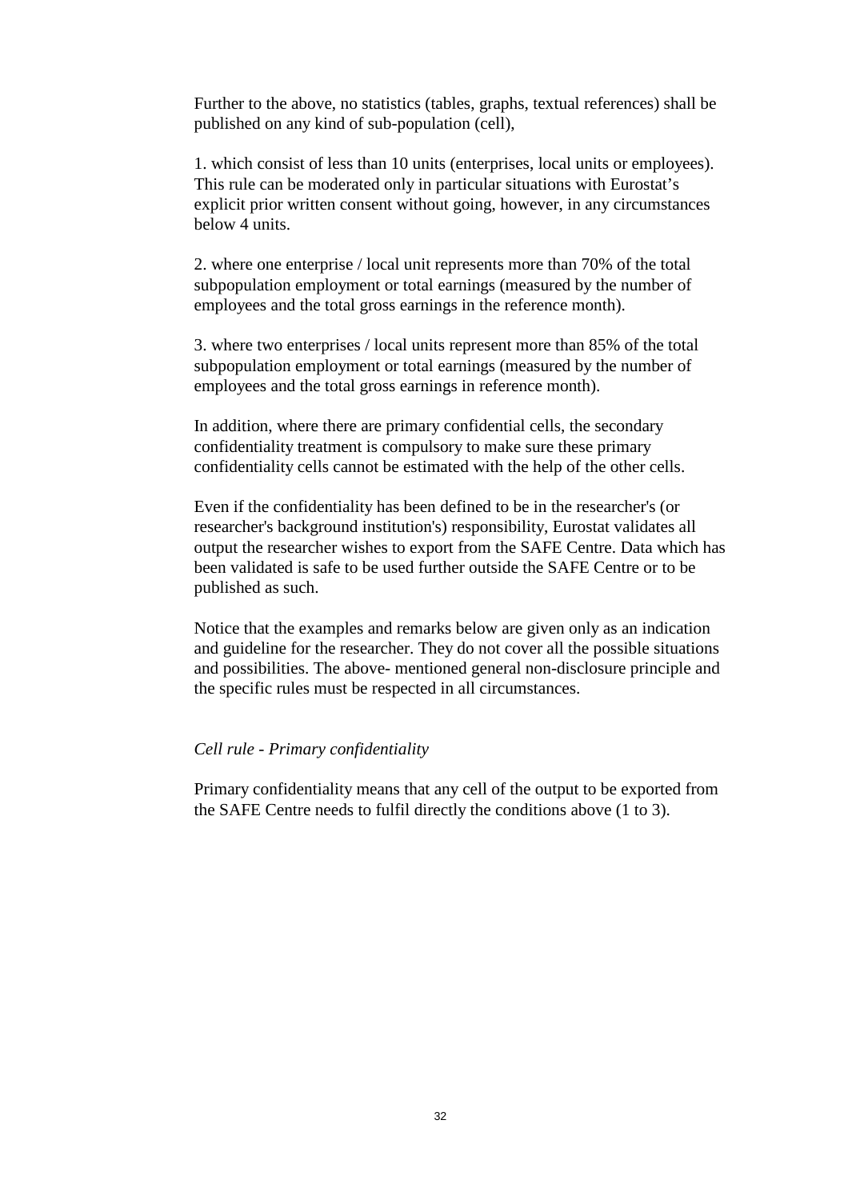Further to the above, no statistics (tables, graphs, textual references) shall be published on any kind of sub-population (cell),

1. which consist of less than 10 units (enterprises, local units or employees). This rule can be moderated only in particular situations with Eurostat's explicit prior written consent without going, however, in any circumstances below 4 units.

2. where one enterprise / local unit represents more than 70% of the total subpopulation employment or total earnings (measured by the number of employees and the total gross earnings in the reference month).

3. where two enterprises / local units represent more than 85% of the total subpopulation employment or total earnings (measured by the number of employees and the total gross earnings in reference month).

In addition, where there are primary confidential cells, the secondary confidentiality treatment is compulsory to make sure these primary confidentiality cells cannot be estimated with the help of the other cells.

Even if the confidentiality has been defined to be in the researcher's (or researcher's background institution's) responsibility, Eurostat validates all output the researcher wishes to export from the SAFE Centre. Data which has been validated is safe to be used further outside the SAFE Centre or to be published as such.

Notice that the examples and remarks below are given only as an indication and guideline for the researcher. They do not cover all the possible situations and possibilities. The above- mentioned general non-disclosure principle and the specific rules must be respected in all circumstances.

*Cell rule - Primary confidentiality*

Primary confidentiality means that any cell of the output to be exported from the SAFE Centre needs to fulfil directly the conditions above (1 to 3).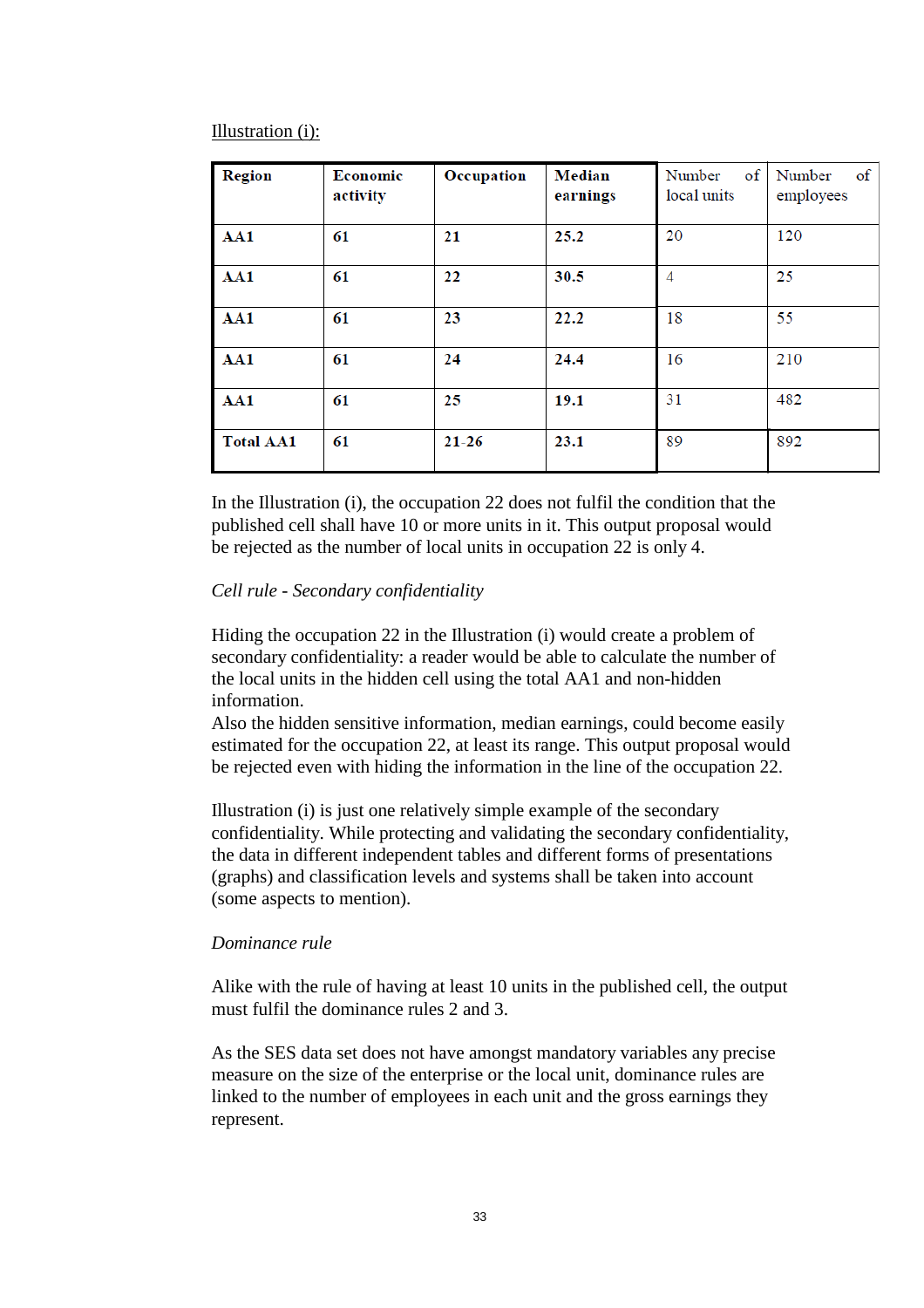Illustration (i):

| Region | Economic activity | Occupation | Median earnings | Number of local units | Number of employees |
|---|---|---|---|---|---|
| AA1 | 61 | 21 | 25.2 | 20 | 120 |
| AA1 | 61 | 22 | 30.5 | 4 | 25 |
| AA1 | 61 | 23 | 22.2 | 18 | 55 |
| AA1 | 61 | 24 | 24.4 | 16 | 210 |
| AA1 | 61 | 25 | 19.1 | 31 | 482 |
| Total AA1 | 61 | 21-26 | 23.1 | 89 | 892 |

In the Illustration (i), the occupation 22 does not fulfil the condition that the published cell shall have 10 or more units in it. This output proposal would be rejected as the number of local units in occupation 22 is only 4.

*Cell rule - Secondary confidentiality*

Hiding the occupation 22 in the Illustration (i) would create a problem of secondary confidentiality: a reader would be able to calculate the number of the local units in the hidden cell using the total AA1 and non-hidden information.
Also the hidden sensitive information, median earnings, could become easily estimated for the occupation 22, at least its range. This output proposal would be rejected even with hiding the information in the line of the occupation 22.

Illustration (i) is just one relatively simple example of the secondary confidentiality. While protecting and validating the secondary confidentiality, the data in different independent tables and different forms of presentations (graphs) and classification levels and systems shall be taken into account (some aspects to mention).

*Dominance rule*

Alike with the rule of having at least 10 units in the published cell, the output must fulfil the dominance rules 2 and 3.

As the SES data set does not have amongst mandatory variables any precise measure on the size of the enterprise or the local unit, dominance rules are linked to the number of employees in each unit and the gross earnings they represent.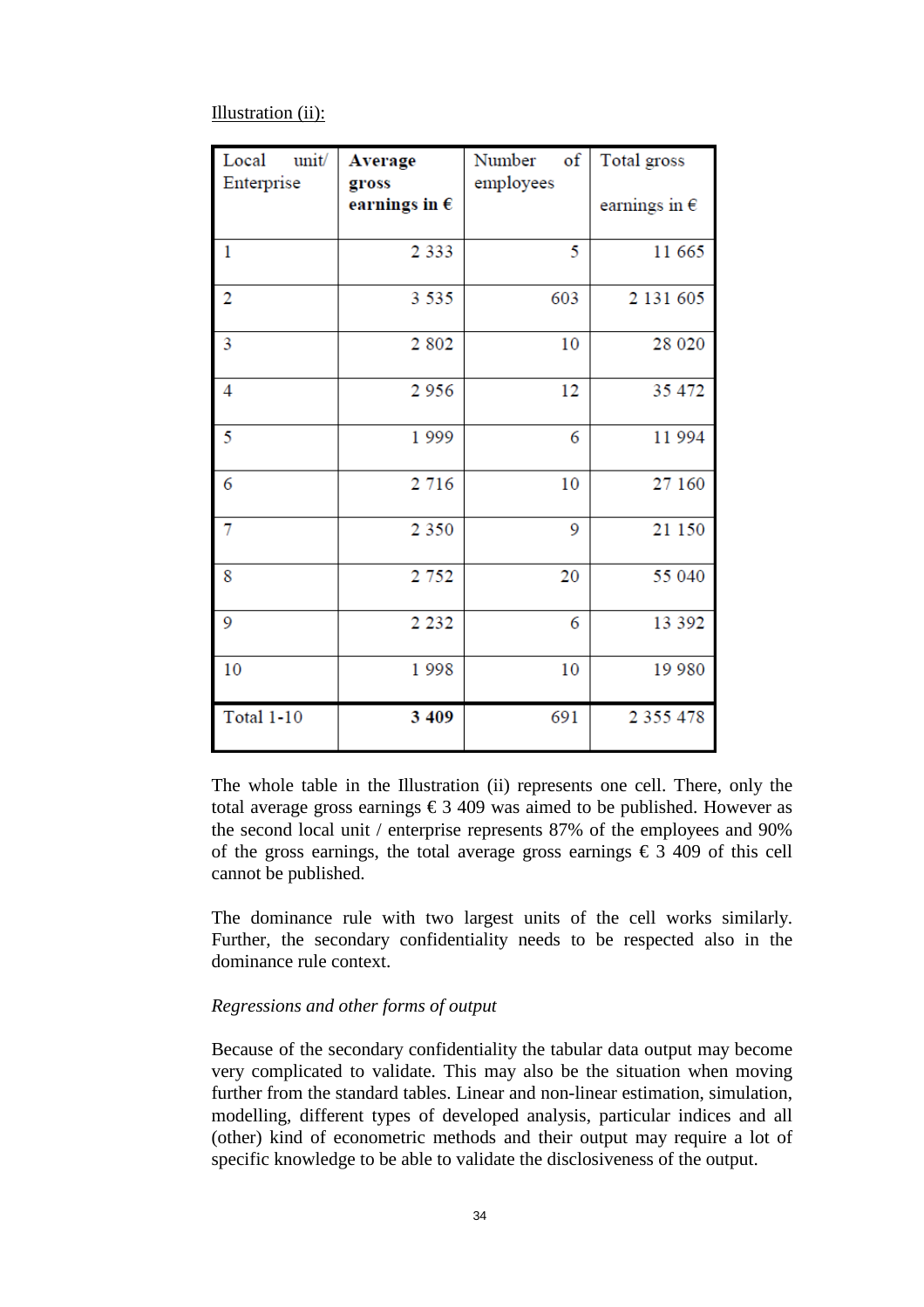Illustration (ii):

| Local unit/ Enterprise | **Average gross earnings in €** | Number of employees | Total gross earnings in € |
|---|---|---|---|
| 1 | 2 333 | 5 | 11 665 |
| 2 | 3 535 | 603 | 2 131 605 |
| 3 | 2 802 | 10 | 28 020 |
| 4 | 2 956 | 12 | 35 472 |
| 5 | 1 999 | 6 | 11 994 |
| 6 | 2 716 | 10 | 27 160 |
| 7 | 2 350 | 9 | 21 150 |
| 8 | 2 752 | 20 | 55 040 |
| 9 | 2 232 | 6 | 13 392 |
| 10 | 1 998 | 10 | 19 980 |
| Total 1-10 | **3 409** | 691 | 2 355 478 |

The whole table in the Illustration (ii) represents one cell. There, only the total average gross earnings € 3 409 was aimed to be published. However as the second local unit / enterprise represents 87% of the employees and 90% of the gross earnings, the total average gross earnings € 3 409 of this cell cannot be published.

The dominance rule with two largest units of the cell works similarly. Further, the secondary confidentiality needs to be respected also in the dominance rule context.

*Regressions and other forms of output*

Because of the secondary confidentiality the tabular data output may become very complicated to validate. This may also be the situation when moving further from the standard tables. Linear and non-linear estimation, simulation, modelling, different types of developed analysis, particular indices and all (other) kind of econometric methods and their output may require a lot of specific knowledge to be able to validate the disclosiveness of the output.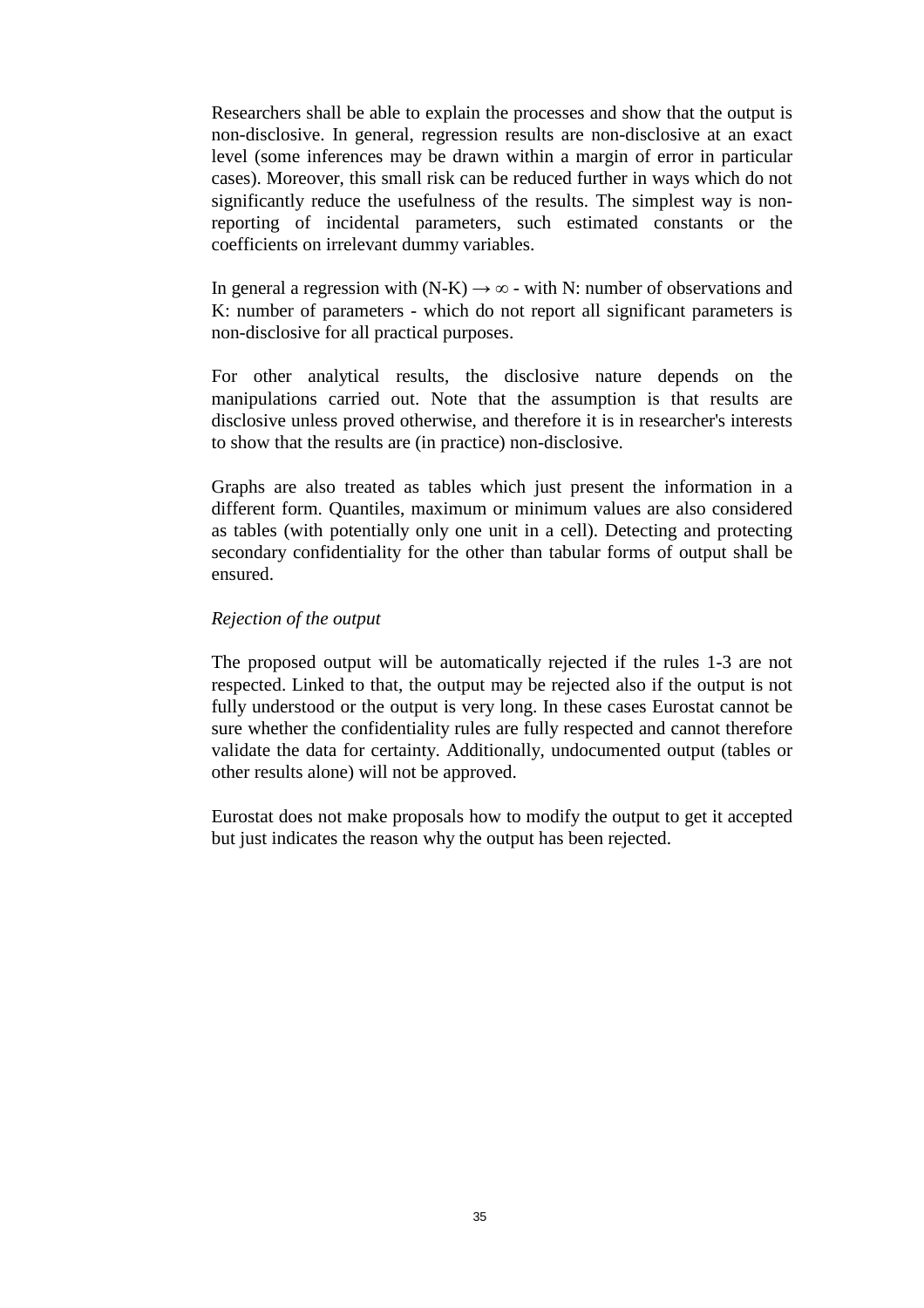Researchers shall be able to explain the processes and show that the output is non-disclosive. In general, regression results are non-disclosive at an exact level (some inferences may be drawn within a margin of error in particular cases). Moreover, this small risk can be reduced further in ways which do not significantly reduce the usefulness of the results. The simplest way is non-reporting of incidental parameters, such estimated constants or the coefficients on irrelevant dummy variables.

In general a regression with $(N\text{-}K) \rightarrow \infty$ - with N: number of observations and K: number of parameters - which do not report all significant parameters is non-disclosive for all practical purposes.

For other analytical results, the disclosive nature depends on the manipulations carried out. Note that the assumption is that results are disclosive unless proved otherwise, and therefore it is in researcher's interests to show that the results are (in practice) non-disclosive.

Graphs are also treated as tables which just present the information in a different form. Quantiles, maximum or minimum values are also considered as tables (with potentially only one unit in a cell). Detecting and protecting secondary confidentiality for the other than tabular forms of output shall be ensured.

*Rejection of the output*

The proposed output will be automatically rejected if the rules 1-3 are not respected. Linked to that, the output may be rejected also if the output is not fully understood or the output is very long. In these cases Eurostat cannot be sure whether the confidentiality rules are fully respected and cannot therefore validate the data for certainty. Additionally, undocumented output (tables or other results alone) will not be approved.

Eurostat does not make proposals how to modify the output to get it accepted but just indicates the reason why the output has been rejected.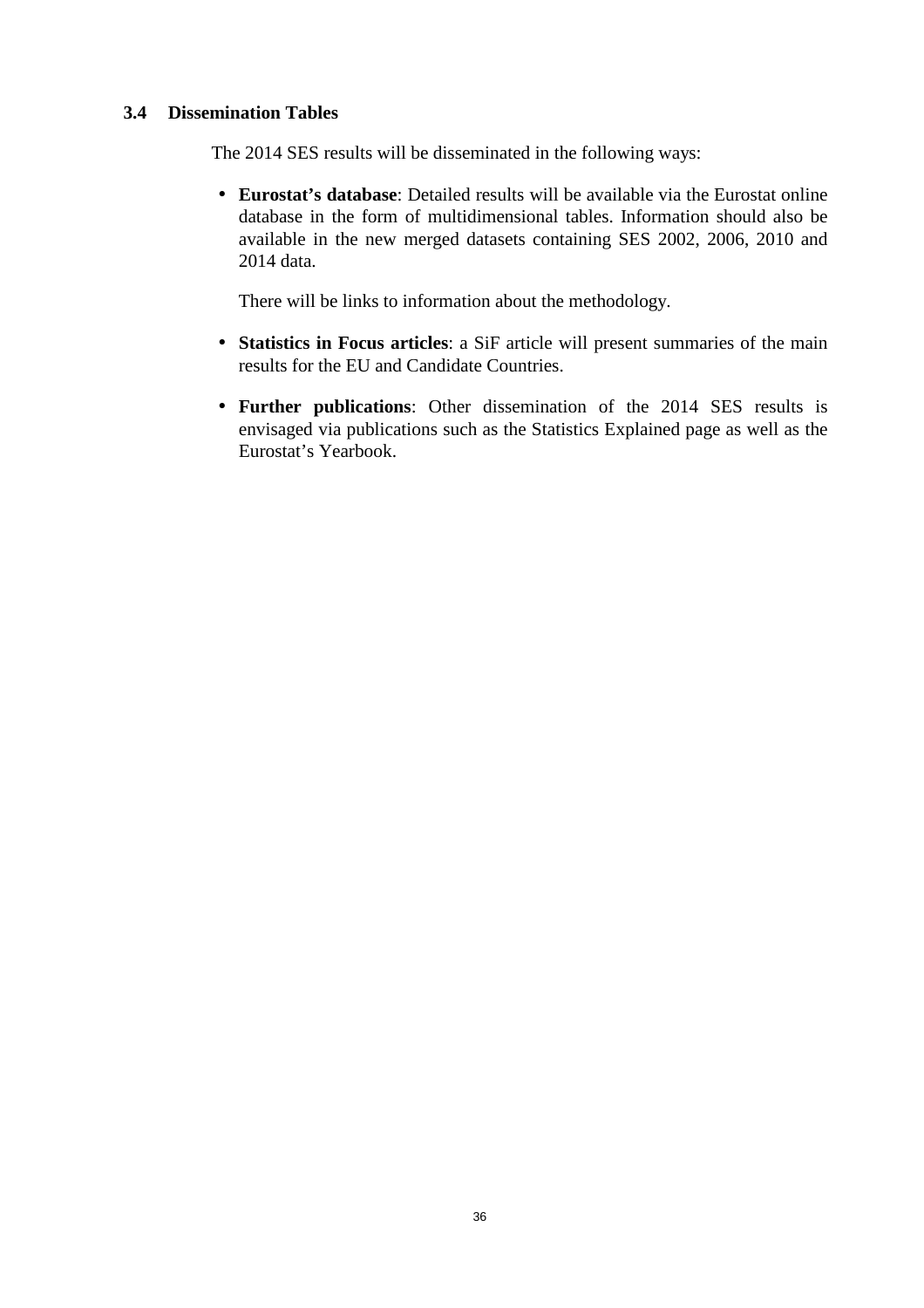### 3.4 Dissemination Tables

The 2014 SES results will be disseminated in the following ways:

- **Eurostat's database**: Detailed results will be available via the Eurostat online database in the form of multidimensional tables. Information should also be available in the new merged datasets containing SES 2002, 2006, 2010 and 2014 data.

  There will be links to information about the methodology.

- **Statistics in Focus articles**: a SiF article will present summaries of the main results for the EU and Candidate Countries.

- **Further publications**: Other dissemination of the 2014 SES results is envisaged via publications such as the Statistics Explained page as well as the Eurostat's Yearbook.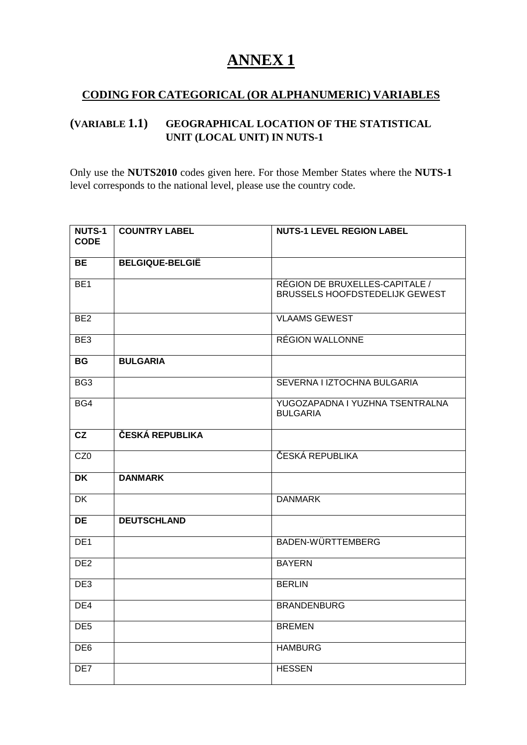# ANNEX 1

## CODING FOR CATEGORICAL (OR ALPHANUMERIC) VARIABLES

### (VARIABLE 1.1) GEOGRAPHICAL LOCATION OF THE STATISTICAL UNIT (LOCAL UNIT) IN NUTS-1

Only use the **NUTS2010** codes given here. For those Member States where the **NUTS-1** level corresponds to the national level, please use the country code.

| NUTS-1 CODE | COUNTRY LABEL | NUTS-1 LEVEL REGION LABEL |
|---|---|---|
| **BE** | **BELGIQUE-BELGIË** | |
| BE1 | | RÉGION DE BRUXELLES-CAPITALE / BRUSSELS HOOFDSTEDELIJK GEWEST |
| BE2 | | VLAAMS GEWEST |
| BE3 | | RÉGION WALLONNE |
| **BG** | **BULGARIA** | |
| BG3 | | SEVERNA I IZTOCHNA BULGARIA |
| BG4 | | YUGOZAPADNA I YUZHNA TSENTRALNA BULGARIA |
| **CZ** | **ČESKÁ REPUBLIKA** | |
| CZ0 | | ČESKÁ REPUBLIKA |
| **DK** | **DANMARK** | |
| DK | | DANMARK |
| **DE** | **DEUTSCHLAND** | |
| DE1 | | BADEN-WÜRTTEMBERG |
| DE2 | | BAYERN |
| DE3 | | BERLIN |
| DE4 | | BRANDENBURG |
| DE5 | | BREMEN |
| DE6 | | HAMBURG |
| DE7 | | HESSEN |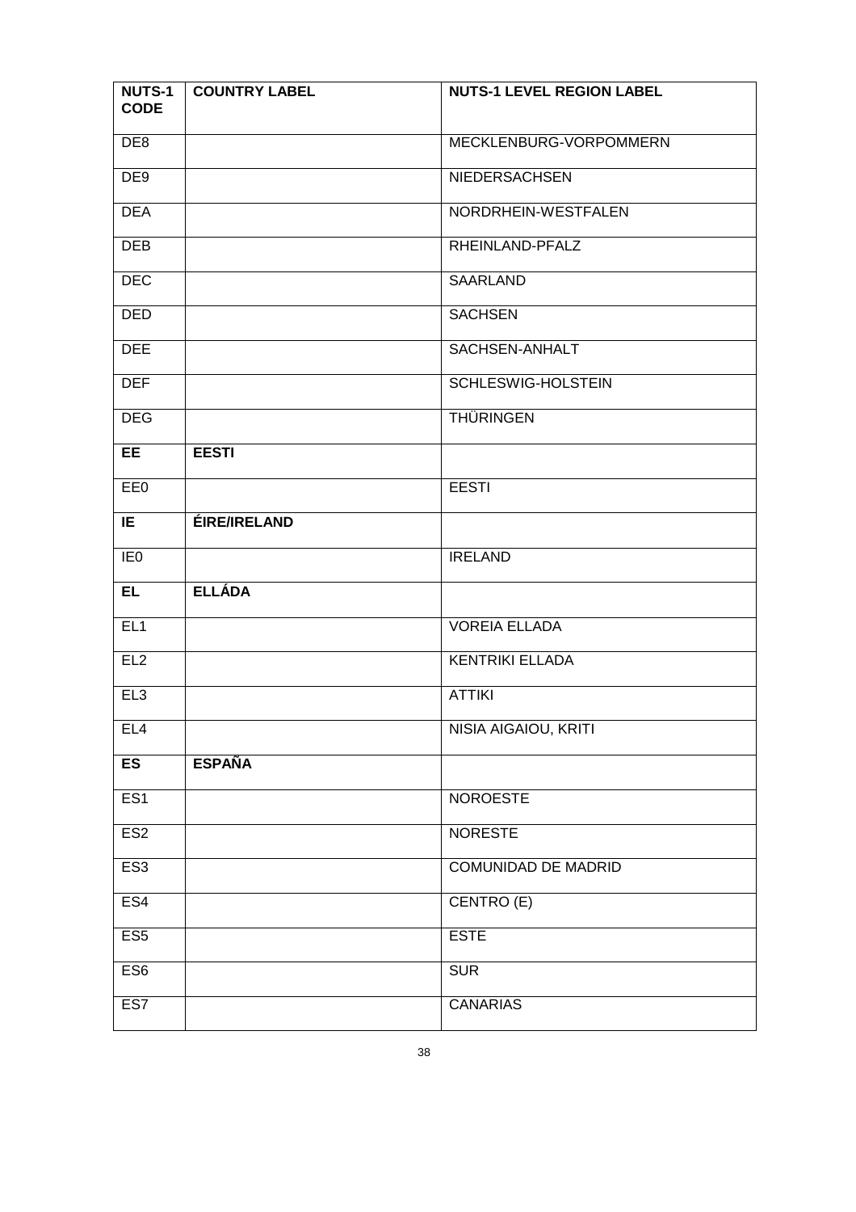| NUTS-1 CODE | COUNTRY LABEL | NUTS-1 LEVEL REGION LABEL |
| --- | --- | --- |
| DE8 | | MECKLENBURG-VORPOMMERN |
| DE9 | | NIEDERSACHSEN |
| DEA | | NORDRHEIN-WESTFALEN |
| DEB | | RHEINLAND-PFALZ |
| DEC | | SAARLAND |
| DED | | SACHSEN |
| DEE | | SACHSEN-ANHALT |
| DEF | | SCHLESWIG-HOLSTEIN |
| DEG | | THÜRINGEN |
| **EE** | **EESTI** | |
| EE0 | | EESTI |
| **IE** | **ÉIRE/IRELAND** | |
| IE0 | | IRELAND |
| **EL** | **ELLÁDA** | |
| EL1 | | VOREIA ELLADA |
| EL2 | | KENTRIKI ELLADA |
| EL3 | | ATTIKI |
| EL4 | | NISIA AIGAIOU, KRITI |
| **ES** | **ESPAÑA** | |
| ES1 | | NOROESTE |
| ES2 | | NORESTE |
| ES3 | | COMUNIDAD DE MADRID |
| ES4 | | CENTRO (E) |
| ES5 | | ESTE |
| ES6 | | SUR |
| ES7 | | CANARIAS |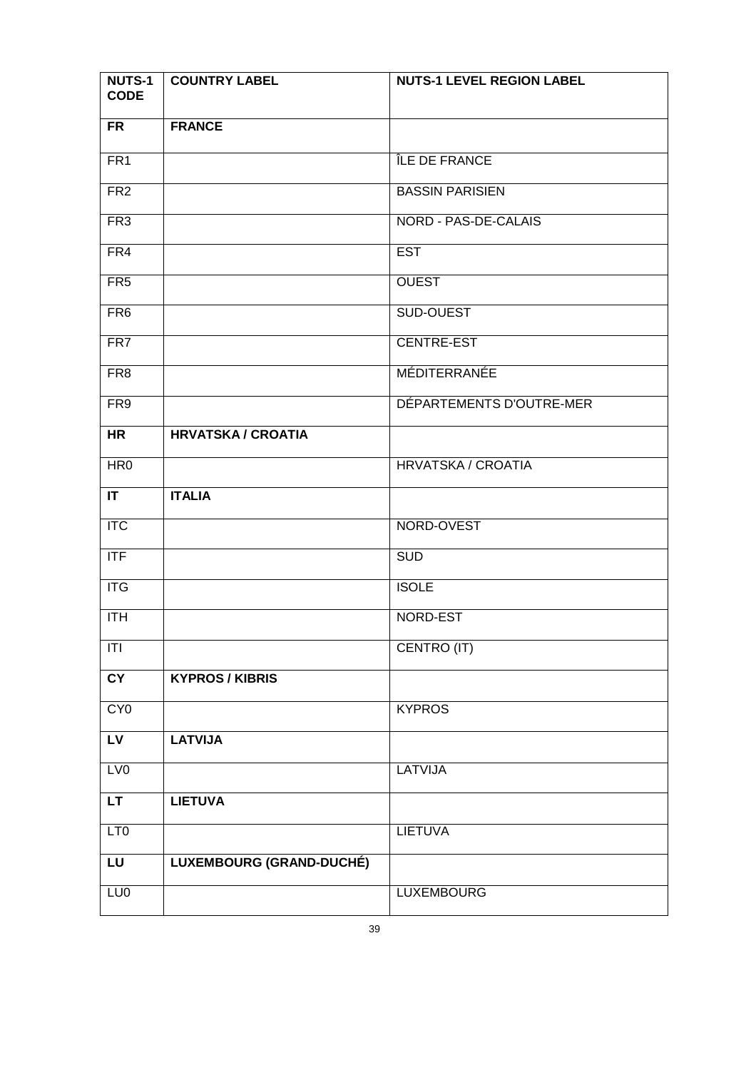| NUTS-1 CODE | COUNTRY LABEL | NUTS-1 LEVEL REGION LABEL |
|---|---|---|
| **FR** | **FRANCE** | |
| FR1 | | ÎLE DE FRANCE |
| FR2 | | BASSIN PARISIEN |
| FR3 | | NORD - PAS-DE-CALAIS |
| FR4 | | EST |
| FR5 | | OUEST |
| FR6 | | SUD-OUEST |
| FR7 | | CENTRE-EST |
| FR8 | | MÉDITERRANÉE |
| FR9 | | DÉPARTEMENTS D'OUTRE-MER |
| **HR** | **HRVATSKA / CROATIA** | |
| HR0 | | HRVATSKA / CROATIA |
| **IT** | **ITALIA** | |
| ITC | | NORD-OVEST |
| ITF | | SUD |
| ITG | | ISOLE |
| ITH | | NORD-EST |
| ITI | | CENTRO (IT) |
| **CY** | **KYPROS / KIBRIS** | |
| CY0 | | KYPROS |
| **LV** | **LATVIJA** | |
| LV0 | | LATVIJA |
| **LT** | **LIETUVA** | |
| LT0 | | LIETUVA |
| **LU** | **LUXEMBOURG (GRAND-DUCHÉ)** | |
| LU0 | | LUXEMBOURG |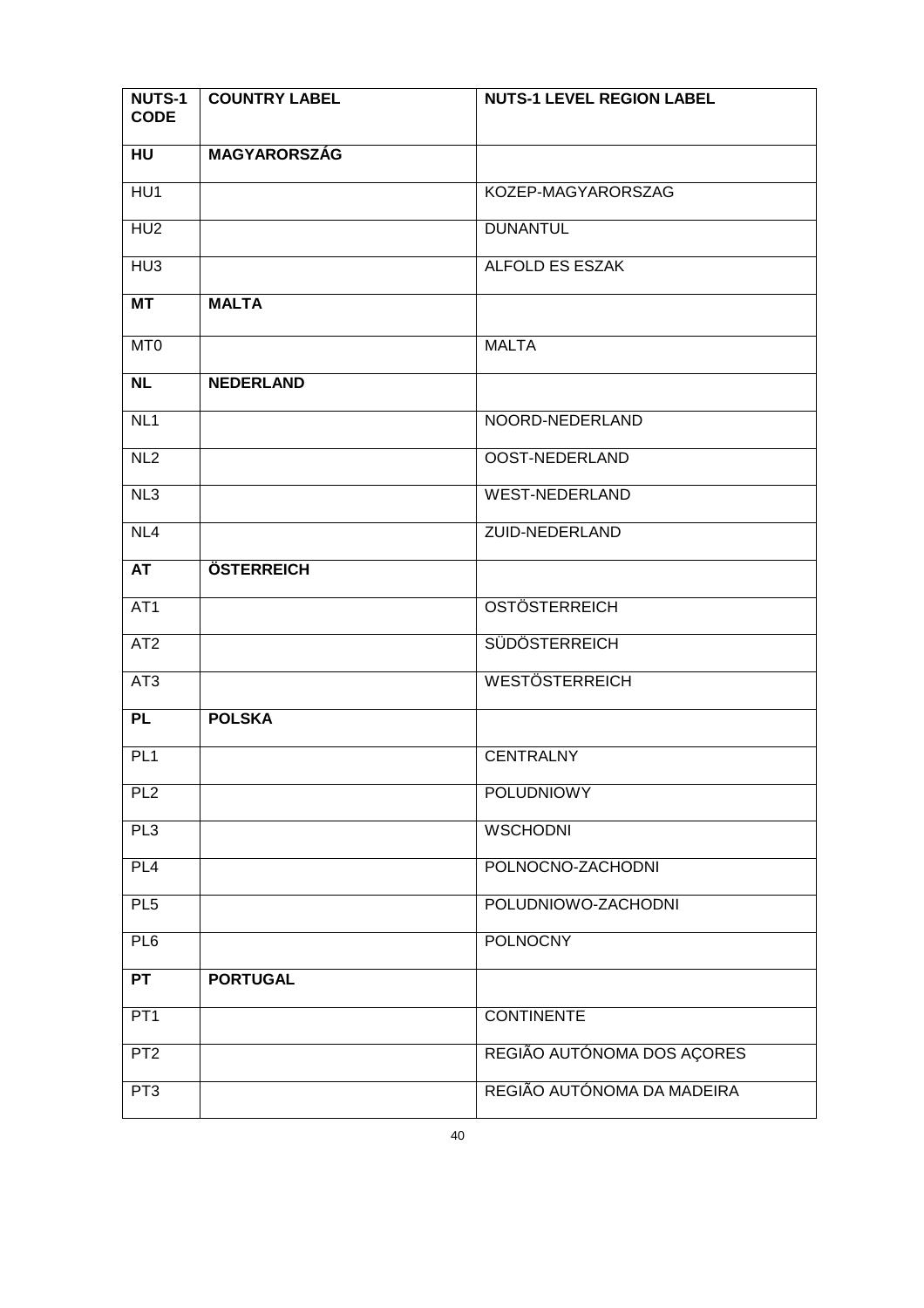| **NUTS-1 CODE** | **COUNTRY LABEL** | **NUTS-1 LEVEL REGION LABEL** |
|---|---|---|
| **HU** | **MAGYARORSZÁG** | |
| HU1 | | KOZEP-MAGYARORSZAG |
| HU2 | | DUNANTUL |
| HU3 | | ALFOLD ES ESZAK |
| **MT** | **MALTA** | |
| MT0 | | MALTA |
| **NL** | **NEDERLAND** | |
| NL1 | | NOORD-NEDERLAND |
| NL2 | | OOST-NEDERLAND |
| NL3 | | WEST-NEDERLAND |
| NL4 | | ZUID-NEDERLAND |
| **AT** | **ÖSTERREICH** | |
| AT1 | | OSTÖSTERREICH |
| AT2 | | SÜDÖSTERREICH |
| AT3 | | WESTÖSTERREICH |
| **PL** | **POLSKA** | |
| PL1 | | CENTRALNY |
| PL2 | | POLUDNIOWY |
| PL3 | | WSCHODNI |
| PL4 | | POLNOCNO-ZACHODNI |
| PL5 | | POLUDNIOWO-ZACHODNI |
| PL6 | | POLNOCNY |
| **PT** | **PORTUGAL** | |
| PT1 | | CONTINENTE |
| PT2 | | REGIÃO AUTÓNOMA DOS AÇORES |
| PT3 | | REGIÃO AUTÓNOMA DA MADEIRA |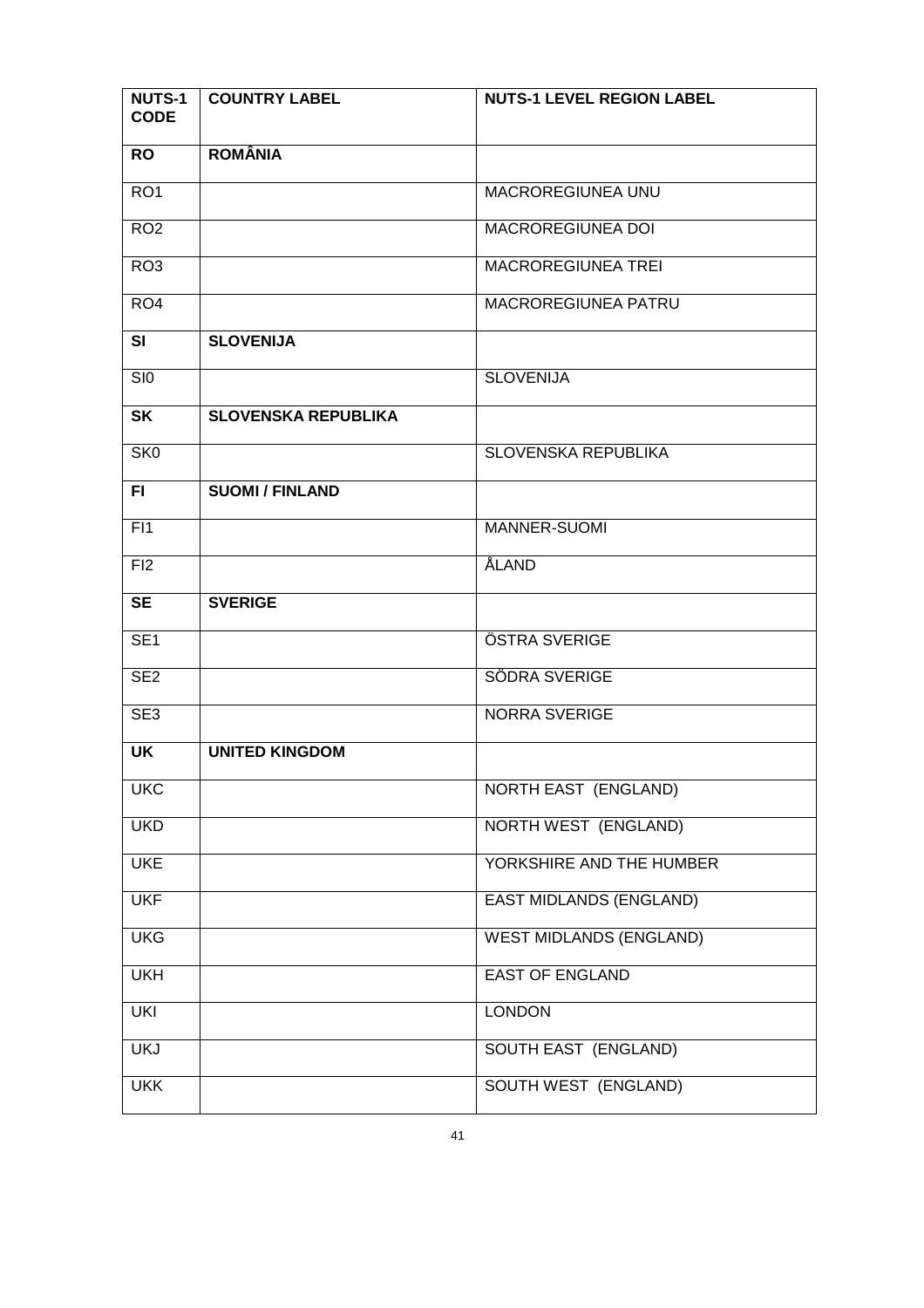| NUTS-1 CODE | COUNTRY LABEL | NUTS-1 LEVEL REGION LABEL |
|---|---|---|
| **RO** | **ROMÂNIA** | |
| RO1 | | MACROREGIUNEA UNU |
| RO2 | | MACROREGIUNEA DOI |
| RO3 | | MACROREGIUNEA TREI |
| RO4 | | MACROREGIUNEA PATRU |
| **SI** | **SLOVENIJA** | |
| SI0 | | SLOVENIJA |
| **SK** | **SLOVENSKA REPUBLIKA** | |
| SK0 | | SLOVENSKA REPUBLIKA |
| **FI** | **SUOMI / FINLAND** | |
| FI1 | | MANNER-SUOMI |
| FI2 | | ÅLAND |
| **SE** | **SVERIGE** | |
| SE1 | | ÖSTRA SVERIGE |
| SE2 | | SÖDRA SVERIGE |
| SE3 | | NORRA SVERIGE |
| **UK** | **UNITED KINGDOM** | |
| UKC | | NORTH EAST (ENGLAND) |
| UKD | | NORTH WEST (ENGLAND) |
| UKE | | YORKSHIRE AND THE HUMBER |
| UKF | | EAST MIDLANDS (ENGLAND) |
| UKG | | WEST MIDLANDS (ENGLAND) |
| UKH | | EAST OF ENGLAND |
| UKI | | LONDON |
| UKJ | | SOUTH EAST (ENGLAND) |
| UKK | | SOUTH WEST (ENGLAND) |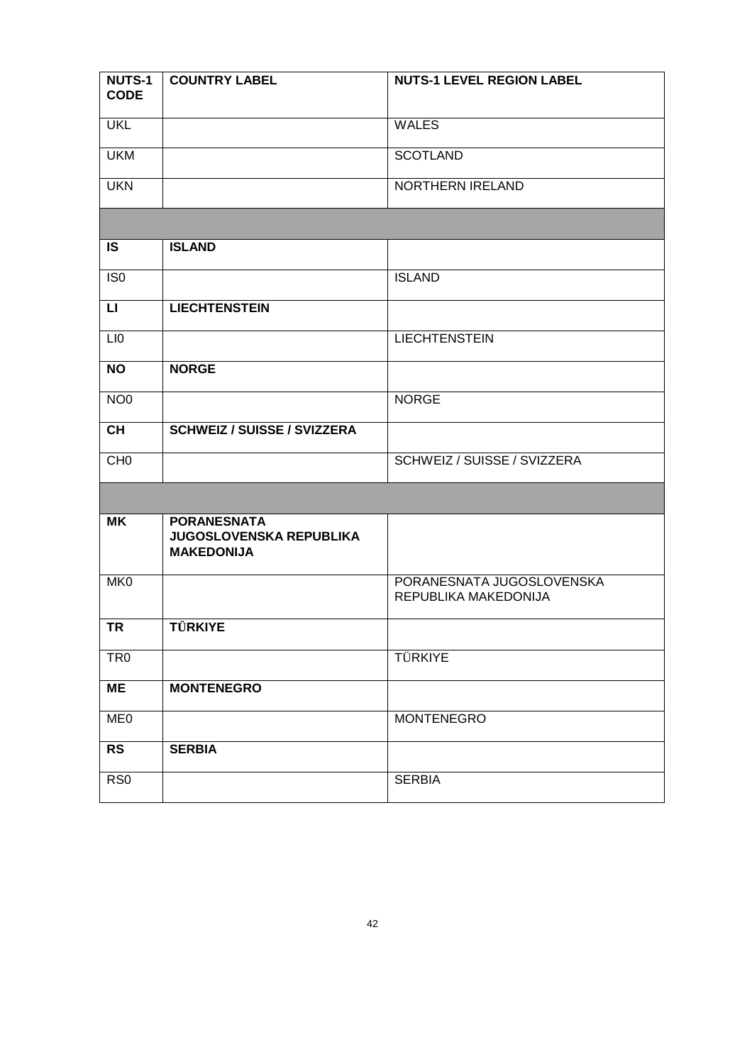| NUTS-1 CODE | COUNTRY LABEL | NUTS-1 LEVEL REGION LABEL |
|---|---|---|
| UKL | | WALES |
| UKM | | SCOTLAND |
| UKN | | NORTHERN IRELAND |
| | | |
| **IS** | **ISLAND** | |
| IS0 | | ISLAND |
| **LI** | **LIECHTENSTEIN** | |
| LI0 | | LIECHTENSTEIN |
| **NO** | **NORGE** | |
| NO0 | | NORGE |
| **CH** | **SCHWEIZ / SUISSE / SVIZZERA** | |
| CH0 | | SCHWEIZ / SUISSE / SVIZZERA |
| | | |
| **MK** | **PORANESNATA JUGOSLOVENSKA REPUBLIKA MAKEDONIJA** | |
| MK0 | | PORANESNATA JUGOSLOVENSKA REPUBLIKA MAKEDONIJA |
| **TR** | **TÜRKIYE** | |
| TR0 | | TÜRKIYE |
| **ME** | **MONTENEGRO** | |
| ME0 | | MONTENEGRO |
| **RS** | **SERBIA** | |
| RS0 | | SERBIA |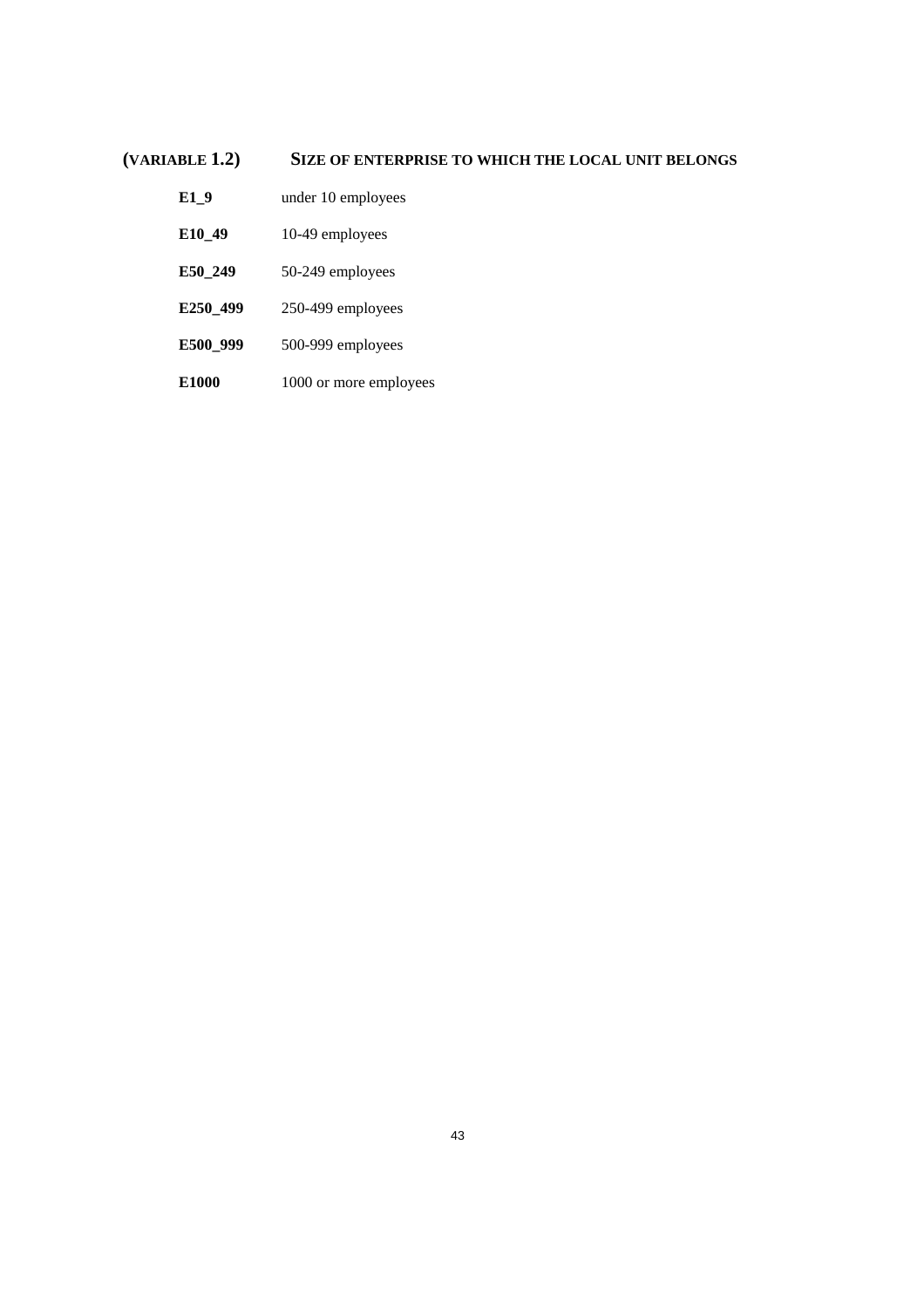### (VARIABLE 1.2) SIZE OF ENTERPRISE TO WHICH THE LOCAL UNIT BELONGS

| | |
|---|---|
| **E1_9** | under 10 employees |
| **E10_49** | 10-49 employees |
| **E50_249** | 50-249 employees |
| **E250_499** | 250-499 employees |
| **E500_999** | 500-999 employees |
| **E1000** | 1000 or more employees |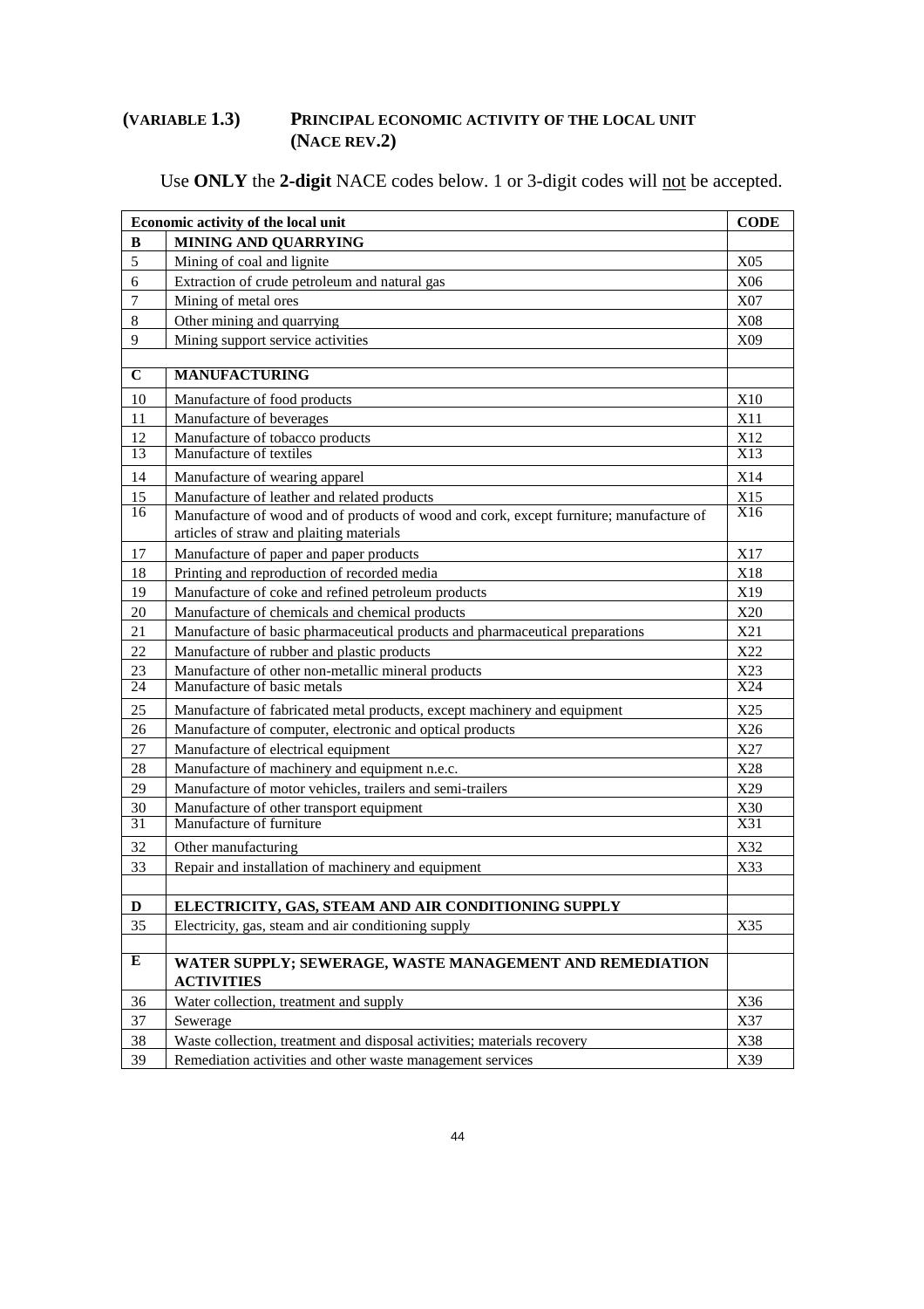## (VARIABLE 1.3) PRINCIPAL ECONOMIC ACTIVITY OF THE LOCAL UNIT (NACE REV.2)

Use **ONLY** the **2-digit** NACE codes below. 1 or 3-digit codes will not be accepted.

| Economic activity of the local unit | | CODE |
|---|---|---|
| **B** | **MINING AND QUARRYING** | |
| 5 | Mining of coal and lignite | X05 |
| 6 | Extraction of crude petroleum and natural gas | X06 |
| 7 | Mining of metal ores | X07 |
| 8 | Other mining and quarrying | X08 |
| 9 | Mining support service activities | X09 |
| | | |
| **C** | **MANUFACTURING** | |
| 10 | Manufacture of food products | X10 |
| 11 | Manufacture of beverages | X11 |
| 12 | Manufacture of tobacco products | X12 |
| 13 | Manufacture of textiles | X13 |
| 14 | Manufacture of wearing apparel | X14 |
| 15 | Manufacture of leather and related products | X15 |
| 16 | Manufacture of wood and of products of wood and cork, except furniture; manufacture of articles of straw and plaiting materials | X16 |
| 17 | Manufacture of paper and paper products | X17 |
| 18 | Printing and reproduction of recorded media | X18 |
| 19 | Manufacture of coke and refined petroleum products | X19 |
| 20 | Manufacture of chemicals and chemical products | X20 |
| 21 | Manufacture of basic pharmaceutical products and pharmaceutical preparations | X21 |
| 22 | Manufacture of rubber and plastic products | X22 |
| 23 | Manufacture of other non-metallic mineral products | X23 |
| 24 | Manufacture of basic metals | X24 |
| 25 | Manufacture of fabricated metal products, except machinery and equipment | X25 |
| 26 | Manufacture of computer, electronic and optical products | X26 |
| 27 | Manufacture of electrical equipment | X27 |
| 28 | Manufacture of machinery and equipment n.e.c. | X28 |
| 29 | Manufacture of motor vehicles, trailers and semi-trailers | X29 |
| 30 | Manufacture of other transport equipment | X30 |
| 31 | Manufacture of furniture | X31 |
| 32 | Other manufacturing | X32 |
| 33 | Repair and installation of machinery and equipment | X33 |
| | | |
| **D** | **ELECTRICITY, GAS, STEAM AND AIR CONDITIONING SUPPLY** | |
| 35 | Electricity, gas, steam and air conditioning supply | X35 |
| | | |
| **E** | **WATER SUPPLY; SEWERAGE, WASTE MANAGEMENT AND REMEDIATION ACTIVITIES** | |
| 36 | Water collection, treatment and supply | X36 |
| 37 | Sewerage | X37 |
| 38 | Waste collection, treatment and disposal activities; materials recovery | X38 |
| 39 | Remediation activities and other waste management services | X39 |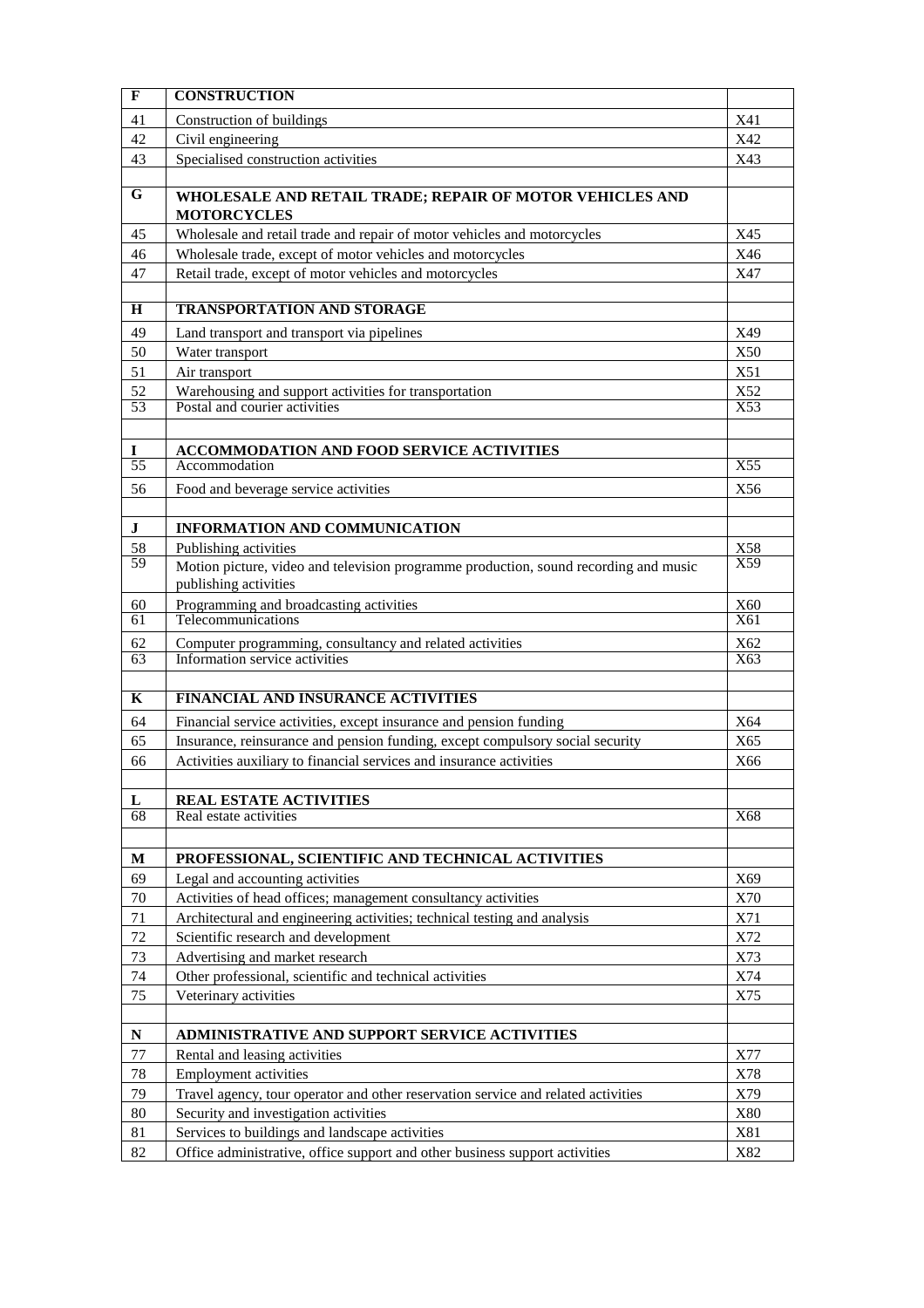| | | |
|---|---|---|
| **F** | **CONSTRUCTION** | |
| 41 | Construction of buildings | X41 |
| 42 | Civil engineering | X42 |
| 43 | Specialised construction activities | X43 |
| | | |
| **G** | **WHOLESALE AND RETAIL TRADE; REPAIR OF MOTOR VEHICLES AND MOTORCYCLES** | |
| 45 | Wholesale and retail trade and repair of motor vehicles and motorcycles | X45 |
| 46 | Wholesale trade, except of motor vehicles and motorcycles | X46 |
| 47 | Retail trade, except of motor vehicles and motorcycles | X47 |
| | | |
| **H** | **TRANSPORTATION AND STORAGE** | |
| 49 | Land transport and transport via pipelines | X49 |
| 50 | Water transport | X50 |
| 51 | Air transport | X51 |
| 52 | Warehousing and support activities for transportation | X52 |
| 53 | Postal and courier activities | X53 |
| | | |
| **I** | **ACCOMMODATION AND FOOD SERVICE ACTIVITIES** | |
| 55 | Accommodation | X55 |
| 56 | Food and beverage service activities | X56 |
| | | |
| **J** | **INFORMATION AND COMMUNICATION** | |
| 58 | Publishing activities | X58 |
| 59 | Motion picture, video and television programme production, sound recording and music publishing activities | X59 |
| 60 | Programming and broadcasting activities | X60 |
| 61 | Telecommunications | X61 |
| 62 | Computer programming, consultancy and related activities | X62 |
| 63 | Information service activities | X63 |
| | | |
| **K** | **FINANCIAL AND INSURANCE ACTIVITIES** | |
| 64 | Financial service activities, except insurance and pension funding | X64 |
| 65 | Insurance, reinsurance and pension funding, except compulsory social security | X65 |
| 66 | Activities auxiliary to financial services and insurance activities | X66 |
| | | |
| **L** | **REAL ESTATE ACTIVITIES** | |
| 68 | Real estate activities | X68 |
| | | |
| **M** | **PROFESSIONAL, SCIENTIFIC AND TECHNICAL ACTIVITIES** | |
| 69 | Legal and accounting activities | X69 |
| 70 | Activities of head offices; management consultancy activities | X70 |
| 71 | Architectural and engineering activities; technical testing and analysis | X71 |
| 72 | Scientific research and development | X72 |
| 73 | Advertising and market research | X73 |
| 74 | Other professional, scientific and technical activities | X74 |
| 75 | Veterinary activities | X75 |
| | | |
| **N** | **ADMINISTRATIVE AND SUPPORT SERVICE ACTIVITIES** | |
| 77 | Rental and leasing activities | X77 |
| 78 | Employment activities | X78 |
| 79 | Travel agency, tour operator and other reservation service and related activities | X79 |
| 80 | Security and investigation activities | X80 |
| 81 | Services to buildings and landscape activities | X81 |
| 82 | Office administrative, office support and other business support activities | X82 |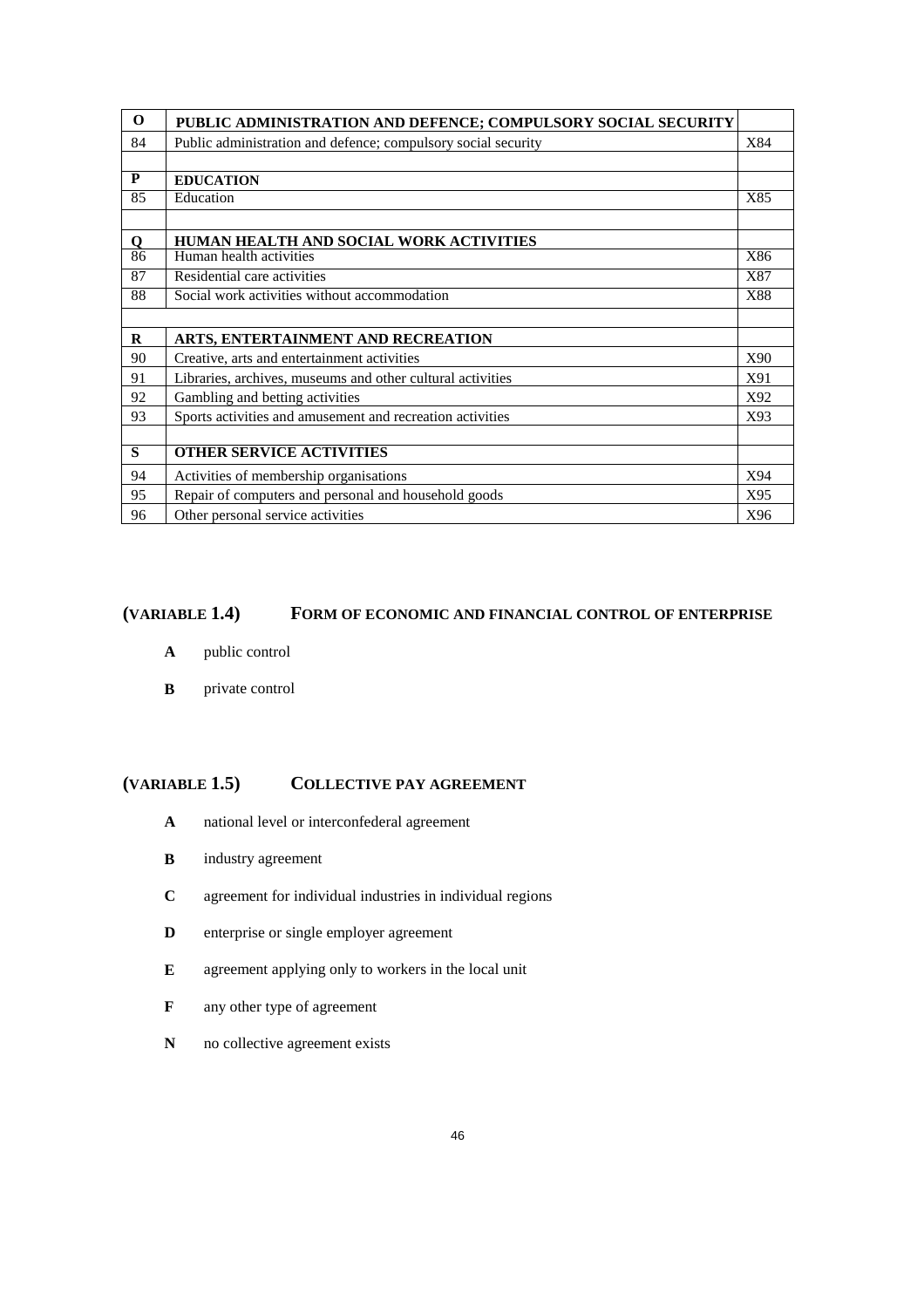| | | |
|---|---|---|
| **O** | **PUBLIC ADMINISTRATION AND DEFENCE; COMPULSORY SOCIAL SECURITY** | |
| 84 | Public administration and defence; compulsory social security | X84 |
| | | |
| **P** | **EDUCATION** | |
| 85 | Education | X85 |
| | | |
| **Q** | **HUMAN HEALTH AND SOCIAL WORK ACTIVITIES** | |
| 86 | Human health activities | X86 |
| 87 | Residential care activities | X87 |
| 88 | Social work activities without accommodation | X88 |
| | | |
| **R** | **ARTS, ENTERTAINMENT AND RECREATION** | |
| 90 | Creative, arts and entertainment activities | X90 |
| 91 | Libraries, archives, museums and other cultural activities | X91 |
| 92 | Gambling and betting activities | X92 |
| 93 | Sports activities and amusement and recreation activities | X93 |
| | | |
| **S** | **OTHER SERVICE ACTIVITIES** | |
| 94 | Activities of membership organisations | X94 |
| 95 | Repair of computers and personal and household goods | X95 |
| 96 | Other personal service activities | X96 |

## (VARIABLE 1.4) FORM OF ECONOMIC AND FINANCIAL CONTROL OF ENTERPRISE

- **A** public control
- **B** private control

## (VARIABLE 1.5) COLLECTIVE PAY AGREEMENT

- **A** national level or interconfederal agreement
- **B** industry agreement
- **C** agreement for individual industries in individual regions
- **D** enterprise or single employer agreement
- **E** agreement applying only to workers in the local unit
- **F** any other type of agreement
- **N** no collective agreement exists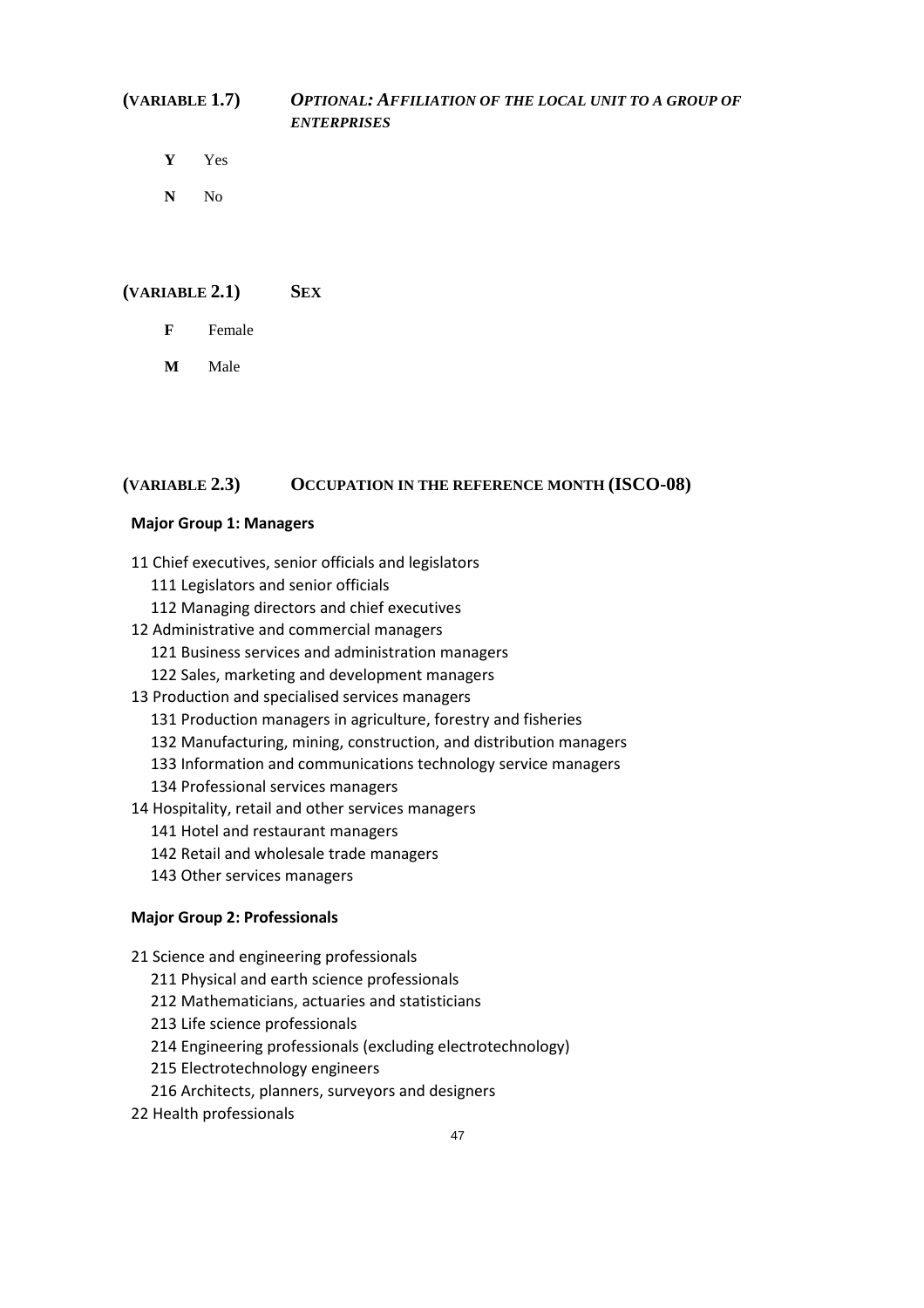## (VARIABLE 1.7) *OPTIONAL: AFFILIATION OF THE LOCAL UNIT TO A GROUP OF ENTERPRISES*

**Y** Yes

**N** No

## (VARIABLE 2.1) SEX

**F** Female

**M** Male

## (VARIABLE 2.3) OCCUPATION IN THE REFERENCE MONTH (ISCO-08)

**Major Group 1: Managers**

- 11 Chief executives, senior officials and legislators
  - 111 Legislators and senior officials
  - 112 Managing directors and chief executives
- 12 Administrative and commercial managers
  - 121 Business services and administration managers
  - 122 Sales, marketing and development managers
- 13 Production and specialised services managers
  - 131 Production managers in agriculture, forestry and fisheries
  - 132 Manufacturing, mining, construction, and distribution managers
  - 133 Information and communications technology service managers
  - 134 Professional services managers
- 14 Hospitality, retail and other services managers
  - 141 Hotel and restaurant managers
  - 142 Retail and wholesale trade managers
  - 143 Other services managers

**Major Group 2: Professionals**

- 21 Science and engineering professionals
  - 211 Physical and earth science professionals
  - 212 Mathematicians, actuaries and statisticians
  - 213 Life science professionals
  - 214 Engineering professionals (excluding electrotechnology)
  - 215 Electrotechnology engineers
  - 216 Architects, planners, surveyors and designers
- 22 Health professionals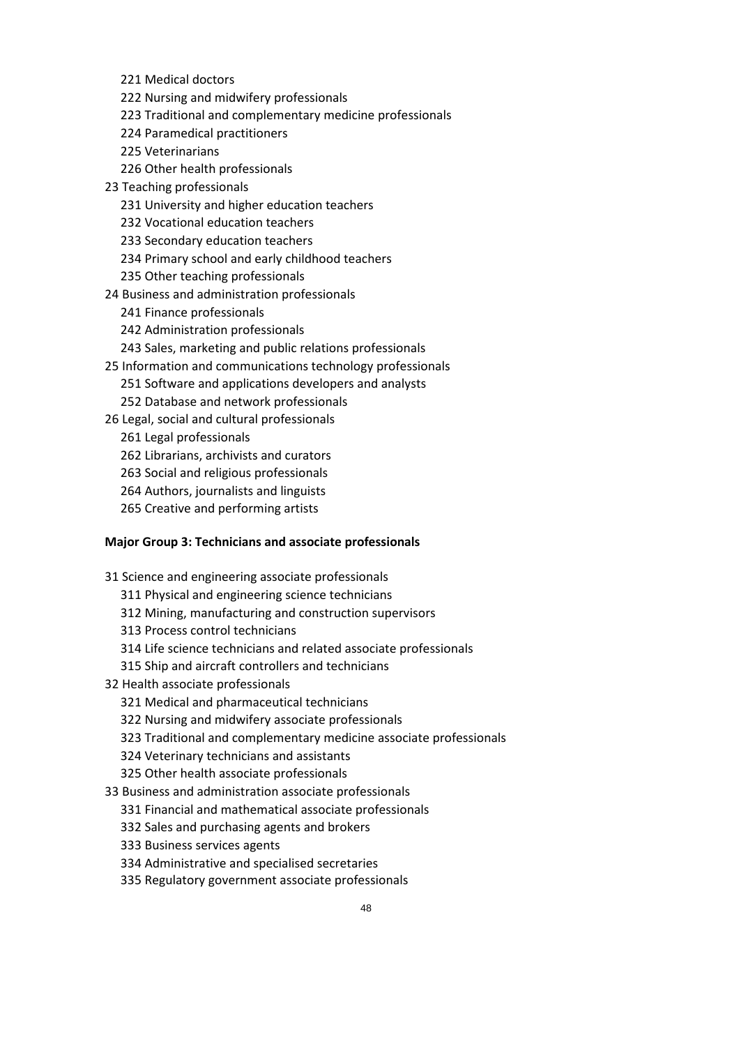- 221 Medical doctors
- 222 Nursing and midwifery professionals
- 223 Traditional and complementary medicine professionals
- 224 Paramedical practitioners
- 225 Veterinarians
- 226 Other health professionals

23 Teaching professionals

- 231 University and higher education teachers
- 232 Vocational education teachers
- 233 Secondary education teachers
- 234 Primary school and early childhood teachers
- 235 Other teaching professionals

24 Business and administration professionals

- 241 Finance professionals
- 242 Administration professionals
- 243 Sales, marketing and public relations professionals

25 Information and communications technology professionals

- 251 Software and applications developers and analysts
- 252 Database and network professionals

26 Legal, social and cultural professionals

- 261 Legal professionals
- 262 Librarians, archivists and curators
- 263 Social and religious professionals
- 264 Authors, journalists and linguists
- 265 Creative and performing artists

**Major Group 3: Technicians and associate professionals**

31 Science and engineering associate professionals

- 311 Physical and engineering science technicians
- 312 Mining, manufacturing and construction supervisors
- 313 Process control technicians
- 314 Life science technicians and related associate professionals
- 315 Ship and aircraft controllers and technicians

32 Health associate professionals

- 321 Medical and pharmaceutical technicians
- 322 Nursing and midwifery associate professionals
- 323 Traditional and complementary medicine associate professionals
- 324 Veterinary technicians and assistants
- 325 Other health associate professionals

33 Business and administration associate professionals

- 331 Financial and mathematical associate professionals
- 332 Sales and purchasing agents and brokers
- 333 Business services agents
- 334 Administrative and specialised secretaries
- 335 Regulatory government associate professionals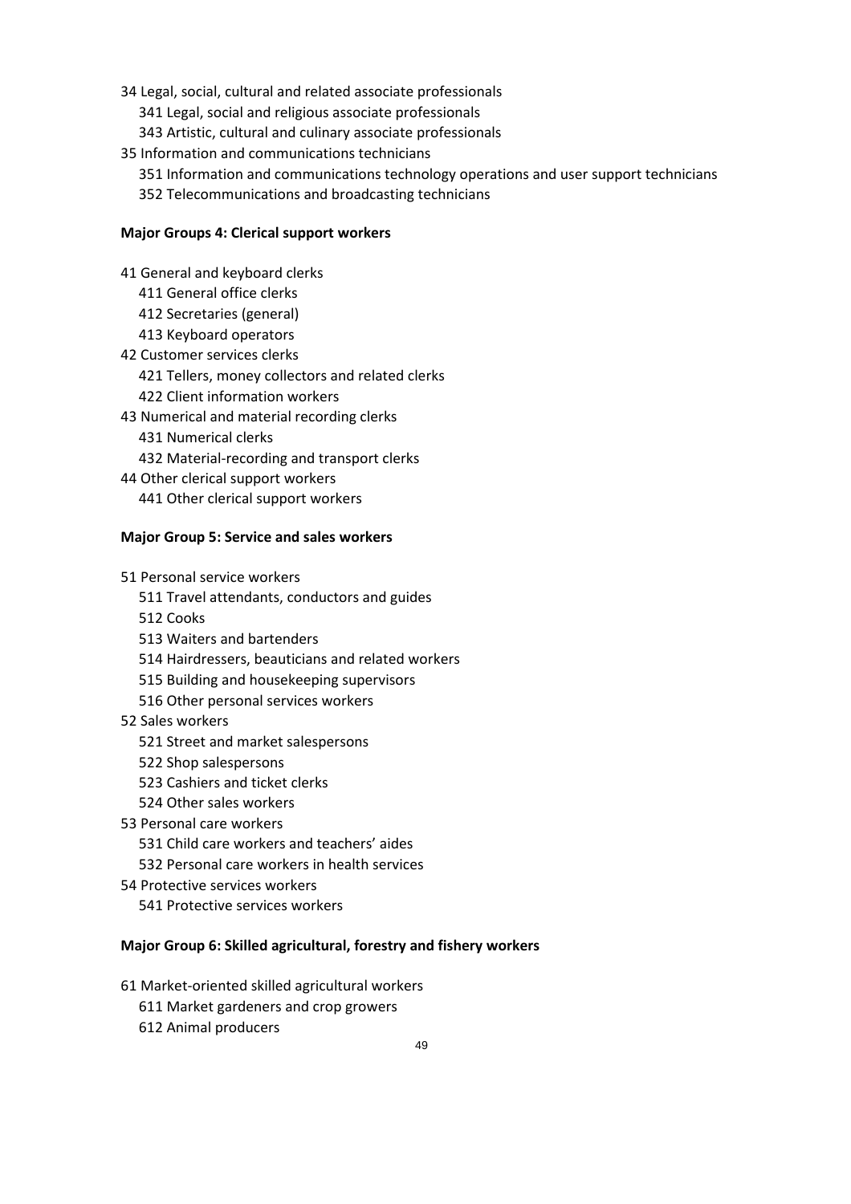34 Legal, social, cultural and related associate professionals
  341 Legal, social and religious associate professionals
  343 Artistic, cultural and culinary associate professionals
35 Information and communications technicians
  351 Information and communications technology operations and user support technicians
  352 Telecommunications and broadcasting technicians

**Major Groups 4: Clerical support workers**

41 General and keyboard clerks
  411 General office clerks
  412 Secretaries (general)
  413 Keyboard operators
42 Customer services clerks
  421 Tellers, money collectors and related clerks
  422 Client information workers
43 Numerical and material recording clerks
  431 Numerical clerks
  432 Material-recording and transport clerks
44 Other clerical support workers
  441 Other clerical support workers

**Major Group 5: Service and sales workers**

51 Personal service workers
  511 Travel attendants, conductors and guides
  512 Cooks
  513 Waiters and bartenders
  514 Hairdressers, beauticians and related workers
  515 Building and housekeeping supervisors
  516 Other personal services workers
52 Sales workers
  521 Street and market salespersons
  522 Shop salespersons
  523 Cashiers and ticket clerks
  524 Other sales workers
53 Personal care workers
  531 Child care workers and teachers' aides
  532 Personal care workers in health services
54 Protective services workers
  541 Protective services workers

**Major Group 6: Skilled agricultural, forestry and fishery workers**

61 Market-oriented skilled agricultural workers
  611 Market gardeners and crop growers
  612 Animal producers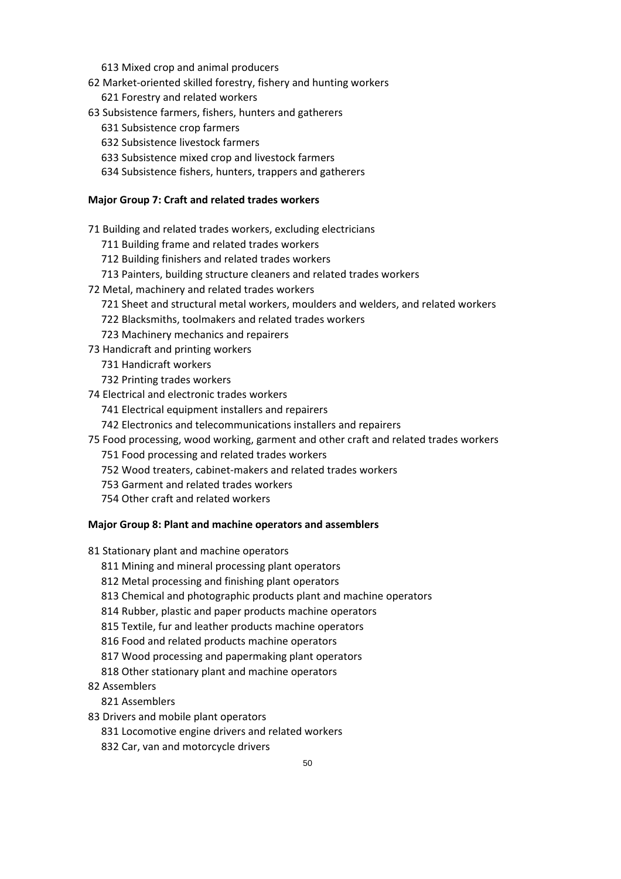613 Mixed crop and animal producers

62 Market-oriented skilled forestry, fishery and hunting workers

621 Forestry and related workers

63 Subsistence farmers, fishers, hunters and gatherers

631 Subsistence crop farmers

632 Subsistence livestock farmers

633 Subsistence mixed crop and livestock farmers

634 Subsistence fishers, hunters, trappers and gatherers

**Major Group 7: Craft and related trades workers**

71 Building and related trades workers, excluding electricians

711 Building frame and related trades workers

712 Building finishers and related trades workers

713 Painters, building structure cleaners and related trades workers

72 Metal, machinery and related trades workers

721 Sheet and structural metal workers, moulders and welders, and related workers

722 Blacksmiths, toolmakers and related trades workers

723 Machinery mechanics and repairers

73 Handicraft and printing workers

731 Handicraft workers

732 Printing trades workers

74 Electrical and electronic trades workers

741 Electrical equipment installers and repairers

742 Electronics and telecommunications installers and repairers

75 Food processing, wood working, garment and other craft and related trades workers

751 Food processing and related trades workers

752 Wood treaters, cabinet-makers and related trades workers

753 Garment and related trades workers

754 Other craft and related workers

**Major Group 8: Plant and machine operators and assemblers**

81 Stationary plant and machine operators

811 Mining and mineral processing plant operators

812 Metal processing and finishing plant operators

813 Chemical and photographic products plant and machine operators

814 Rubber, plastic and paper products machine operators

815 Textile, fur and leather products machine operators

816 Food and related products machine operators

817 Wood processing and papermaking plant operators

818 Other stationary plant and machine operators

82 Assemblers

821 Assemblers

83 Drivers and mobile plant operators

831 Locomotive engine drivers and related workers

832 Car, van and motorcycle drivers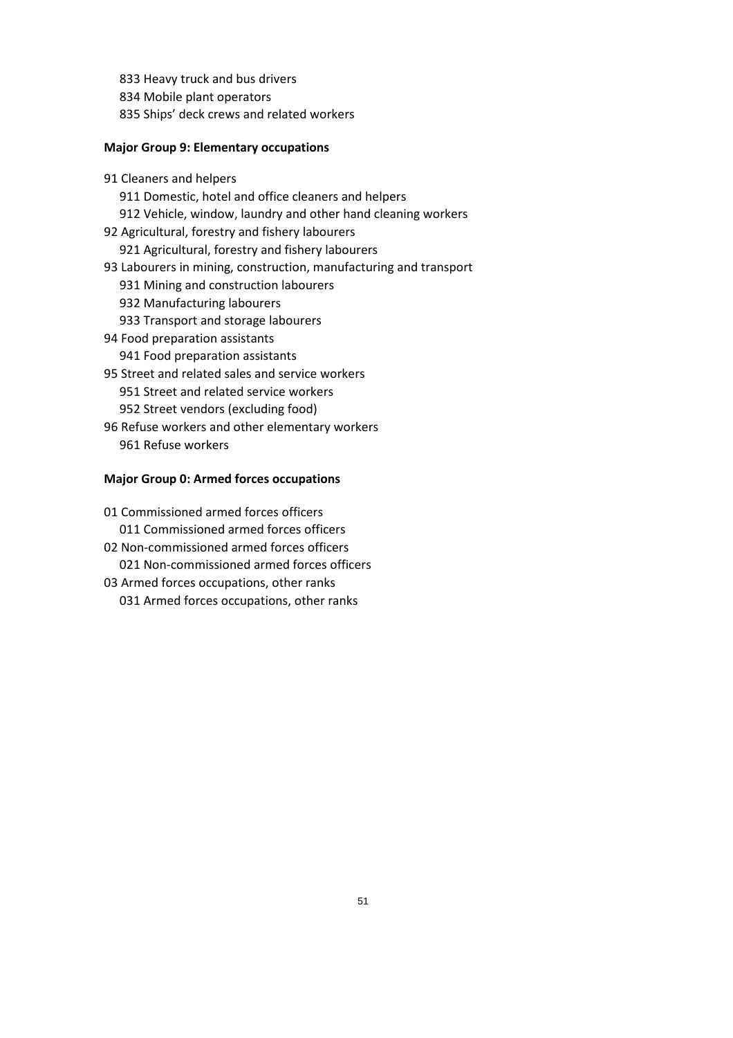833 Heavy truck and bus drivers
834 Mobile plant operators
835 Ships' deck crews and related workers

**Major Group 9: Elementary occupations**

91 Cleaners and helpers
- 911 Domestic, hotel and office cleaners and helpers
- 912 Vehicle, window, laundry and other hand cleaning workers

92 Agricultural, forestry and fishery labourers
- 921 Agricultural, forestry and fishery labourers

93 Labourers in mining, construction, manufacturing and transport
- 931 Mining and construction labourers
- 932 Manufacturing labourers
- 933 Transport and storage labourers

94 Food preparation assistants
- 941 Food preparation assistants

95 Street and related sales and service workers
- 951 Street and related service workers
- 952 Street vendors (excluding food)

96 Refuse workers and other elementary workers
- 961 Refuse workers

**Major Group 0: Armed forces occupations**

01 Commissioned armed forces officers
- 011 Commissioned armed forces officers

02 Non-commissioned armed forces officers
- 021 Non-commissioned armed forces officers

03 Armed forces occupations, other ranks
- 031 Armed forces occupations, other ranks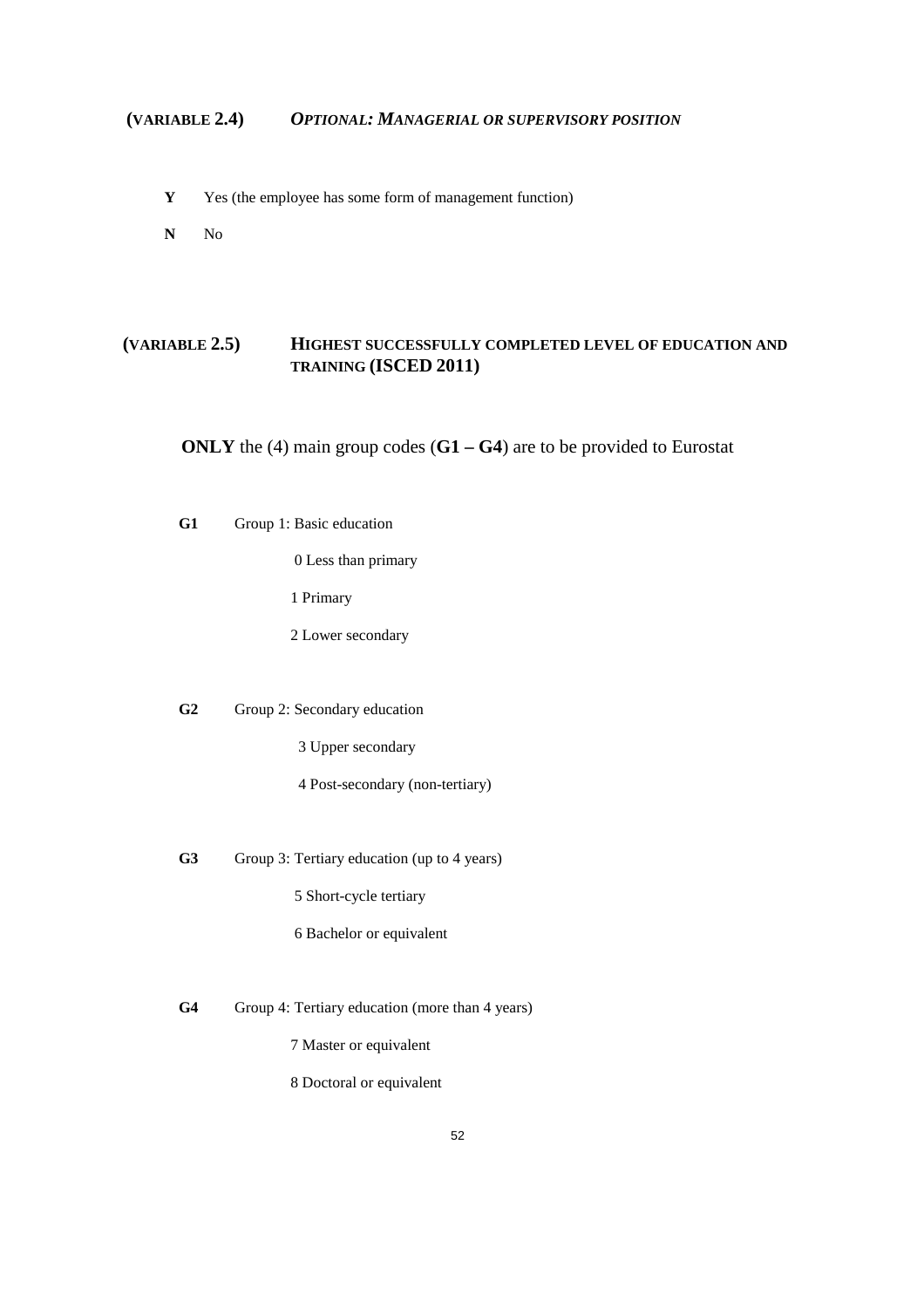### (VARIABLE 2.4) *OPTIONAL: MANAGERIAL OR SUPERVISORY POSITION*

- **Y** Yes (the employee has some form of management function)
- **N** No

### (VARIABLE 2.5) HIGHEST SUCCESSFULLY COMPLETED LEVEL OF EDUCATION AND TRAINING (ISCED 2011)

**ONLY** the (4) main group codes (**G1 – G4**) are to be provided to Eurostat

**G1** Group 1: Basic education

- 0 Less than primary
- 1 Primary
- 2 Lower secondary

**G2** Group 2: Secondary education

- 3 Upper secondary
- 4 Post-secondary (non-tertiary)

**G3** Group 3: Tertiary education (up to 4 years)

- 5 Short-cycle tertiary
- 6 Bachelor or equivalent

**G4** Group 4: Tertiary education (more than 4 years)

- 7 Master or equivalent
- 8 Doctoral or equivalent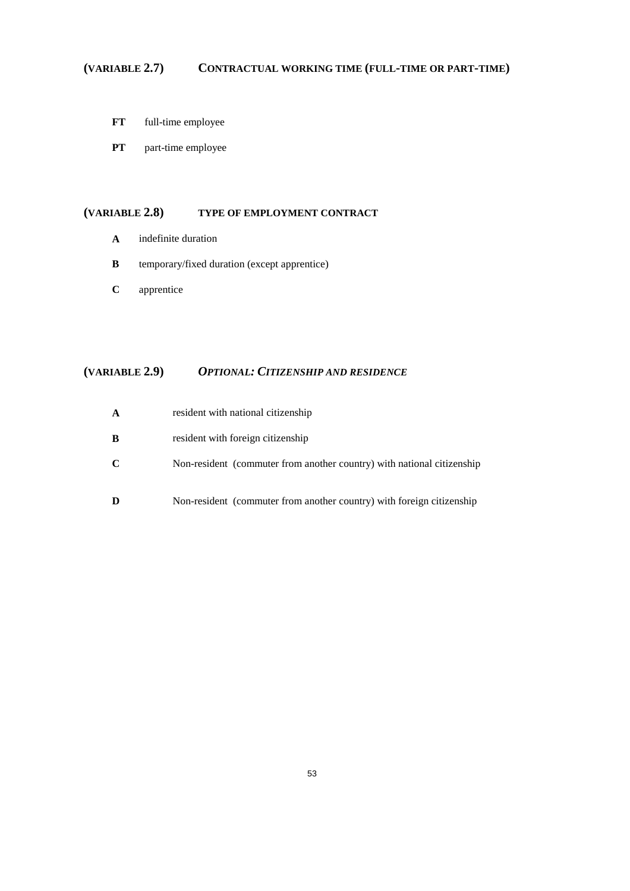## (VARIABLE 2.7) CONTRACTUAL WORKING TIME (FULL-TIME OR PART-TIME)

**FT** full-time employee

**PT** part-time employee

## (VARIABLE 2.8) TYPE OF EMPLOYMENT CONTRACT

**A** indefinite duration

**B** temporary/fixed duration (except apprentice)

**C** apprentice

## (VARIABLE 2.9) *OPTIONAL: CITIZENSHIP AND RESIDENCE*

**A** resident with national citizenship

**B** resident with foreign citizenship

**C** Non-resident (commuter from another country) with national citizenship

**D** Non-resident (commuter from another country) with foreign citizenship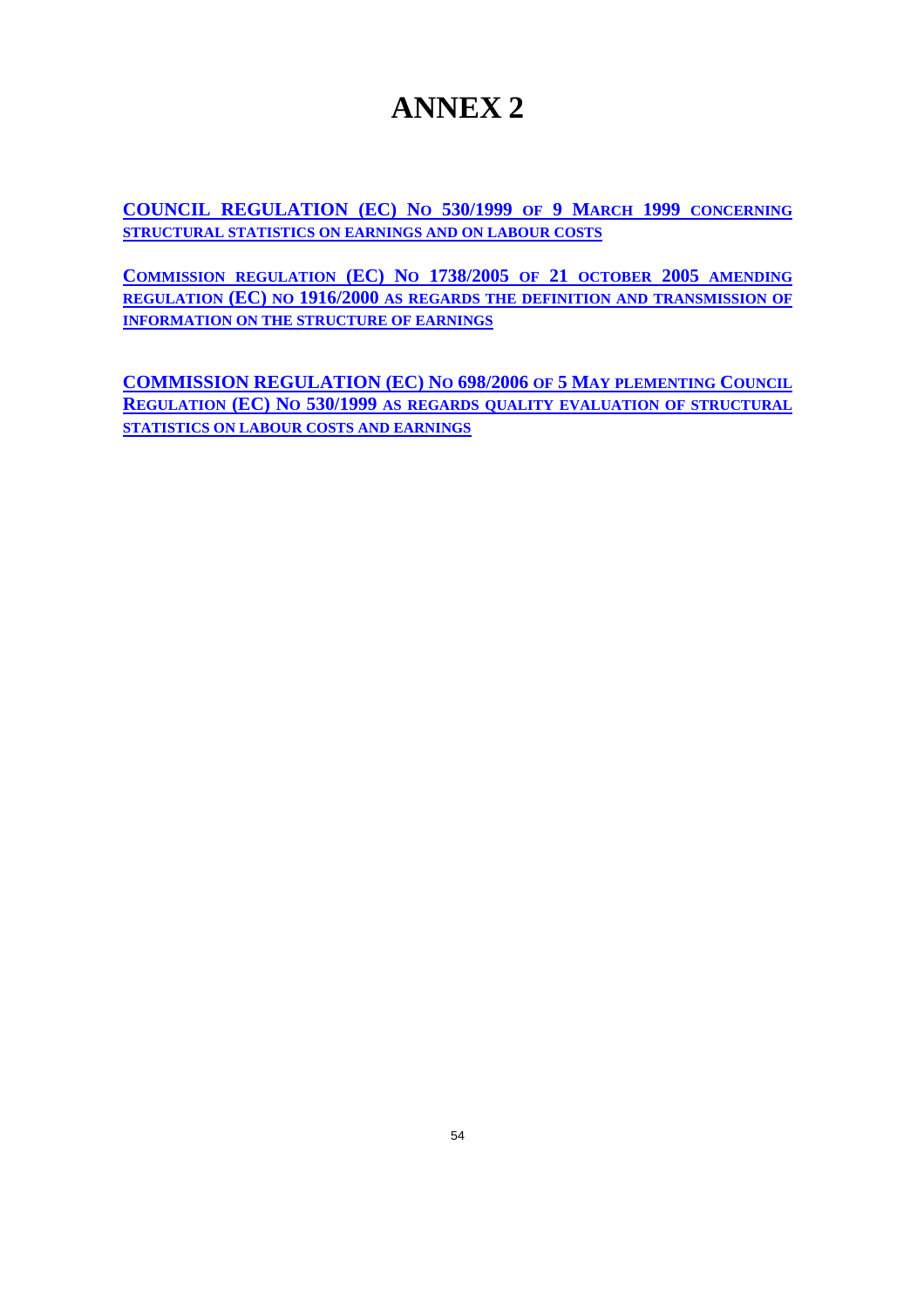# ANNEX 2

**COUNCIL REGULATION (EC) NO 530/1999 OF 9 MARCH 1999 CONCERNING STRUCTURAL STATISTICS ON EARNINGS AND ON LABOUR COSTS**

**COMMISSION REGULATION (EC) NO 1738/2005 OF 21 OCTOBER 2005 AMENDING REGULATION (EC) NO 1916/2000 AS REGARDS THE DEFINITION AND TRANSMISSION OF INFORMATION ON THE STRUCTURE OF EARNINGS**

**COMMISSION REGULATION (EC) NO 698/2006 OF 5 MAY PLEMENTING COUNCIL REGULATION (EC) NO 530/1999 AS REGARDS QUALITY EVALUATION OF STRUCTURAL STATISTICS ON LABOUR COSTS AND EARNINGS**